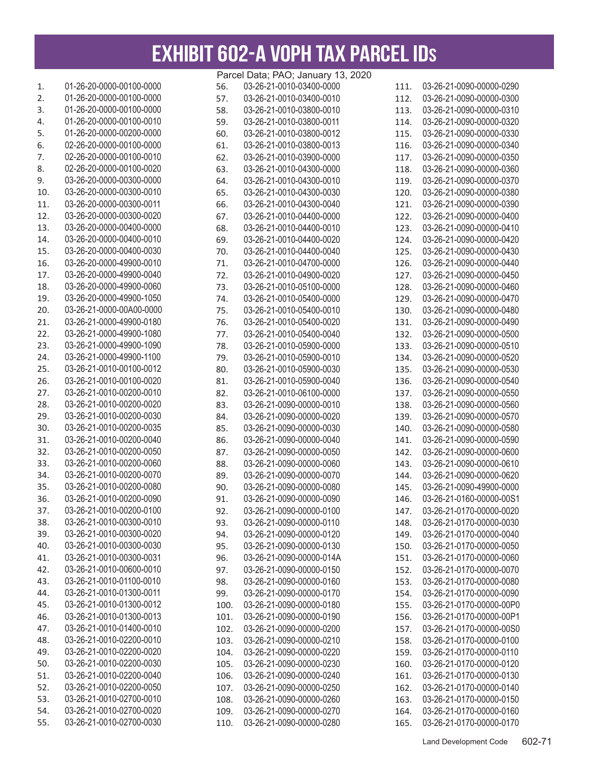# EXHIBIT 602-A VOPH TAX PARCEL IDs

Parcel Data; PAO; January 13, 2020

1. 01-26-20-0000-00100-0000
2. 01-26-20-0000-00100-0000
3. 01-26-20-0000-00100-0000
4. 01-26-20-0000-00100-0010
5. 01-26-20-0000-00200-0000
6. 02-26-20-0000-00100-0000
7. 02-26-20-0000-00100-0010
8. 02-26-20-0000-00100-0020
9. 03-26-20-0000-00300-0000
10. 03-26-20-0000-00300-0010
11. 03-26-20-0000-00300-0011
12. 03-26-20-0000-00300-0020
13. 03-26-20-0000-00400-0000
14. 03-26-20-0000-00400-0010
15. 03-26-20-0000-00400-0030
16. 03-26-20-0000-49900-0010
17. 03-26-20-0000-49900-0040
18. 03-26-20-0000-49900-0060
19. 03-26-20-0000-49900-1050
20. 03-26-21-0000-00A00-0000
21. 03-26-21-0000-49900-0180
22. 03-26-21-0000-49900-1080
23. 03-26-21-0000-49900-1090
24. 03-26-21-0000-49900-1100
25. 03-26-21-0010-00100-0012
26. 03-26-21-0010-00100-0020
27. 03-26-21-0010-00200-0010
28. 03-26-21-0010-00200-0020
29. 03-26-21-0010-00200-0030
30. 03-26-21-0010-00200-0035
31. 03-26-21-0010-00200-0040
32. 03-26-21-0010-00200-0050
33. 03-26-21-0010-00200-0060
34. 03-26-21-0010-00200-0070
35. 03-26-21-0010-00200-0080
36. 03-26-21-0010-00200-0090
37. 03-26-21-0010-00200-0100
38. 03-26-21-0010-00300-0010
39. 03-26-21-0010-00300-0020
40. 03-26-21-0010-00300-0030
41. 03-26-21-0010-00300-0031
42. 03-26-21-0010-00600-0010
43. 03-26-21-0010-01100-0010
44. 03-26-21-0010-01300-0011
45. 03-26-21-0010-01300-0012
46. 03-26-21-0010-01300-0013
47. 03-26-21-0010-01400-0010
48. 03-26-21-0010-02200-0010
49. 03-26-21-0010-02200-0020
50. 03-26-21-0010-02200-0030
51. 03-26-21-0010-02200-0040
52. 03-26-21-0010-02200-0050
53. 03-26-21-0010-02700-0010
54. 03-26-21-0010-02700-0020
55. 03-26-21-0010-02700-0030
56. 03-26-21-0010-03400-0000
57. 03-26-21-0010-03400-0010
58. 03-26-21-0010-03800-0010
59. 03-26-21-0010-03800-0011
60. 03-26-21-0010-03800-0012
61. 03-26-21-0010-03800-0013
62. 03-26-21-0010-03900-0000
63. 03-26-21-0010-04300-0000
64. 03-26-21-0010-04300-0010
65. 03-26-21-0010-04300-0030
66. 03-26-21-0010-04300-0040
67. 03-26-21-0010-04400-0000
68. 03-26-21-0010-04400-0010
69. 03-26-21-0010-04400-0020
70. 03-26-21-0010-04400-0040
71. 03-26-21-0010-04700-0000
72. 03-26-21-0010-04900-0020
73. 03-26-21-0010-05100-0000
74. 03-26-21-0010-05400-0000
75. 03-26-21-0010-05400-0010
76. 03-26-21-0010-05400-0020
77. 03-26-21-0010-05400-0040
78. 03-26-21-0010-05900-0000
79. 03-26-21-0010-05900-0010
80. 03-26-21-0010-05900-0030
81. 03-26-21-0010-05900-0040
82. 03-26-21-0010-06100-0000
83. 03-26-21-0090-00000-0010
84. 03-26-21-0090-00000-0020
85. 03-26-21-0090-00000-0030
86. 03-26-21-0090-00000-0040
87. 03-26-21-0090-00000-0050
88. 03-26-21-0090-00000-0060
89. 03-26-21-0090-00000-0070
90. 03-26-21-0090-00000-0080
91. 03-26-21-0090-00000-0090
92. 03-26-21-0090-00000-0100
93. 03-26-21-0090-00000-0110
94. 03-26-21-0090-00000-0120
95. 03-26-21-0090-00000-0130
96. 03-26-21-0090-00000-014A
97. 03-26-21-0090-00000-0150
98. 03-26-21-0090-00000-0160
99. 03-26-21-0090-00000-0170
100. 03-26-21-0090-00000-0180
101. 03-26-21-0090-00000-0190
102. 03-26-21-0090-00000-0200
103. 03-26-21-0090-00000-0210
104. 03-26-21-0090-00000-0220
105. 03-26-21-0090-00000-0230
106. 03-26-21-0090-00000-0240
107. 03-26-21-0090-00000-0250
108. 03-26-21-0090-00000-0260
109. 03-26-21-0090-00000-0270
110. 03-26-21-0090-00000-0280
111. 03-26-21-0090-00000-0290
112. 03-26-21-0090-00000-0300
113. 03-26-21-0090-00000-0310
114. 03-26-21-0090-00000-0320
115. 03-26-21-0090-00000-0330
116. 03-26-21-0090-00000-0340
117. 03-26-21-0090-00000-0350
118. 03-26-21-0090-00000-0360
119. 03-26-21-0090-00000-0370
120. 03-26-21-0090-00000-0380
121. 03-26-21-0090-00000-0390
122. 03-26-21-0090-00000-0400
123. 03-26-21-0090-00000-0410
124. 03-26-21-0090-00000-0420
125. 03-26-21-0090-00000-0430
126. 03-26-21-0090-00000-0440
127. 03-26-21-0090-00000-0450
128. 03-26-21-0090-00000-0460
129. 03-26-21-0090-00000-0470
130. 03-26-21-0090-00000-0480
131. 03-26-21-0090-00000-0490
132. 03-26-21-0090-00000-0500
133. 03-26-21-0090-00000-0510
134. 03-26-21-0090-00000-0520
135. 03-26-21-0090-00000-0530
136. 03-26-21-0090-00000-0540
137. 03-26-21-0090-00000-0550
138. 03-26-21-0090-00000-0560
139. 03-26-21-0090-00000-0570
140. 03-26-21-0090-00000-0580
141. 03-26-21-0090-00000-0590
142. 03-26-21-0090-00000-0600
143. 03-26-21-0090-00000-0610
144. 03-26-21-0090-00000-0620
145. 03-26-21-0090-49900-0000
146. 03-26-21-0160-00000-00S1
147. 03-26-21-0170-00000-0020
148. 03-26-21-0170-00000-0030
149. 03-26-21-0170-00000-0040
150. 03-26-21-0170-00000-0050
151. 03-26-21-0170-00000-0060
152. 03-26-21-0170-00000-0070
153. 03-26-21-0170-00000-0080
154. 03-26-21-0170-00000-0090
155. 03-26-21-0170-00000-00P0
156. 03-26-21-0170-00000-00P1
157. 03-26-21-0170-00000-00S0
158. 03-26-21-0170-00000-0100
159. 03-26-21-0170-00000-0110
160. 03-26-21-0170-00000-0120
161. 03-26-21-0170-00000-0130
162. 03-26-21-0170-00000-0140
163. 03-26-21-0170-00000-0150
164. 03-26-21-0170-00000-0160
165. 03-26-21-0170-00000-0170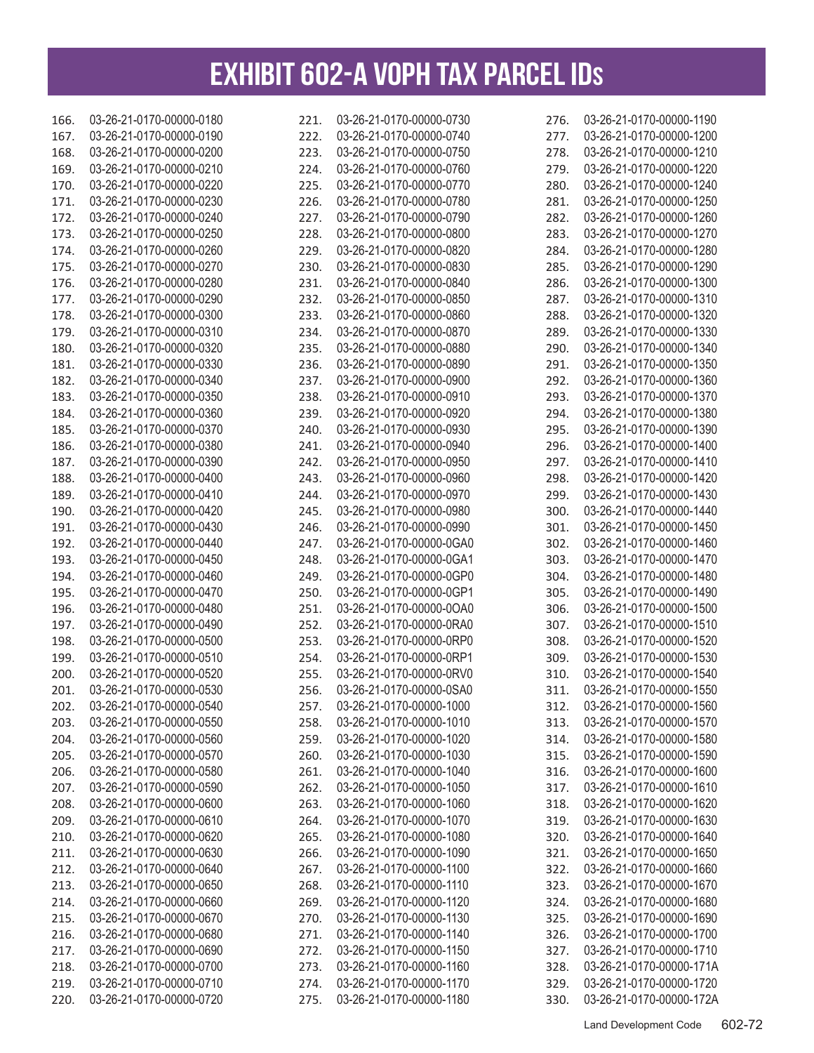# EXHIBIT 602-A VOPH TAX PARCEL IDs

166. 03-26-21-0170-00000-0180
167. 03-26-21-0170-00000-0190
168. 03-26-21-0170-00000-0200
169. 03-26-21-0170-00000-0210
170. 03-26-21-0170-00000-0220
171. 03-26-21-0170-00000-0230
172. 03-26-21-0170-00000-0240
173. 03-26-21-0170-00000-0250
174. 03-26-21-0170-00000-0260
175. 03-26-21-0170-00000-0270
176. 03-26-21-0170-00000-0280
177. 03-26-21-0170-00000-0290
178. 03-26-21-0170-00000-0300
179. 03-26-21-0170-00000-0310
180. 03-26-21-0170-00000-0320
181. 03-26-21-0170-00000-0330
182. 03-26-21-0170-00000-0340
183. 03-26-21-0170-00000-0350
184. 03-26-21-0170-00000-0360
185. 03-26-21-0170-00000-0370
186. 03-26-21-0170-00000-0380
187. 03-26-21-0170-00000-0390
188. 03-26-21-0170-00000-0400
189. 03-26-21-0170-00000-0410
190. 03-26-21-0170-00000-0420
191. 03-26-21-0170-00000-0430
192. 03-26-21-0170-00000-0440
193. 03-26-21-0170-00000-0450
194. 03-26-21-0170-00000-0460
195. 03-26-21-0170-00000-0470
196. 03-26-21-0170-00000-0480
197. 03-26-21-0170-00000-0490
198. 03-26-21-0170-00000-0500
199. 03-26-21-0170-00000-0510
200. 03-26-21-0170-00000-0520
201. 03-26-21-0170-00000-0530
202. 03-26-21-0170-00000-0540
203. 03-26-21-0170-00000-0550
204. 03-26-21-0170-00000-0560
205. 03-26-21-0170-00000-0570
206. 03-26-21-0170-00000-0580
207. 03-26-21-0170-00000-0590
208. 03-26-21-0170-00000-0600
209. 03-26-21-0170-00000-0610
210. 03-26-21-0170-00000-0620
211. 03-26-21-0170-00000-0630
212. 03-26-21-0170-00000-0640
213. 03-26-21-0170-00000-0650
214. 03-26-21-0170-00000-0660
215. 03-26-21-0170-00000-0670
216. 03-26-21-0170-00000-0680
217. 03-26-21-0170-00000-0690
218. 03-26-21-0170-00000-0700
219. 03-26-21-0170-00000-0710
220. 03-26-21-0170-00000-0720
221. 03-26-21-0170-00000-0730
222. 03-26-21-0170-00000-0740
223. 03-26-21-0170-00000-0750
224. 03-26-21-0170-00000-0760
225. 03-26-21-0170-00000-0770
226. 03-26-21-0170-00000-0780
227. 03-26-21-0170-00000-0790
228. 03-26-21-0170-00000-0800
229. 03-26-21-0170-00000-0820
230. 03-26-21-0170-00000-0830
231. 03-26-21-0170-00000-0840
232. 03-26-21-0170-00000-0850
233. 03-26-21-0170-00000-0860
234. 03-26-21-0170-00000-0870
235. 03-26-21-0170-00000-0880
236. 03-26-21-0170-00000-0890
237. 03-26-21-0170-00000-0900
238. 03-26-21-0170-00000-0910
239. 03-26-21-0170-00000-0920
240. 03-26-21-0170-00000-0930
241. 03-26-21-0170-00000-0940
242. 03-26-21-0170-00000-0950
243. 03-26-21-0170-00000-0960
244. 03-26-21-0170-00000-0970
245. 03-26-21-0170-00000-0980
246. 03-26-21-0170-00000-0990
247. 03-26-21-0170-00000-0GA0
248. 03-26-21-0170-00000-0GA1
249. 03-26-21-0170-00000-0GP0
250. 03-26-21-0170-00000-0GP1
251. 03-26-21-0170-00000-0OA0
252. 03-26-21-0170-00000-0RA0
253. 03-26-21-0170-00000-0RP0
254. 03-26-21-0170-00000-0RP1
255. 03-26-21-0170-00000-0RV0
256. 03-26-21-0170-00000-0SA0
257. 03-26-21-0170-00000-1000
258. 03-26-21-0170-00000-1010
259. 03-26-21-0170-00000-1020
260. 03-26-21-0170-00000-1030
261. 03-26-21-0170-00000-1040
262. 03-26-21-0170-00000-1050
263. 03-26-21-0170-00000-1060
264. 03-26-21-0170-00000-1070
265. 03-26-21-0170-00000-1080
266. 03-26-21-0170-00000-1090
267. 03-26-21-0170-00000-1100
268. 03-26-21-0170-00000-1110
269. 03-26-21-0170-00000-1120
270. 03-26-21-0170-00000-1130
271. 03-26-21-0170-00000-1140
272. 03-26-21-0170-00000-1150
273. 03-26-21-0170-00000-1160
274. 03-26-21-0170-00000-1170
275. 03-26-21-0170-00000-1180
276. 03-26-21-0170-00000-1190
277. 03-26-21-0170-00000-1200
278. 03-26-21-0170-00000-1210
279. 03-26-21-0170-00000-1220
280. 03-26-21-0170-00000-1240
281. 03-26-21-0170-00000-1250
282. 03-26-21-0170-00000-1260
283. 03-26-21-0170-00000-1270
284. 03-26-21-0170-00000-1280
285. 03-26-21-0170-00000-1290
286. 03-26-21-0170-00000-1300
287. 03-26-21-0170-00000-1310
288. 03-26-21-0170-00000-1320
289. 03-26-21-0170-00000-1330
290. 03-26-21-0170-00000-1340
291. 03-26-21-0170-00000-1350
292. 03-26-21-0170-00000-1360
293. 03-26-21-0170-00000-1370
294. 03-26-21-0170-00000-1380
295. 03-26-21-0170-00000-1390
296. 03-26-21-0170-00000-1400
297. 03-26-21-0170-00000-1410
298. 03-26-21-0170-00000-1420
299. 03-26-21-0170-00000-1430
300. 03-26-21-0170-00000-1440
301. 03-26-21-0170-00000-1450
302. 03-26-21-0170-00000-1460
303. 03-26-21-0170-00000-1470
304. 03-26-21-0170-00000-1480
305. 03-26-21-0170-00000-1490
306. 03-26-21-0170-00000-1500
307. 03-26-21-0170-00000-1510
308. 03-26-21-0170-00000-1520
309. 03-26-21-0170-00000-1530
310. 03-26-21-0170-00000-1540
311. 03-26-21-0170-00000-1550
312. 03-26-21-0170-00000-1560
313. 03-26-21-0170-00000-1570
314. 03-26-21-0170-00000-1580
315. 03-26-21-0170-00000-1590
316. 03-26-21-0170-00000-1600
317. 03-26-21-0170-00000-1610
318. 03-26-21-0170-00000-1620
319. 03-26-21-0170-00000-1630
320. 03-26-21-0170-00000-1640
321. 03-26-21-0170-00000-1650
322. 03-26-21-0170-00000-1660
323. 03-26-21-0170-00000-1670
324. 03-26-21-0170-00000-1680
325. 03-26-21-0170-00000-1690
326. 03-26-21-0170-00000-1700
327. 03-26-21-0170-00000-1710
328. 03-26-21-0170-00000-171A
329. 03-26-21-0170-00000-1720
330. 03-26-21-0170-00000-172A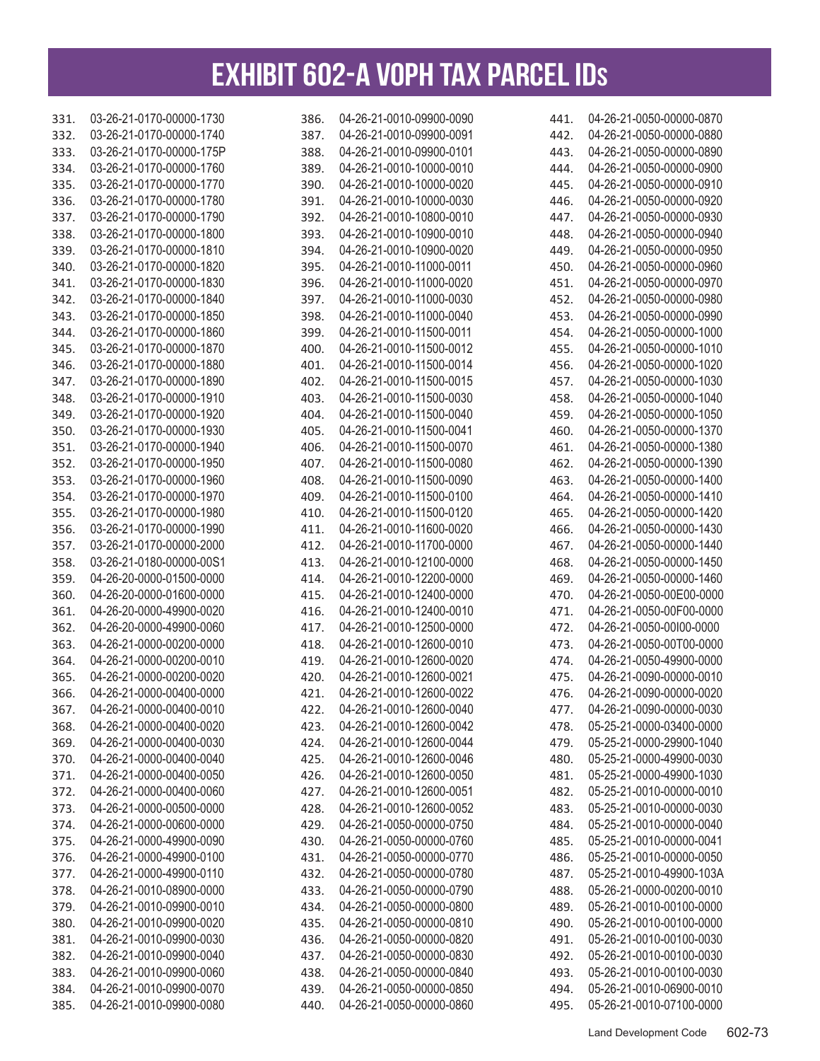# EXHIBIT 602-A VOPH TAX PARCEL IDs

331. 03-26-21-0170-00000-1730
332. 03-26-21-0170-00000-1740
333. 03-26-21-0170-00000-175P
334. 03-26-21-0170-00000-1760
335. 03-26-21-0170-00000-1770
336. 03-26-21-0170-00000-1780
337. 03-26-21-0170-00000-1790
338. 03-26-21-0170-00000-1800
339. 03-26-21-0170-00000-1810
340. 03-26-21-0170-00000-1820
341. 03-26-21-0170-00000-1830
342. 03-26-21-0170-00000-1840
343. 03-26-21-0170-00000-1850
344. 03-26-21-0170-00000-1860
345. 03-26-21-0170-00000-1870
346. 03-26-21-0170-00000-1880
347. 03-26-21-0170-00000-1890
348. 03-26-21-0170-00000-1910
349. 03-26-21-0170-00000-1920
350. 03-26-21-0170-00000-1930
351. 03-26-21-0170-00000-1940
352. 03-26-21-0170-00000-1950
353. 03-26-21-0170-00000-1960
354. 03-26-21-0170-00000-1970
355. 03-26-21-0170-00000-1980
356. 03-26-21-0170-00000-1990
357. 03-26-21-0170-00000-2000
358. 03-26-21-0180-00000-00S1
359. 04-26-20-0000-01500-0000
360. 04-26-20-0000-01600-0000
361. 04-26-20-0000-49900-0020
362. 04-26-20-0000-49900-0060
363. 04-26-21-0000-00200-0000
364. 04-26-21-0000-00200-0010
365. 04-26-21-0000-00200-0020
366. 04-26-21-0000-00400-0000
367. 04-26-21-0000-00400-0010
368. 04-26-21-0000-00400-0020
369. 04-26-21-0000-00400-0030
370. 04-26-21-0000-00400-0040
371. 04-26-21-0000-00400-0050
372. 04-26-21-0000-00400-0060
373. 04-26-21-0000-00500-0000
374. 04-26-21-0000-00600-0000
375. 04-26-21-0000-49900-0090
376. 04-26-21-0000-49900-0100
377. 04-26-21-0000-49900-0110
378. 04-26-21-0010-08900-0000
379. 04-26-21-0010-09900-0010
380. 04-26-21-0010-09900-0020
381. 04-26-21-0010-09900-0030
382. 04-26-21-0010-09900-0040
383. 04-26-21-0010-09900-0060
384. 04-26-21-0010-09900-0070
385. 04-26-21-0010-09900-0080
386. 04-26-21-0010-09900-0090
387. 04-26-21-0010-09900-0091
388. 04-26-21-0010-09900-0101
389. 04-26-21-0010-10000-0010
390. 04-26-21-0010-10000-0020
391. 04-26-21-0010-10000-0030
392. 04-26-21-0010-10800-0010
393. 04-26-21-0010-10900-0010
394. 04-26-21-0010-10900-0020
395. 04-26-21-0010-11000-0011
396. 04-26-21-0010-11000-0020
397. 04-26-21-0010-11000-0030
398. 04-26-21-0010-11000-0040
399. 04-26-21-0010-11500-0011
400. 04-26-21-0010-11500-0012
401. 04-26-21-0010-11500-0014
402. 04-26-21-0010-11500-0015
403. 04-26-21-0010-11500-0030
404. 04-26-21-0010-11500-0040
405. 04-26-21-0010-11500-0041
406. 04-26-21-0010-11500-0070
407. 04-26-21-0010-11500-0080
408. 04-26-21-0010-11500-0090
409. 04-26-21-0010-11500-0100
410. 04-26-21-0010-11500-0120
411. 04-26-21-0010-11600-0020
412. 04-26-21-0010-11700-0000
413. 04-26-21-0010-12100-0000
414. 04-26-21-0010-12200-0000
415. 04-26-21-0010-12400-0000
416. 04-26-21-0010-12400-0010
417. 04-26-21-0010-12500-0000
418. 04-26-21-0010-12600-0010
419. 04-26-21-0010-12600-0020
420. 04-26-21-0010-12600-0021
421. 04-26-21-0010-12600-0022
422. 04-26-21-0010-12600-0040
423. 04-26-21-0010-12600-0042
424. 04-26-21-0010-12600-0044
425. 04-26-21-0010-12600-0046
426. 04-26-21-0010-12600-0050
427. 04-26-21-0010-12600-0051
428. 04-26-21-0010-12600-0052
429. 04-26-21-0050-00000-0750
430. 04-26-21-0050-00000-0760
431. 04-26-21-0050-00000-0770
432. 04-26-21-0050-00000-0780
433. 04-26-21-0050-00000-0790
434. 04-26-21-0050-00000-0800
435. 04-26-21-0050-00000-0810
436. 04-26-21-0050-00000-0820
437. 04-26-21-0050-00000-0830
438. 04-26-21-0050-00000-0840
439. 04-26-21-0050-00000-0850
440. 04-26-21-0050-00000-0860
441. 04-26-21-0050-00000-0870
442. 04-26-21-0050-00000-0880
443. 04-26-21-0050-00000-0890
444. 04-26-21-0050-00000-0900
445. 04-26-21-0050-00000-0910
446. 04-26-21-0050-00000-0920
447. 04-26-21-0050-00000-0930
448. 04-26-21-0050-00000-0940
449. 04-26-21-0050-00000-0950
450. 04-26-21-0050-00000-0960
451. 04-26-21-0050-00000-0970
452. 04-26-21-0050-00000-0980
453. 04-26-21-0050-00000-0990
454. 04-26-21-0050-00000-1000
455. 04-26-21-0050-00000-1010
456. 04-26-21-0050-00000-1020
457. 04-26-21-0050-00000-1030
458. 04-26-21-0050-00000-1040
459. 04-26-21-0050-00000-1050
460. 04-26-21-0050-00000-1370
461. 04-26-21-0050-00000-1380
462. 04-26-21-0050-00000-1390
463. 04-26-21-0050-00000-1400
464. 04-26-21-0050-00000-1410
465. 04-26-21-0050-00000-1420
466. 04-26-21-0050-00000-1430
467. 04-26-21-0050-00000-1440
468. 04-26-21-0050-00000-1450
469. 04-26-21-0050-00000-1460
470. 04-26-21-0050-00E00-0000
471. 04-26-21-0050-00F00-0000
472. 04-26-21-0050-00I00-0000
473. 04-26-21-0050-00T00-0000
474. 04-26-21-0050-49900-0000
475. 04-26-21-0090-00000-0010
476. 04-26-21-0090-00000-0020
477. 04-26-21-0090-00000-0030
478. 05-25-21-0000-03400-0000
479. 05-25-21-0000-29900-1040
480. 05-25-21-0000-49900-0030
481. 05-25-21-0000-49900-1030
482. 05-25-21-0010-00000-0010
483. 05-25-21-0010-00000-0030
484. 05-25-21-0010-00000-0040
485. 05-25-21-0010-00000-0041
486. 05-25-21-0010-00000-0050
487. 05-25-21-0010-49900-103A
488. 05-26-21-0000-00200-0010
489. 05-26-21-0010-00100-0000
490. 05-26-21-0010-00100-0000
491. 05-26-21-0010-00100-0030
492. 05-26-21-0010-00100-0030
493. 05-26-21-0010-00100-0030
494. 05-26-21-0010-06900-0010
495. 05-26-21-0010-07100-0000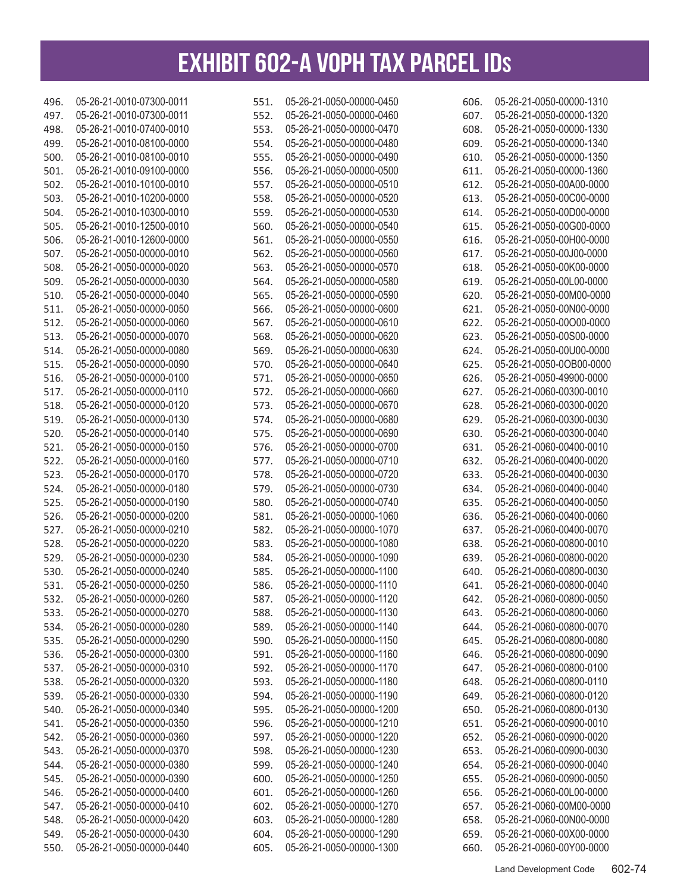# EXHIBIT 602-A VOPH TAX PARCEL IDs

496. 05-26-21-0010-07300-0011
497. 05-26-21-0010-07300-0011
498. 05-26-21-0010-07400-0010
499. 05-26-21-0010-08100-0000
500. 05-26-21-0010-08100-0010
501. 05-26-21-0010-09100-0000
502. 05-26-21-0010-10100-0010
503. 05-26-21-0010-10200-0000
504. 05-26-21-0010-10300-0010
505. 05-26-21-0010-12500-0010
506. 05-26-21-0010-12600-0000
507. 05-26-21-0050-00000-0010
508. 05-26-21-0050-00000-0020
509. 05-26-21-0050-00000-0030
510. 05-26-21-0050-00000-0040
511. 05-26-21-0050-00000-0050
512. 05-26-21-0050-00000-0060
513. 05-26-21-0050-00000-0070
514. 05-26-21-0050-00000-0080
515. 05-26-21-0050-00000-0090
516. 05-26-21-0050-00000-0100
517. 05-26-21-0050-00000-0110
518. 05-26-21-0050-00000-0120
519. 05-26-21-0050-00000-0130
520. 05-26-21-0050-00000-0140
521. 05-26-21-0050-00000-0150
522. 05-26-21-0050-00000-0160
523. 05-26-21-0050-00000-0170
524. 05-26-21-0050-00000-0180
525. 05-26-21-0050-00000-0190
526. 05-26-21-0050-00000-0200
527. 05-26-21-0050-00000-0210
528. 05-26-21-0050-00000-0220
529. 05-26-21-0050-00000-0230
530. 05-26-21-0050-00000-0240
531. 05-26-21-0050-00000-0250
532. 05-26-21-0050-00000-0260
533. 05-26-21-0050-00000-0270
534. 05-26-21-0050-00000-0280
535. 05-26-21-0050-00000-0290
536. 05-26-21-0050-00000-0300
537. 05-26-21-0050-00000-0310
538. 05-26-21-0050-00000-0320
539. 05-26-21-0050-00000-0330
540. 05-26-21-0050-00000-0340
541. 05-26-21-0050-00000-0350
542. 05-26-21-0050-00000-0360
543. 05-26-21-0050-00000-0370
544. 05-26-21-0050-00000-0380
545. 05-26-21-0050-00000-0390
546. 05-26-21-0050-00000-0400
547. 05-26-21-0050-00000-0410
548. 05-26-21-0050-00000-0420
549. 05-26-21-0050-00000-0430
550. 05-26-21-0050-00000-0440
551. 05-26-21-0050-00000-0450
552. 05-26-21-0050-00000-0460
553. 05-26-21-0050-00000-0470
554. 05-26-21-0050-00000-0480
555. 05-26-21-0050-00000-0490
556. 05-26-21-0050-00000-0500
557. 05-26-21-0050-00000-0510
558. 05-26-21-0050-00000-0520
559. 05-26-21-0050-00000-0530
560. 05-26-21-0050-00000-0540
561. 05-26-21-0050-00000-0550
562. 05-26-21-0050-00000-0560
563. 05-26-21-0050-00000-0570
564. 05-26-21-0050-00000-0580
565. 05-26-21-0050-00000-0590
566. 05-26-21-0050-00000-0600
567. 05-26-21-0050-00000-0610
568. 05-26-21-0050-00000-0620
569. 05-26-21-0050-00000-0630
570. 05-26-21-0050-00000-0640
571. 05-26-21-0050-00000-0650
572. 05-26-21-0050-00000-0660
573. 05-26-21-0050-00000-0670
574. 05-26-21-0050-00000-0680
575. 05-26-21-0050-00000-0690
576. 05-26-21-0050-00000-0700
577. 05-26-21-0050-00000-0710
578. 05-26-21-0050-00000-0720
579. 05-26-21-0050-00000-0730
580. 05-26-21-0050-00000-0740
581. 05-26-21-0050-00000-1060
582. 05-26-21-0050-00000-1070
583. 05-26-21-0050-00000-1080
584. 05-26-21-0050-00000-1090
585. 05-26-21-0050-00000-1100
586. 05-26-21-0050-00000-1110
587. 05-26-21-0050-00000-1120
588. 05-26-21-0050-00000-1130
589. 05-26-21-0050-00000-1140
590. 05-26-21-0050-00000-1150
591. 05-26-21-0050-00000-1160
592. 05-26-21-0050-00000-1170
593. 05-26-21-0050-00000-1180
594. 05-26-21-0050-00000-1190
595. 05-26-21-0050-00000-1200
596. 05-26-21-0050-00000-1210
597. 05-26-21-0050-00000-1220
598. 05-26-21-0050-00000-1230
599. 05-26-21-0050-00000-1240
600. 05-26-21-0050-00000-1250
601. 05-26-21-0050-00000-1260
602. 05-26-21-0050-00000-1270
603. 05-26-21-0050-00000-1280
604. 05-26-21-0050-00000-1290
605. 05-26-21-0050-00000-1300
606. 05-26-21-0050-00000-1310
607. 05-26-21-0050-00000-1320
608. 05-26-21-0050-00000-1330
609. 05-26-21-0050-00000-1340
610. 05-26-21-0050-00000-1350
611. 05-26-21-0050-00000-1360
612. 05-26-21-0050-00A00-0000
613. 05-26-21-0050-00C00-0000
614. 05-26-21-0050-00D00-0000
615. 05-26-21-0050-00G00-0000
616. 05-26-21-0050-00H00-0000
617. 05-26-21-0050-00J00-0000
618. 05-26-21-0050-00K00-0000
619. 05-26-21-0050-00L00-0000
620. 05-26-21-0050-00M00-0000
621. 05-26-21-0050-00N00-0000
622. 05-26-21-0050-00O00-0000
623. 05-26-21-0050-00S00-0000
624. 05-26-21-0050-00U00-0000
625. 05-26-21-0050-0OB00-0000
626. 05-26-21-0050-49900-0000
627. 05-26-21-0060-00300-0010
628. 05-26-21-0060-00300-0020
629. 05-26-21-0060-00300-0030
630. 05-26-21-0060-00300-0040
631. 05-26-21-0060-00400-0010
632. 05-26-21-0060-00400-0020
633. 05-26-21-0060-00400-0030
634. 05-26-21-0060-00400-0040
635. 05-26-21-0060-00400-0050
636. 05-26-21-0060-00400-0060
637. 05-26-21-0060-00400-0070
638. 05-26-21-0060-00800-0010
639. 05-26-21-0060-00800-0020
640. 05-26-21-0060-00800-0030
641. 05-26-21-0060-00800-0040
642. 05-26-21-0060-00800-0050
643. 05-26-21-0060-00800-0060
644. 05-26-21-0060-00800-0070
645. 05-26-21-0060-00800-0080
646. 05-26-21-0060-00800-0090
647. 05-26-21-0060-00800-0100
648. 05-26-21-0060-00800-0110
649. 05-26-21-0060-00800-0120
650. 05-26-21-0060-00800-0130
651. 05-26-21-0060-00900-0010
652. 05-26-21-0060-00900-0020
653. 05-26-21-0060-00900-0030
654. 05-26-21-0060-00900-0040
655. 05-26-21-0060-00900-0050
656. 05-26-21-0060-00L00-0000
657. 05-26-21-0060-00M00-0000
658. 05-26-21-0060-00N00-0000
659. 05-26-21-0060-00X00-0000
660. 05-26-21-0060-00Y00-0000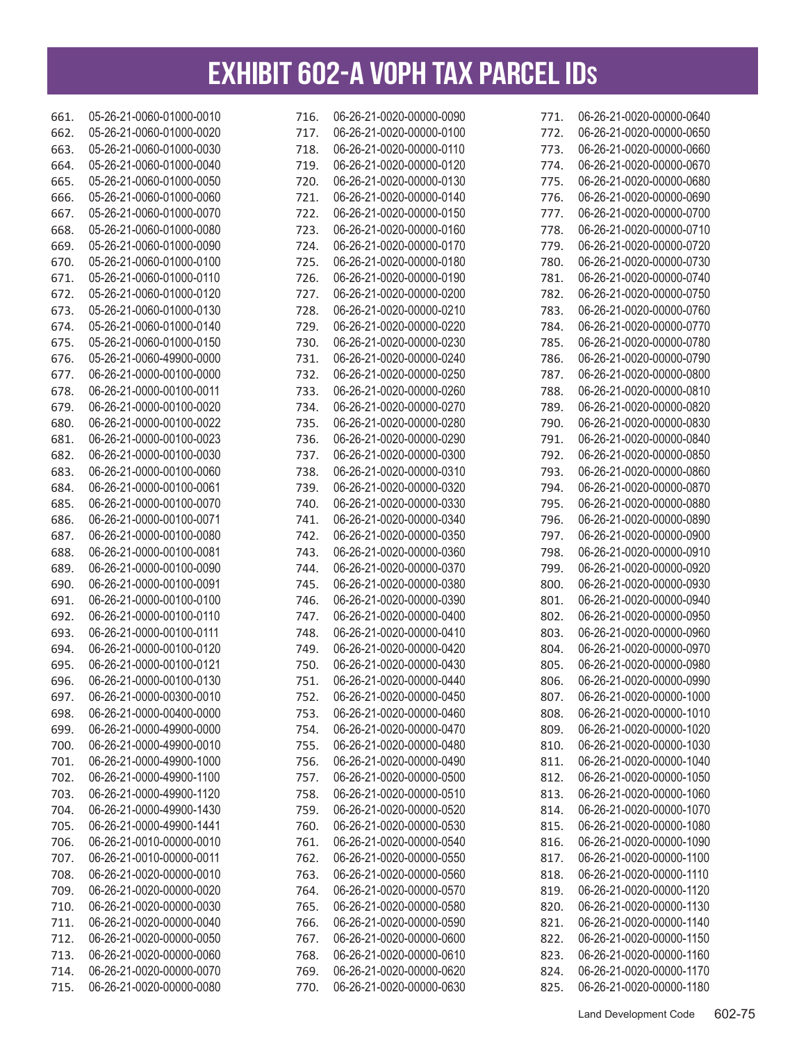# EXHIBIT 602-A VOPH TAX PARCEL IDs

661. 05-26-21-0060-01000-0010
662. 05-26-21-0060-01000-0020
663. 05-26-21-0060-01000-0030
664. 05-26-21-0060-01000-0040
665. 05-26-21-0060-01000-0050
666. 05-26-21-0060-01000-0060
667. 05-26-21-0060-01000-0070
668. 05-26-21-0060-01000-0080
669. 05-26-21-0060-01000-0090
670. 05-26-21-0060-01000-0100
671. 05-26-21-0060-01000-0110
672. 05-26-21-0060-01000-0120
673. 05-26-21-0060-01000-0130
674. 05-26-21-0060-01000-0140
675. 05-26-21-0060-01000-0150
676. 05-26-21-0060-49900-0000
677. 06-26-21-0000-00100-0000
678. 06-26-21-0000-00100-0011
679. 06-26-21-0000-00100-0020
680. 06-26-21-0000-00100-0022
681. 06-26-21-0000-00100-0023
682. 06-26-21-0000-00100-0030
683. 06-26-21-0000-00100-0060
684. 06-26-21-0000-00100-0061
685. 06-26-21-0000-00100-0070
686. 06-26-21-0000-00100-0071
687. 06-26-21-0000-00100-0080
688. 06-26-21-0000-00100-0081
689. 06-26-21-0000-00100-0090
690. 06-26-21-0000-00100-0091
691. 06-26-21-0000-00100-0100
692. 06-26-21-0000-00100-0110
693. 06-26-21-0000-00100-0111
694. 06-26-21-0000-00100-0120
695. 06-26-21-0000-00100-0121
696. 06-26-21-0000-00100-0130
697. 06-26-21-0000-00300-0010
698. 06-26-21-0000-00400-0000
699. 06-26-21-0000-49900-0000
700. 06-26-21-0000-49900-0010
701. 06-26-21-0000-49900-1000
702. 06-26-21-0000-49900-1100
703. 06-26-21-0000-49900-1120
704. 06-26-21-0000-49900-1430
705. 06-26-21-0000-49900-1441
706. 06-26-21-0010-00000-0010
707. 06-26-21-0010-00000-0011
708. 06-26-21-0020-00000-0010
709. 06-26-21-0020-00000-0020
710. 06-26-21-0020-00000-0030
711. 06-26-21-0020-00000-0040
712. 06-26-21-0020-00000-0050
713. 06-26-21-0020-00000-0060
714. 06-26-21-0020-00000-0070
715. 06-26-21-0020-00000-0080
716. 06-26-21-0020-00000-0090
717. 06-26-21-0020-00000-0100
718. 06-26-21-0020-00000-0110
719. 06-26-21-0020-00000-0120
720. 06-26-21-0020-00000-0130
721. 06-26-21-0020-00000-0140
722. 06-26-21-0020-00000-0150
723. 06-26-21-0020-00000-0160
724. 06-26-21-0020-00000-0170
725. 06-26-21-0020-00000-0180
726. 06-26-21-0020-00000-0190
727. 06-26-21-0020-00000-0200
728. 06-26-21-0020-00000-0210
729. 06-26-21-0020-00000-0220
730. 06-26-21-0020-00000-0230
731. 06-26-21-0020-00000-0240
732. 06-26-21-0020-00000-0250
733. 06-26-21-0020-00000-0260
734. 06-26-21-0020-00000-0270
735. 06-26-21-0020-00000-0280
736. 06-26-21-0020-00000-0290
737. 06-26-21-0020-00000-0300
738. 06-26-21-0020-00000-0310
739. 06-26-21-0020-00000-0320
740. 06-26-21-0020-00000-0330
741. 06-26-21-0020-00000-0340
742. 06-26-21-0020-00000-0350
743. 06-26-21-0020-00000-0360
744. 06-26-21-0020-00000-0370
745. 06-26-21-0020-00000-0380
746. 06-26-21-0020-00000-0390
747. 06-26-21-0020-00000-0400
748. 06-26-21-0020-00000-0410
749. 06-26-21-0020-00000-0420
750. 06-26-21-0020-00000-0430
751. 06-26-21-0020-00000-0440
752. 06-26-21-0020-00000-0450
753. 06-26-21-0020-00000-0460
754. 06-26-21-0020-00000-0470
755. 06-26-21-0020-00000-0480
756. 06-26-21-0020-00000-0490
757. 06-26-21-0020-00000-0500
758. 06-26-21-0020-00000-0510
759. 06-26-21-0020-00000-0520
760. 06-26-21-0020-00000-0530
761. 06-26-21-0020-00000-0540
762. 06-26-21-0020-00000-0550
763. 06-26-21-0020-00000-0560
764. 06-26-21-0020-00000-0570
765. 06-26-21-0020-00000-0580
766. 06-26-21-0020-00000-0590
767. 06-26-21-0020-00000-0600
768. 06-26-21-0020-00000-0610
769. 06-26-21-0020-00000-0620
770. 06-26-21-0020-00000-0630
771. 06-26-21-0020-00000-0640
772. 06-26-21-0020-00000-0650
773. 06-26-21-0020-00000-0660
774. 06-26-21-0020-00000-0670
775. 06-26-21-0020-00000-0680
776. 06-26-21-0020-00000-0690
777. 06-26-21-0020-00000-0700
778. 06-26-21-0020-00000-0710
779. 06-26-21-0020-00000-0720
780. 06-26-21-0020-00000-0730
781. 06-26-21-0020-00000-0740
782. 06-26-21-0020-00000-0750
783. 06-26-21-0020-00000-0760
784. 06-26-21-0020-00000-0770
785. 06-26-21-0020-00000-0780
786. 06-26-21-0020-00000-0790
787. 06-26-21-0020-00000-0800
788. 06-26-21-0020-00000-0810
789. 06-26-21-0020-00000-0820
790. 06-26-21-0020-00000-0830
791. 06-26-21-0020-00000-0840
792. 06-26-21-0020-00000-0850
793. 06-26-21-0020-00000-0860
794. 06-26-21-0020-00000-0870
795. 06-26-21-0020-00000-0880
796. 06-26-21-0020-00000-0890
797. 06-26-21-0020-00000-0900
798. 06-26-21-0020-00000-0910
799. 06-26-21-0020-00000-0920
800. 06-26-21-0020-00000-0930
801. 06-26-21-0020-00000-0940
802. 06-26-21-0020-00000-0950
803. 06-26-21-0020-00000-0960
804. 06-26-21-0020-00000-0970
805. 06-26-21-0020-00000-0980
806. 06-26-21-0020-00000-0990
807. 06-26-21-0020-00000-1000
808. 06-26-21-0020-00000-1010
809. 06-26-21-0020-00000-1020
810. 06-26-21-0020-00000-1030
811. 06-26-21-0020-00000-1040
812. 06-26-21-0020-00000-1050
813. 06-26-21-0020-00000-1060
814. 06-26-21-0020-00000-1070
815. 06-26-21-0020-00000-1080
816. 06-26-21-0020-00000-1090
817. 06-26-21-0020-00000-1100
818. 06-26-21-0020-00000-1110
819. 06-26-21-0020-00000-1120
820. 06-26-21-0020-00000-1130
821. 06-26-21-0020-00000-1140
822. 06-26-21-0020-00000-1150
823. 06-26-21-0020-00000-1160
824. 06-26-21-0020-00000-1170
825. 06-26-21-0020-00000-1180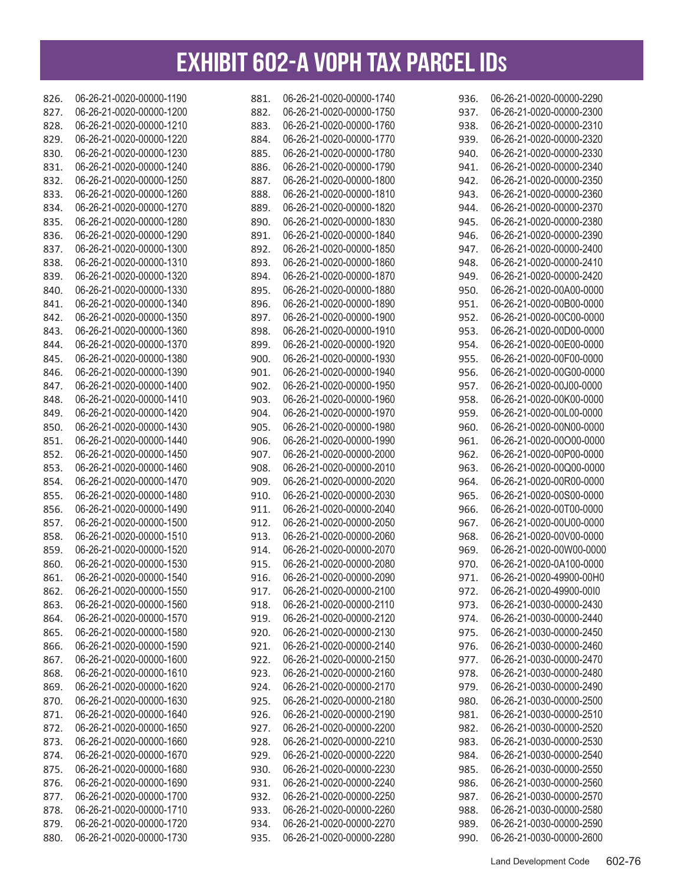# EXHIBIT 602-A VOPH TAX PARCEL IDs

826. 06-26-21-0020-00000-1190
827. 06-26-21-0020-00000-1200
828. 06-26-21-0020-00000-1210
829. 06-26-21-0020-00000-1220
830. 06-26-21-0020-00000-1230
831. 06-26-21-0020-00000-1240
832. 06-26-21-0020-00000-1250
833. 06-26-21-0020-00000-1260
834. 06-26-21-0020-00000-1270
835. 06-26-21-0020-00000-1280
836. 06-26-21-0020-00000-1290
837. 06-26-21-0020-00000-1300
838. 06-26-21-0020-00000-1310
839. 06-26-21-0020-00000-1320
840. 06-26-21-0020-00000-1330
841. 06-26-21-0020-00000-1340
842. 06-26-21-0020-00000-1350
843. 06-26-21-0020-00000-1360
844. 06-26-21-0020-00000-1370
845. 06-26-21-0020-00000-1380
846. 06-26-21-0020-00000-1390
847. 06-26-21-0020-00000-1400
848. 06-26-21-0020-00000-1410
849. 06-26-21-0020-00000-1420
850. 06-26-21-0020-00000-1430
851. 06-26-21-0020-00000-1440
852. 06-26-21-0020-00000-1450
853. 06-26-21-0020-00000-1460
854. 06-26-21-0020-00000-1470
855. 06-26-21-0020-00000-1480
856. 06-26-21-0020-00000-1490
857. 06-26-21-0020-00000-1500
858. 06-26-21-0020-00000-1510
859. 06-26-21-0020-00000-1520
860. 06-26-21-0020-00000-1530
861. 06-26-21-0020-00000-1540
862. 06-26-21-0020-00000-1550
863. 06-26-21-0020-00000-1560
864. 06-26-21-0020-00000-1570
865. 06-26-21-0020-00000-1580
866. 06-26-21-0020-00000-1590
867. 06-26-21-0020-00000-1600
868. 06-26-21-0020-00000-1610
869. 06-26-21-0020-00000-1620
870. 06-26-21-0020-00000-1630
871. 06-26-21-0020-00000-1640
872. 06-26-21-0020-00000-1650
873. 06-26-21-0020-00000-1660
874. 06-26-21-0020-00000-1670
875. 06-26-21-0020-00000-1680
876. 06-26-21-0020-00000-1690
877. 06-26-21-0020-00000-1700
878. 06-26-21-0020-00000-1710
879. 06-26-21-0020-00000-1720
880. 06-26-21-0020-00000-1730
881. 06-26-21-0020-00000-1740
882. 06-26-21-0020-00000-1750
883. 06-26-21-0020-00000-1760
884. 06-26-21-0020-00000-1770
885. 06-26-21-0020-00000-1780
886. 06-26-21-0020-00000-1790
887. 06-26-21-0020-00000-1800
888. 06-26-21-0020-00000-1810
889. 06-26-21-0020-00000-1820
890. 06-26-21-0020-00000-1830
891. 06-26-21-0020-00000-1840
892. 06-26-21-0020-00000-1850
893. 06-26-21-0020-00000-1860
894. 06-26-21-0020-00000-1870
895. 06-26-21-0020-00000-1880
896. 06-26-21-0020-00000-1890
897. 06-26-21-0020-00000-1900
898. 06-26-21-0020-00000-1910
899. 06-26-21-0020-00000-1920
900. 06-26-21-0020-00000-1930
901. 06-26-21-0020-00000-1940
902. 06-26-21-0020-00000-1950
903. 06-26-21-0020-00000-1960
904. 06-26-21-0020-00000-1970
905. 06-26-21-0020-00000-1980
906. 06-26-21-0020-00000-1990
907. 06-26-21-0020-00000-2000
908. 06-26-21-0020-00000-2010
909. 06-26-21-0020-00000-2020
910. 06-26-21-0020-00000-2030
911. 06-26-21-0020-00000-2040
912. 06-26-21-0020-00000-2050
913. 06-26-21-0020-00000-2060
914. 06-26-21-0020-00000-2070
915. 06-26-21-0020-00000-2080
916. 06-26-21-0020-00000-2090
917. 06-26-21-0020-00000-2100
918. 06-26-21-0020-00000-2110
919. 06-26-21-0020-00000-2120
920. 06-26-21-0020-00000-2130
921. 06-26-21-0020-00000-2140
922. 06-26-21-0020-00000-2150
923. 06-26-21-0020-00000-2160
924. 06-26-21-0020-00000-2170
925. 06-26-21-0020-00000-2180
926. 06-26-21-0020-00000-2190
927. 06-26-21-0020-00000-2200
928. 06-26-21-0020-00000-2210
929. 06-26-21-0020-00000-2220
930. 06-26-21-0020-00000-2230
931. 06-26-21-0020-00000-2240
932. 06-26-21-0020-00000-2250
933. 06-26-21-0020-00000-2260
934. 06-26-21-0020-00000-2270
935. 06-26-21-0020-00000-2280
936. 06-26-21-0020-00000-2290
937. 06-26-21-0020-00000-2300
938. 06-26-21-0020-00000-2310
939. 06-26-21-0020-00000-2320
940. 06-26-21-0020-00000-2330
941. 06-26-21-0020-00000-2340
942. 06-26-21-0020-00000-2350
943. 06-26-21-0020-00000-2360
944. 06-26-21-0020-00000-2370
945. 06-26-21-0020-00000-2380
946. 06-26-21-0020-00000-2390
947. 06-26-21-0020-00000-2400
948. 06-26-21-0020-00000-2410
949. 06-26-21-0020-00000-2420
950. 06-26-21-0020-00A00-0000
951. 06-26-21-0020-00B00-0000
952. 06-26-21-0020-00C00-0000
953. 06-26-21-0020-00D00-0000
954. 06-26-21-0020-00E00-0000
955. 06-26-21-0020-00F00-0000
956. 06-26-21-0020-00G00-0000
957. 06-26-21-0020-00J00-0000
958. 06-26-21-0020-00K00-0000
959. 06-26-21-0020-00L00-0000
960. 06-26-21-0020-00N00-0000
961. 06-26-21-0020-00O00-0000
962. 06-26-21-0020-00P00-0000
963. 06-26-21-0020-00Q00-0000
964. 06-26-21-0020-00R00-0000
965. 06-26-21-0020-00S00-0000
966. 06-26-21-0020-00T00-0000
967. 06-26-21-0020-00U00-0000
968. 06-26-21-0020-00V00-0000
969. 06-26-21-0020-00W00-0000
970. 06-26-21-0020-0A100-0000
971. 06-26-21-0020-49900-00H0
972. 06-26-21-0020-49900-00I0
973. 06-26-21-0030-00000-2430
974. 06-26-21-0030-00000-2440
975. 06-26-21-0030-00000-2450
976. 06-26-21-0030-00000-2460
977. 06-26-21-0030-00000-2470
978. 06-26-21-0030-00000-2480
979. 06-26-21-0030-00000-2490
980. 06-26-21-0030-00000-2500
981. 06-26-21-0030-00000-2510
982. 06-26-21-0030-00000-2520
983. 06-26-21-0030-00000-2530
984. 06-26-21-0030-00000-2540
985. 06-26-21-0030-00000-2550
986. 06-26-21-0030-00000-2560
987. 06-26-21-0030-00000-2570
988. 06-26-21-0030-00000-2580
989. 06-26-21-0030-00000-2590
990. 06-26-21-0030-00000-2600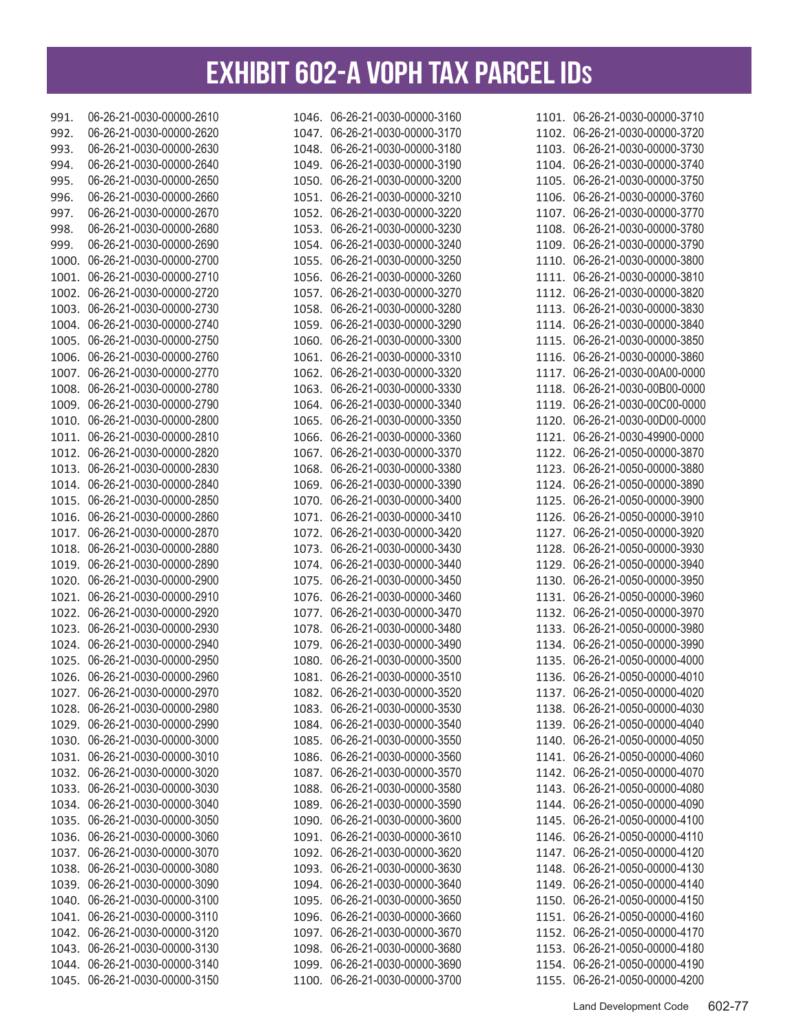# EXHIBIT 602-A VOPH TAX PARCEL IDs

991. 06-26-21-0030-00000-2610
992. 06-26-21-0030-00000-2620
993. 06-26-21-0030-00000-2630
994. 06-26-21-0030-00000-2640
995. 06-26-21-0030-00000-2650
996. 06-26-21-0030-00000-2660
997. 06-26-21-0030-00000-2670
998. 06-26-21-0030-00000-2680
999. 06-26-21-0030-00000-2690
1000. 06-26-21-0030-00000-2700
1001. 06-26-21-0030-00000-2710
1002. 06-26-21-0030-00000-2720
1003. 06-26-21-0030-00000-2730
1004. 06-26-21-0030-00000-2740
1005. 06-26-21-0030-00000-2750
1006. 06-26-21-0030-00000-2760
1007. 06-26-21-0030-00000-2770
1008. 06-26-21-0030-00000-2780
1009. 06-26-21-0030-00000-2790
1010. 06-26-21-0030-00000-2800
1011. 06-26-21-0030-00000-2810
1012. 06-26-21-0030-00000-2820
1013. 06-26-21-0030-00000-2830
1014. 06-26-21-0030-00000-2840
1015. 06-26-21-0030-00000-2850
1016. 06-26-21-0030-00000-2860
1017. 06-26-21-0030-00000-2870
1018. 06-26-21-0030-00000-2880
1019. 06-26-21-0030-00000-2890
1020. 06-26-21-0030-00000-2900
1021. 06-26-21-0030-00000-2910
1022. 06-26-21-0030-00000-2920
1023. 06-26-21-0030-00000-2930
1024. 06-26-21-0030-00000-2940
1025. 06-26-21-0030-00000-2950
1026. 06-26-21-0030-00000-2960
1027. 06-26-21-0030-00000-2970
1028. 06-26-21-0030-00000-2980
1029. 06-26-21-0030-00000-2990
1030. 06-26-21-0030-00000-3000
1031. 06-26-21-0030-00000-3010
1032. 06-26-21-0030-00000-3020
1033. 06-26-21-0030-00000-3030
1034. 06-26-21-0030-00000-3040
1035. 06-26-21-0030-00000-3050
1036. 06-26-21-0030-00000-3060
1037. 06-26-21-0030-00000-3070
1038. 06-26-21-0030-00000-3080
1039. 06-26-21-0030-00000-3090
1040. 06-26-21-0030-00000-3100
1041. 06-26-21-0030-00000-3110
1042. 06-26-21-0030-00000-3120
1043. 06-26-21-0030-00000-3130
1044. 06-26-21-0030-00000-3140
1045. 06-26-21-0030-00000-3150
1046. 06-26-21-0030-00000-3160
1047. 06-26-21-0030-00000-3170
1048. 06-26-21-0030-00000-3180
1049. 06-26-21-0030-00000-3190
1050. 06-26-21-0030-00000-3200
1051. 06-26-21-0030-00000-3210
1052. 06-26-21-0030-00000-3220
1053. 06-26-21-0030-00000-3230
1054. 06-26-21-0030-00000-3240
1055. 06-26-21-0030-00000-3250
1056. 06-26-21-0030-00000-3260
1057. 06-26-21-0030-00000-3270
1058. 06-26-21-0030-00000-3280
1059. 06-26-21-0030-00000-3290
1060. 06-26-21-0030-00000-3300
1061. 06-26-21-0030-00000-3310
1062. 06-26-21-0030-00000-3320
1063. 06-26-21-0030-00000-3330
1064. 06-26-21-0030-00000-3340
1065. 06-26-21-0030-00000-3350
1066. 06-26-21-0030-00000-3360
1067. 06-26-21-0030-00000-3370
1068. 06-26-21-0030-00000-3380
1069. 06-26-21-0030-00000-3390
1070. 06-26-21-0030-00000-3400
1071. 06-26-21-0030-00000-3410
1072. 06-26-21-0030-00000-3420
1073. 06-26-21-0030-00000-3430
1074. 06-26-21-0030-00000-3440
1075. 06-26-21-0030-00000-3450
1076. 06-26-21-0030-00000-3460
1077. 06-26-21-0030-00000-3470
1078. 06-26-21-0030-00000-3480
1079. 06-26-21-0030-00000-3490
1080. 06-26-21-0030-00000-3500
1081. 06-26-21-0030-00000-3510
1082. 06-26-21-0030-00000-3520
1083. 06-26-21-0030-00000-3530
1084. 06-26-21-0030-00000-3540
1085. 06-26-21-0030-00000-3550
1086. 06-26-21-0030-00000-3560
1087. 06-26-21-0030-00000-3570
1088. 06-26-21-0030-00000-3580
1089. 06-26-21-0030-00000-3590
1090. 06-26-21-0030-00000-3600
1091. 06-26-21-0030-00000-3610
1092. 06-26-21-0030-00000-3620
1093. 06-26-21-0030-00000-3630
1094. 06-26-21-0030-00000-3640
1095. 06-26-21-0030-00000-3650
1096. 06-26-21-0030-00000-3660
1097. 06-26-21-0030-00000-3670
1098. 06-26-21-0030-00000-3680
1099. 06-26-21-0030-00000-3690
1100. 06-26-21-0030-00000-3700
1101. 06-26-21-0030-00000-3710
1102. 06-26-21-0030-00000-3720
1103. 06-26-21-0030-00000-3730
1104. 06-26-21-0030-00000-3740
1105. 06-26-21-0030-00000-3750
1106. 06-26-21-0030-00000-3760
1107. 06-26-21-0030-00000-3770
1108. 06-26-21-0030-00000-3780
1109. 06-26-21-0030-00000-3790
1110. 06-26-21-0030-00000-3800
1111. 06-26-21-0030-00000-3810
1112. 06-26-21-0030-00000-3820
1113. 06-26-21-0030-00000-3830
1114. 06-26-21-0030-00000-3840
1115. 06-26-21-0030-00000-3850
1116. 06-26-21-0030-00000-3860
1117. 06-26-21-0030-00A00-0000
1118. 06-26-21-0030-00B00-0000
1119. 06-26-21-0030-00C00-0000
1120. 06-26-21-0030-00D00-0000
1121. 06-26-21-0030-49900-0000
1122. 06-26-21-0050-00000-3870
1123. 06-26-21-0050-00000-3880
1124. 06-26-21-0050-00000-3890
1125. 06-26-21-0050-00000-3900
1126. 06-26-21-0050-00000-3910
1127. 06-26-21-0050-00000-3920
1128. 06-26-21-0050-00000-3930
1129. 06-26-21-0050-00000-3940
1130. 06-26-21-0050-00000-3950
1131. 06-26-21-0050-00000-3960
1132. 06-26-21-0050-00000-3970
1133. 06-26-21-0050-00000-3980
1134. 06-26-21-0050-00000-3990
1135. 06-26-21-0050-00000-4000
1136. 06-26-21-0050-00000-4010
1137. 06-26-21-0050-00000-4020
1138. 06-26-21-0050-00000-4030
1139. 06-26-21-0050-00000-4040
1140. 06-26-21-0050-00000-4050
1141. 06-26-21-0050-00000-4060
1142. 06-26-21-0050-00000-4070
1143. 06-26-21-0050-00000-4080
1144. 06-26-21-0050-00000-4090
1145. 06-26-21-0050-00000-4100
1146. 06-26-21-0050-00000-4110
1147. 06-26-21-0050-00000-4120
1148. 06-26-21-0050-00000-4130
1149. 06-26-21-0050-00000-4140
1150. 06-26-21-0050-00000-4150
1151. 06-26-21-0050-00000-4160
1152. 06-26-21-0050-00000-4170
1153. 06-26-21-0050-00000-4180
1154. 06-26-21-0050-00000-4190
1155. 06-26-21-0050-00000-4200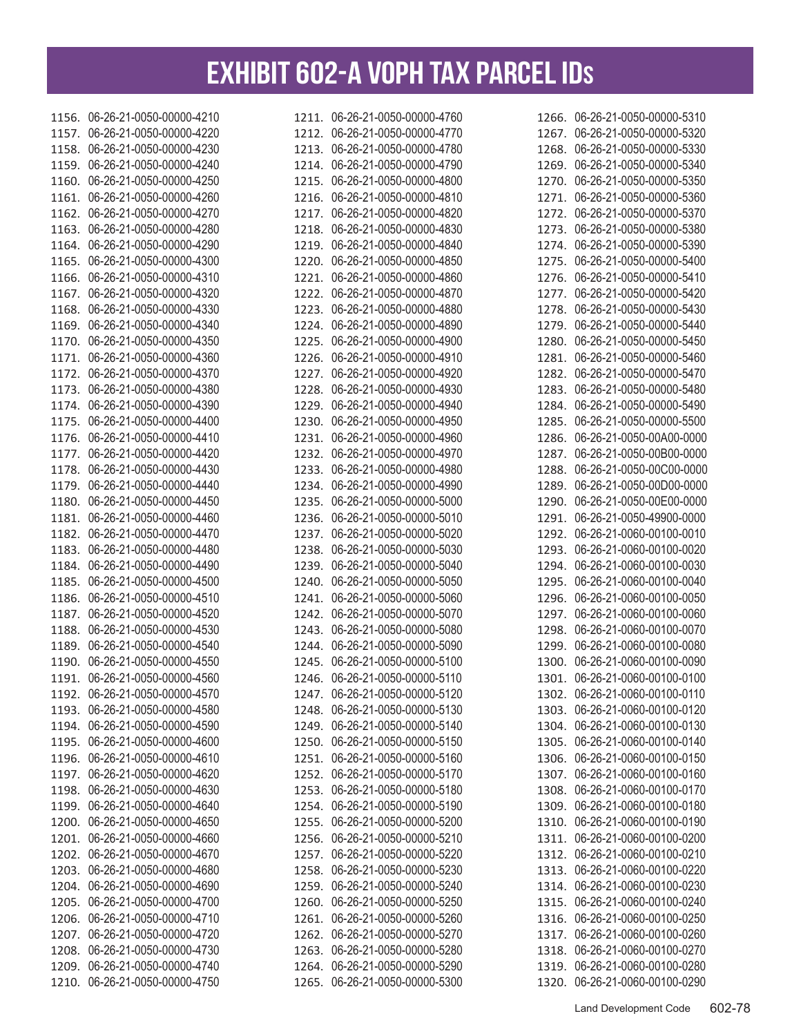# EXHIBIT 602-A VOPH TAX PARCEL IDs

1156. 06-26-21-0050-00000-4210
1157. 06-26-21-0050-00000-4220
1158. 06-26-21-0050-00000-4230
1159. 06-26-21-0050-00000-4240
1160. 06-26-21-0050-00000-4250
1161. 06-26-21-0050-00000-4260
1162. 06-26-21-0050-00000-4270
1163. 06-26-21-0050-00000-4280
1164. 06-26-21-0050-00000-4290
1165. 06-26-21-0050-00000-4300
1166. 06-26-21-0050-00000-4310
1167. 06-26-21-0050-00000-4320
1168. 06-26-21-0050-00000-4330
1169. 06-26-21-0050-00000-4340
1170. 06-26-21-0050-00000-4350
1171. 06-26-21-0050-00000-4360
1172. 06-26-21-0050-00000-4370
1173. 06-26-21-0050-00000-4380
1174. 06-26-21-0050-00000-4390
1175. 06-26-21-0050-00000-4400
1176. 06-26-21-0050-00000-4410
1177. 06-26-21-0050-00000-4420
1178. 06-26-21-0050-00000-4430
1179. 06-26-21-0050-00000-4440
1180. 06-26-21-0050-00000-4450
1181. 06-26-21-0050-00000-4460
1182. 06-26-21-0050-00000-4470
1183. 06-26-21-0050-00000-4480
1184. 06-26-21-0050-00000-4490
1185. 06-26-21-0050-00000-4500
1186. 06-26-21-0050-00000-4510
1187. 06-26-21-0050-00000-4520
1188. 06-26-21-0050-00000-4530
1189. 06-26-21-0050-00000-4540
1190. 06-26-21-0050-00000-4550
1191. 06-26-21-0050-00000-4560
1192. 06-26-21-0050-00000-4570
1193. 06-26-21-0050-00000-4580
1194. 06-26-21-0050-00000-4590
1195. 06-26-21-0050-00000-4600
1196. 06-26-21-0050-00000-4610
1197. 06-26-21-0050-00000-4620
1198. 06-26-21-0050-00000-4630
1199. 06-26-21-0050-00000-4640
1200. 06-26-21-0050-00000-4650
1201. 06-26-21-0050-00000-4660
1202. 06-26-21-0050-00000-4670
1203. 06-26-21-0050-00000-4680
1204. 06-26-21-0050-00000-4690
1205. 06-26-21-0050-00000-4700
1206. 06-26-21-0050-00000-4710
1207. 06-26-21-0050-00000-4720
1208. 06-26-21-0050-00000-4730
1209. 06-26-21-0050-00000-4740
1210. 06-26-21-0050-00000-4750
1211. 06-26-21-0050-00000-4760
1212. 06-26-21-0050-00000-4770
1213. 06-26-21-0050-00000-4780
1214. 06-26-21-0050-00000-4790
1215. 06-26-21-0050-00000-4800
1216. 06-26-21-0050-00000-4810
1217. 06-26-21-0050-00000-4820
1218. 06-26-21-0050-00000-4830
1219. 06-26-21-0050-00000-4840
1220. 06-26-21-0050-00000-4850
1221. 06-26-21-0050-00000-4860
1222. 06-26-21-0050-00000-4870
1223. 06-26-21-0050-00000-4880
1224. 06-26-21-0050-00000-4890
1225. 06-26-21-0050-00000-4900
1226. 06-26-21-0050-00000-4910
1227. 06-26-21-0050-00000-4920
1228. 06-26-21-0050-00000-4930
1229. 06-26-21-0050-00000-4940
1230. 06-26-21-0050-00000-4950
1231. 06-26-21-0050-00000-4960
1232. 06-26-21-0050-00000-4970
1233. 06-26-21-0050-00000-4980
1234. 06-26-21-0050-00000-4990
1235. 06-26-21-0050-00000-5000
1236. 06-26-21-0050-00000-5010
1237. 06-26-21-0050-00000-5020
1238. 06-26-21-0050-00000-5030
1239. 06-26-21-0050-00000-5040
1240. 06-26-21-0050-00000-5050
1241. 06-26-21-0050-00000-5060
1242. 06-26-21-0050-00000-5070
1243. 06-26-21-0050-00000-5080
1244. 06-26-21-0050-00000-5090
1245. 06-26-21-0050-00000-5100
1246. 06-26-21-0050-00000-5110
1247. 06-26-21-0050-00000-5120
1248. 06-26-21-0050-00000-5130
1249. 06-26-21-0050-00000-5140
1250. 06-26-21-0050-00000-5150
1251. 06-26-21-0050-00000-5160
1252. 06-26-21-0050-00000-5170
1253. 06-26-21-0050-00000-5180
1254. 06-26-21-0050-00000-5190
1255. 06-26-21-0050-00000-5200
1256. 06-26-21-0050-00000-5210
1257. 06-26-21-0050-00000-5220
1258. 06-26-21-0050-00000-5230
1259. 06-26-21-0050-00000-5240
1260. 06-26-21-0050-00000-5250
1261. 06-26-21-0050-00000-5260
1262. 06-26-21-0050-00000-5270
1263. 06-26-21-0050-00000-5280
1264. 06-26-21-0050-00000-5290
1265. 06-26-21-0050-00000-5300
1266. 06-26-21-0050-00000-5310
1267. 06-26-21-0050-00000-5320
1268. 06-26-21-0050-00000-5330
1269. 06-26-21-0050-00000-5340
1270. 06-26-21-0050-00000-5350
1271. 06-26-21-0050-00000-5360
1272. 06-26-21-0050-00000-5370
1273. 06-26-21-0050-00000-5380
1274. 06-26-21-0050-00000-5390
1275. 06-26-21-0050-00000-5400
1276. 06-26-21-0050-00000-5410
1277. 06-26-21-0050-00000-5420
1278. 06-26-21-0050-00000-5430
1279. 06-26-21-0050-00000-5440
1280. 06-26-21-0050-00000-5450
1281. 06-26-21-0050-00000-5460
1282. 06-26-21-0050-00000-5470
1283. 06-26-21-0050-00000-5480
1284. 06-26-21-0050-00000-5490
1285. 06-26-21-0050-00000-5500
1286. 06-26-21-0050-00A00-0000
1287. 06-26-21-0050-00B00-0000
1288. 06-26-21-0050-00C00-0000
1289. 06-26-21-0050-00D00-0000
1290. 06-26-21-0050-00E00-0000
1291. 06-26-21-0050-49900-0000
1292. 06-26-21-0060-00100-0010
1293. 06-26-21-0060-00100-0020
1294. 06-26-21-0060-00100-0030
1295. 06-26-21-0060-00100-0040
1296. 06-26-21-0060-00100-0050
1297. 06-26-21-0060-00100-0060
1298. 06-26-21-0060-00100-0070
1299. 06-26-21-0060-00100-0080
1300. 06-26-21-0060-00100-0090
1301. 06-26-21-0060-00100-0100
1302. 06-26-21-0060-00100-0110
1303. 06-26-21-0060-00100-0120
1304. 06-26-21-0060-00100-0130
1305. 06-26-21-0060-00100-0140
1306. 06-26-21-0060-00100-0150
1307. 06-26-21-0060-00100-0160
1308. 06-26-21-0060-00100-0170
1309. 06-26-21-0060-00100-0180
1310. 06-26-21-0060-00100-0190
1311. 06-26-21-0060-00100-0200
1312. 06-26-21-0060-00100-0210
1313. 06-26-21-0060-00100-0220
1314. 06-26-21-0060-00100-0230
1315. 06-26-21-0060-00100-0240
1316. 06-26-21-0060-00100-0250
1317. 06-26-21-0060-00100-0260
1318. 06-26-21-0060-00100-0270
1319. 06-26-21-0060-00100-0280
1320. 06-26-21-0060-00100-0290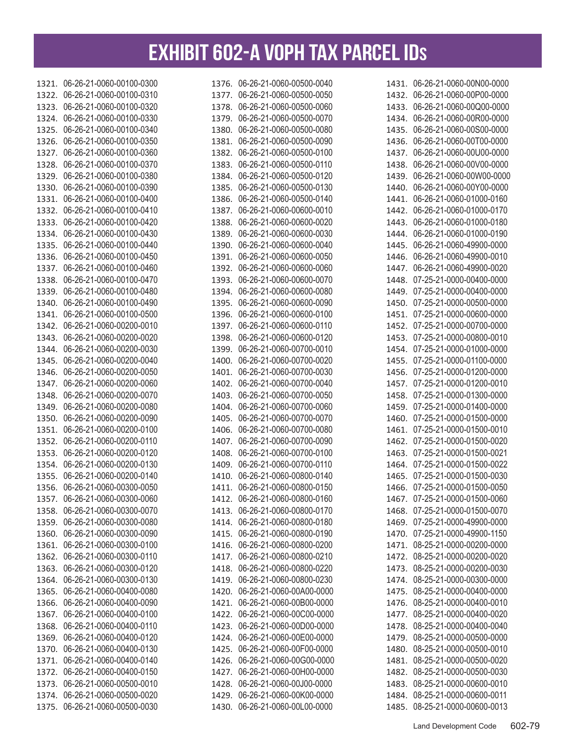# Exhibit 602-A VOPH Tax Parcel IDs

1321. 06-26-21-0060-00100-0300
1322. 06-26-21-0060-00100-0310
1323. 06-26-21-0060-00100-0320
1324. 06-26-21-0060-00100-0330
1325. 06-26-21-0060-00100-0340
1326. 06-26-21-0060-00100-0350
1327. 06-26-21-0060-00100-0360
1328. 06-26-21-0060-00100-0370
1329. 06-26-21-0060-00100-0380
1330. 06-26-21-0060-00100-0390
1331. 06-26-21-0060-00100-0400
1332. 06-26-21-0060-00100-0410
1333. 06-26-21-0060-00100-0420
1334. 06-26-21-0060-00100-0430
1335. 06-26-21-0060-00100-0440
1336. 06-26-21-0060-00100-0450
1337. 06-26-21-0060-00100-0460
1338. 06-26-21-0060-00100-0470
1339. 06-26-21-0060-00100-0480
1340. 06-26-21-0060-00100-0490
1341. 06-26-21-0060-00100-0500
1342. 06-26-21-0060-00200-0010
1343. 06-26-21-0060-00200-0020
1344. 06-26-21-0060-00200-0030
1345. 06-26-21-0060-00200-0040
1346. 06-26-21-0060-00200-0050
1347. 06-26-21-0060-00200-0060
1348. 06-26-21-0060-00200-0070
1349. 06-26-21-0060-00200-0080
1350. 06-26-21-0060-00200-0090
1351. 06-26-21-0060-00200-0100
1352. 06-26-21-0060-00200-0110
1353. 06-26-21-0060-00200-0120
1354. 06-26-21-0060-00200-0130
1355. 06-26-21-0060-00200-0140
1356. 06-26-21-0060-00300-0050
1357. 06-26-21-0060-00300-0060
1358. 06-26-21-0060-00300-0070
1359. 06-26-21-0060-00300-0080
1360. 06-26-21-0060-00300-0090
1361. 06-26-21-0060-00300-0100
1362. 06-26-21-0060-00300-0110
1363. 06-26-21-0060-00300-0120
1364. 06-26-21-0060-00300-0130
1365. 06-26-21-0060-00400-0080
1366. 06-26-21-0060-00400-0090
1367. 06-26-21-0060-00400-0100
1368. 06-26-21-0060-00400-0110
1369. 06-26-21-0060-00400-0120
1370. 06-26-21-0060-00400-0130
1371. 06-26-21-0060-00400-0140
1372. 06-26-21-0060-00400-0150
1373. 06-26-21-0060-00500-0010
1374. 06-26-21-0060-00500-0020
1375. 06-26-21-0060-00500-0030
1376. 06-26-21-0060-00500-0040
1377. 06-26-21-0060-00500-0050
1378. 06-26-21-0060-00500-0060
1379. 06-26-21-0060-00500-0070
1380. 06-26-21-0060-00500-0080
1381. 06-26-21-0060-00500-0090
1382. 06-26-21-0060-00500-0100
1383. 06-26-21-0060-00500-0110
1384. 06-26-21-0060-00500-0120
1385. 06-26-21-0060-00500-0130
1386. 06-26-21-0060-00500-0140
1387. 06-26-21-0060-00600-0010
1388. 06-26-21-0060-00600-0020
1389. 06-26-21-0060-00600-0030
1390. 06-26-21-0060-00600-0040
1391. 06-26-21-0060-00600-0050
1392. 06-26-21-0060-00600-0060
1393. 06-26-21-0060-00600-0070
1394. 06-26-21-0060-00600-0080
1395. 06-26-21-0060-00600-0090
1396. 06-26-21-0060-00600-0100
1397. 06-26-21-0060-00600-0110
1398. 06-26-21-0060-00600-0120
1399. 06-26-21-0060-00700-0010
1400. 06-26-21-0060-00700-0020
1401. 06-26-21-0060-00700-0030
1402. 06-26-21-0060-00700-0040
1403. 06-26-21-0060-00700-0050
1404. 06-26-21-0060-00700-0060
1405. 06-26-21-0060-00700-0070
1406. 06-26-21-0060-00700-0080
1407. 06-26-21-0060-00700-0090
1408. 06-26-21-0060-00700-0100
1409. 06-26-21-0060-00700-0110
1410. 06-26-21-0060-00800-0140
1411. 06-26-21-0060-00800-0150
1412. 06-26-21-0060-00800-0160
1413. 06-26-21-0060-00800-0170
1414. 06-26-21-0060-00800-0180
1415. 06-26-21-0060-00800-0190
1416. 06-26-21-0060-00800-0200
1417. 06-26-21-0060-00800-0210
1418. 06-26-21-0060-00800-0220
1419. 06-26-21-0060-00800-0230
1420. 06-26-21-0060-00A00-0000
1421. 06-26-21-0060-00B00-0000
1422. 06-26-21-0060-00C00-0000
1423. 06-26-21-0060-00D00-0000
1424. 06-26-21-0060-00E00-0000
1425. 06-26-21-0060-00F00-0000
1426. 06-26-21-0060-00G00-0000
1427. 06-26-21-0060-00H00-0000
1428. 06-26-21-0060-00J00-0000
1429. 06-26-21-0060-00K00-0000
1430. 06-26-21-0060-00L00-0000
1431. 06-26-21-0060-00N00-0000
1432. 06-26-21-0060-00P00-0000
1433. 06-26-21-0060-00Q00-0000
1434. 06-26-21-0060-00R00-0000
1435. 06-26-21-0060-00S00-0000
1436. 06-26-21-0060-00T00-0000
1437. 06-26-21-0060-00U00-0000
1438. 06-26-21-0060-00V00-0000
1439. 06-26-21-0060-00W00-0000
1440. 06-26-21-0060-00Y00-0000
1441. 06-26-21-0060-01000-0160
1442. 06-26-21-0060-01000-0170
1443. 06-26-21-0060-01000-0180
1444. 06-26-21-0060-01000-0190
1445. 06-26-21-0060-49900-0000
1446. 06-26-21-0060-49900-0010
1447. 06-26-21-0060-49900-0020
1448. 07-25-21-0000-00400-0000
1449. 07-25-21-0000-00400-0000
1450. 07-25-21-0000-00500-0000
1451. 07-25-21-0000-00600-0000
1452. 07-25-21-0000-00700-0000
1453. 07-25-21-0000-00800-0010
1454. 07-25-21-0000-01000-0000
1455. 07-25-21-0000-01100-0000
1456. 07-25-21-0000-01200-0000
1457. 07-25-21-0000-01200-0010
1458. 07-25-21-0000-01300-0000
1459. 07-25-21-0000-01400-0000
1460. 07-25-21-0000-01500-0000
1461. 07-25-21-0000-01500-0010
1462. 07-25-21-0000-01500-0020
1463. 07-25-21-0000-01500-0021
1464. 07-25-21-0000-01500-0022
1465. 07-25-21-0000-01500-0030
1466. 07-25-21-0000-01500-0050
1467. 07-25-21-0000-01500-0060
1468. 07-25-21-0000-01500-0070
1469. 07-25-21-0000-49900-0000
1470. 07-25-21-0000-49900-1150
1471. 08-25-21-0000-00200-0000
1472. 08-25-21-0000-00200-0020
1473. 08-25-21-0000-00200-0030
1474. 08-25-21-0000-00300-0000
1475. 08-25-21-0000-00400-0000
1476. 08-25-21-0000-00400-0010
1477. 08-25-21-0000-00400-0020
1478. 08-25-21-0000-00400-0040
1479. 08-25-21-0000-00500-0000
1480. 08-25-21-0000-00500-0010
1481. 08-25-21-0000-00500-0020
1482. 08-25-21-0000-00500-0030
1483. 08-25-21-0000-00600-0010
1484. 08-25-21-0000-00600-0011
1485. 08-25-21-0000-00600-0013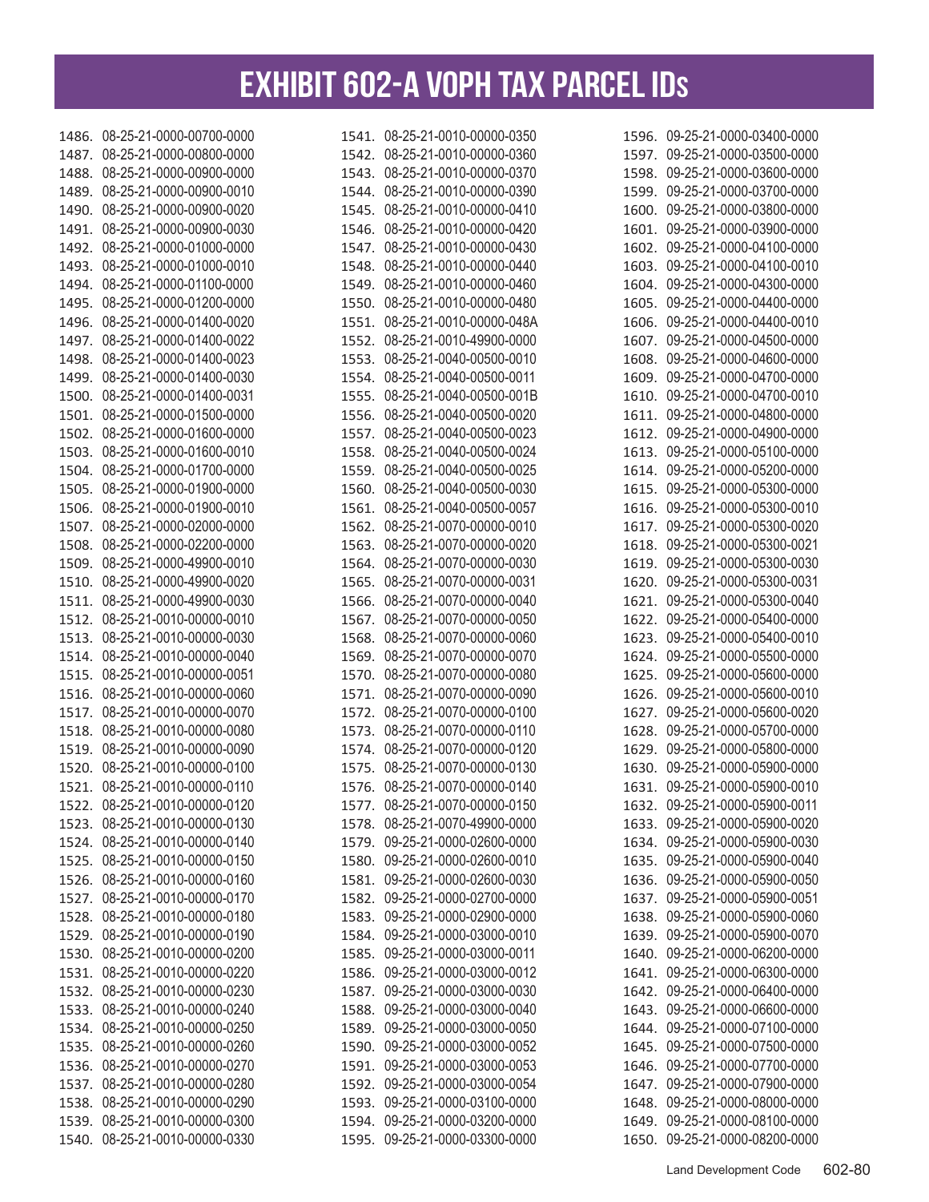# EXHIBIT 602-A VOPH TAX PARCEL IDs

1486. 08-25-21-0000-00700-0000
1487. 08-25-21-0000-00800-0000
1488. 08-25-21-0000-00900-0000
1489. 08-25-21-0000-00900-0010
1490. 08-25-21-0000-00900-0020
1491. 08-25-21-0000-00900-0030
1492. 08-25-21-0000-01000-0000
1493. 08-25-21-0000-01000-0010
1494. 08-25-21-0000-01100-0000
1495. 08-25-21-0000-01200-0000
1496. 08-25-21-0000-01400-0020
1497. 08-25-21-0000-01400-0022
1498. 08-25-21-0000-01400-0023
1499. 08-25-21-0000-01400-0030
1500. 08-25-21-0000-01400-0031
1501. 08-25-21-0000-01500-0000
1502. 08-25-21-0000-01600-0000
1503. 08-25-21-0000-01600-0010
1504. 08-25-21-0000-01700-0000
1505. 08-25-21-0000-01900-0000
1506. 08-25-21-0000-01900-0010
1507. 08-25-21-0000-02000-0000
1508. 08-25-21-0000-02200-0000
1509. 08-25-21-0000-49900-0010
1510. 08-25-21-0000-49900-0020
1511. 08-25-21-0000-49900-0030
1512. 08-25-21-0010-00000-0010
1513. 08-25-21-0010-00000-0030
1514. 08-25-21-0010-00000-0040
1515. 08-25-21-0010-00000-0051
1516. 08-25-21-0010-00000-0060
1517. 08-25-21-0010-00000-0070
1518. 08-25-21-0010-00000-0080
1519. 08-25-21-0010-00000-0090
1520. 08-25-21-0010-00000-0100
1521. 08-25-21-0010-00000-0110
1522. 08-25-21-0010-00000-0120
1523. 08-25-21-0010-00000-0130
1524. 08-25-21-0010-00000-0140
1525. 08-25-21-0010-00000-0150
1526. 08-25-21-0010-00000-0160
1527. 08-25-21-0010-00000-0170
1528. 08-25-21-0010-00000-0180
1529. 08-25-21-0010-00000-0190
1530. 08-25-21-0010-00000-0200
1531. 08-25-21-0010-00000-0220
1532. 08-25-21-0010-00000-0230
1533. 08-25-21-0010-00000-0240
1534. 08-25-21-0010-00000-0250
1535. 08-25-21-0010-00000-0260
1536. 08-25-21-0010-00000-0270
1537. 08-25-21-0010-00000-0280
1538. 08-25-21-0010-00000-0290
1539. 08-25-21-0010-00000-0300
1540. 08-25-21-0010-00000-0330
1541. 08-25-21-0010-00000-0350
1542. 08-25-21-0010-00000-0360
1543. 08-25-21-0010-00000-0370
1544. 08-25-21-0010-00000-0390
1545. 08-25-21-0010-00000-0410
1546. 08-25-21-0010-00000-0420
1547. 08-25-21-0010-00000-0430
1548. 08-25-21-0010-00000-0440
1549. 08-25-21-0010-00000-0460
1550. 08-25-21-0010-00000-0480
1551. 08-25-21-0010-00000-048A
1552. 08-25-21-0010-49900-0000
1553. 08-25-21-0040-00500-0010
1554. 08-25-21-0040-00500-0011
1555. 08-25-21-0040-00500-001B
1556. 08-25-21-0040-00500-0020
1557. 08-25-21-0040-00500-0023
1558. 08-25-21-0040-00500-0024
1559. 08-25-21-0040-00500-0025
1560. 08-25-21-0040-00500-0030
1561. 08-25-21-0040-00500-0057
1562. 08-25-21-0070-00000-0010
1563. 08-25-21-0070-00000-0020
1564. 08-25-21-0070-00000-0030
1565. 08-25-21-0070-00000-0031
1566. 08-25-21-0070-00000-0040
1567. 08-25-21-0070-00000-0050
1568. 08-25-21-0070-00000-0060
1569. 08-25-21-0070-00000-0070
1570. 08-25-21-0070-00000-0080
1571. 08-25-21-0070-00000-0090
1572. 08-25-21-0070-00000-0100
1573. 08-25-21-0070-00000-0110
1574. 08-25-21-0070-00000-0120
1575. 08-25-21-0070-00000-0130
1576. 08-25-21-0070-00000-0140
1577. 08-25-21-0070-00000-0150
1578. 08-25-21-0070-49900-0000
1579. 09-25-21-0000-02600-0000
1580. 09-25-21-0000-02600-0010
1581. 09-25-21-0000-02600-0030
1582. 09-25-21-0000-02700-0000
1583. 09-25-21-0000-02900-0000
1584. 09-25-21-0000-03000-0010
1585. 09-25-21-0000-03000-0011
1586. 09-25-21-0000-03000-0012
1587. 09-25-21-0000-03000-0030
1588. 09-25-21-0000-03000-0040
1589. 09-25-21-0000-03000-0050
1590. 09-25-21-0000-03000-0052
1591. 09-25-21-0000-03000-0053
1592. 09-25-21-0000-03000-0054
1593. 09-25-21-0000-03100-0000
1594. 09-25-21-0000-03200-0000
1595. 09-25-21-0000-03300-0000
1596. 09-25-21-0000-03400-0000
1597. 09-25-21-0000-03500-0000
1598. 09-25-21-0000-03600-0000
1599. 09-25-21-0000-03700-0000
1600. 09-25-21-0000-03800-0000
1601. 09-25-21-0000-03900-0000
1602. 09-25-21-0000-04100-0000
1603. 09-25-21-0000-04100-0010
1604. 09-25-21-0000-04300-0000
1605. 09-25-21-0000-04400-0000
1606. 09-25-21-0000-04400-0010
1607. 09-25-21-0000-04500-0000
1608. 09-25-21-0000-04600-0000
1609. 09-25-21-0000-04700-0000
1610. 09-25-21-0000-04700-0010
1611. 09-25-21-0000-04800-0000
1612. 09-25-21-0000-04900-0000
1613. 09-25-21-0000-05100-0000
1614. 09-25-21-0000-05200-0000
1615. 09-25-21-0000-05300-0000
1616. 09-25-21-0000-05300-0010
1617. 09-25-21-0000-05300-0020
1618. 09-25-21-0000-05300-0021
1619. 09-25-21-0000-05300-0030
1620. 09-25-21-0000-05300-0031
1621. 09-25-21-0000-05300-0040
1622. 09-25-21-0000-05400-0000
1623. 09-25-21-0000-05400-0010
1624. 09-25-21-0000-05500-0000
1625. 09-25-21-0000-05600-0000
1626. 09-25-21-0000-05600-0010
1627. 09-25-21-0000-05600-0020
1628. 09-25-21-0000-05700-0000
1629. 09-25-21-0000-05800-0000
1630. 09-25-21-0000-05900-0000
1631. 09-25-21-0000-05900-0010
1632. 09-25-21-0000-05900-0011
1633. 09-25-21-0000-05900-0020
1634. 09-25-21-0000-05900-0030
1635. 09-25-21-0000-05900-0040
1636. 09-25-21-0000-05900-0050
1637. 09-25-21-0000-05900-0051
1638. 09-25-21-0000-05900-0060
1639. 09-25-21-0000-05900-0070
1640. 09-25-21-0000-06200-0000
1641. 09-25-21-0000-06300-0000
1642. 09-25-21-0000-06400-0000
1643. 09-25-21-0000-06600-0000
1644. 09-25-21-0000-07100-0000
1645. 09-25-21-0000-07500-0000
1646. 09-25-21-0000-07700-0000
1647. 09-25-21-0000-07900-0000
1648. 09-25-21-0000-08000-0000
1649. 09-25-21-0000-08100-0000
1650. 09-25-21-0000-08200-0000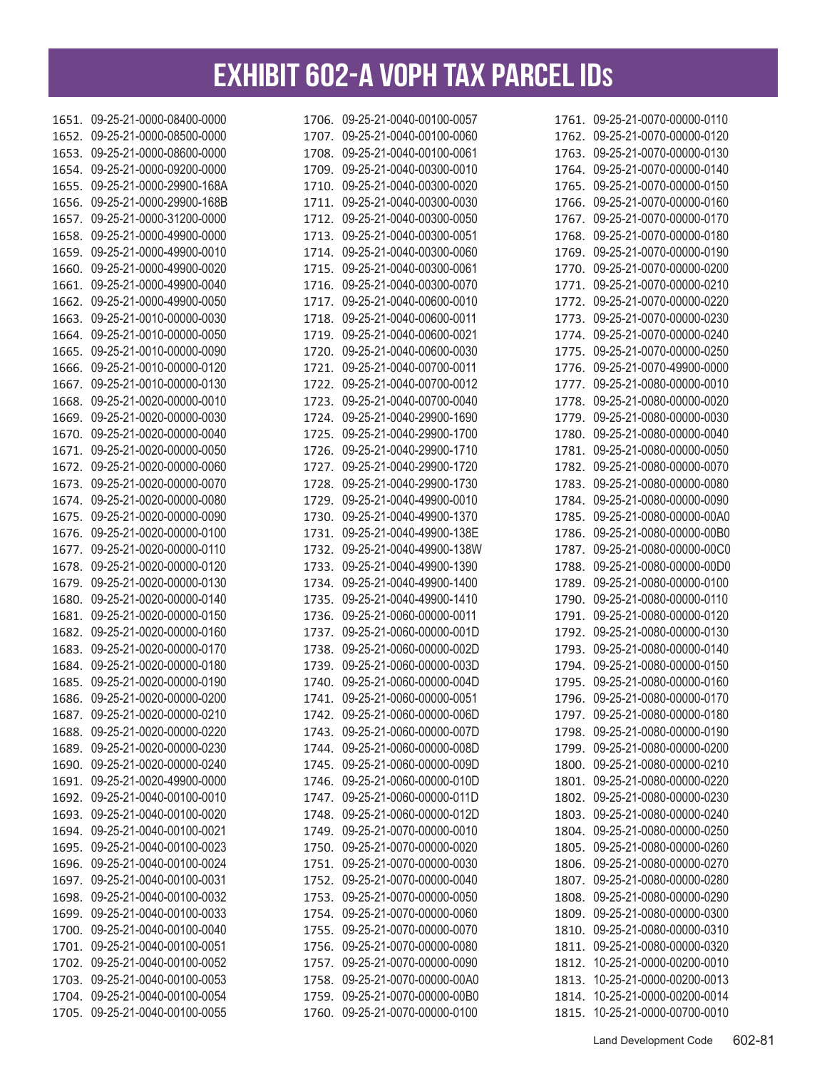# EXHIBIT 602-A VOPH TAX PARCEL IDs

1651. 09-25-21-0000-08400-0000
1652. 09-25-21-0000-08500-0000
1653. 09-25-21-0000-08600-0000
1654. 09-25-21-0000-09200-0000
1655. 09-25-21-0000-29900-168A
1656. 09-25-21-0000-29900-168B
1657. 09-25-21-0000-31200-0000
1658. 09-25-21-0000-49900-0000
1659. 09-25-21-0000-49900-0010
1660. 09-25-21-0000-49900-0020
1661. 09-25-21-0000-49900-0040
1662. 09-25-21-0000-49900-0050
1663. 09-25-21-0010-00000-0030
1664. 09-25-21-0010-00000-0050
1665. 09-25-21-0010-00000-0090
1666. 09-25-21-0010-00000-0120
1667. 09-25-21-0010-00000-0130
1668. 09-25-21-0020-00000-0010
1669. 09-25-21-0020-00000-0030
1670. 09-25-21-0020-00000-0040
1671. 09-25-21-0020-00000-0050
1672. 09-25-21-0020-00000-0060
1673. 09-25-21-0020-00000-0070
1674. 09-25-21-0020-00000-0080
1675. 09-25-21-0020-00000-0090
1676. 09-25-21-0020-00000-0100
1677. 09-25-21-0020-00000-0110
1678. 09-25-21-0020-00000-0120
1679. 09-25-21-0020-00000-0130
1680. 09-25-21-0020-00000-0140
1681. 09-25-21-0020-00000-0150
1682. 09-25-21-0020-00000-0160
1683. 09-25-21-0020-00000-0170
1684. 09-25-21-0020-00000-0180
1685. 09-25-21-0020-00000-0190
1686. 09-25-21-0020-00000-0200
1687. 09-25-21-0020-00000-0210
1688. 09-25-21-0020-00000-0220
1689. 09-25-21-0020-00000-0230
1690. 09-25-21-0020-00000-0240
1691. 09-25-21-0020-49900-0000
1692. 09-25-21-0040-00100-0010
1693. 09-25-21-0040-00100-0020
1694. 09-25-21-0040-00100-0021
1695. 09-25-21-0040-00100-0023
1696. 09-25-21-0040-00100-0024
1697. 09-25-21-0040-00100-0031
1698. 09-25-21-0040-00100-0032
1699. 09-25-21-0040-00100-0033
1700. 09-25-21-0040-00100-0040
1701. 09-25-21-0040-00100-0051
1702. 09-25-21-0040-00100-0052
1703. 09-25-21-0040-00100-0053
1704. 09-25-21-0040-00100-0054
1705. 09-25-21-0040-00100-0055
1706. 09-25-21-0040-00100-0057
1707. 09-25-21-0040-00100-0060
1708. 09-25-21-0040-00100-0061
1709. 09-25-21-0040-00300-0010
1710. 09-25-21-0040-00300-0020
1711. 09-25-21-0040-00300-0030
1712. 09-25-21-0040-00300-0050
1713. 09-25-21-0040-00300-0051
1714. 09-25-21-0040-00300-0060
1715. 09-25-21-0040-00300-0061
1716. 09-25-21-0040-00300-0070
1717. 09-25-21-0040-00600-0010
1718. 09-25-21-0040-00600-0011
1719. 09-25-21-0040-00600-0021
1720. 09-25-21-0040-00600-0030
1721. 09-25-21-0040-00700-0011
1722. 09-25-21-0040-00700-0012
1723. 09-25-21-0040-00700-0040
1724. 09-25-21-0040-29900-1690
1725. 09-25-21-0040-29900-1700
1726. 09-25-21-0040-29900-1710
1727. 09-25-21-0040-29900-1720
1728. 09-25-21-0040-29900-1730
1729. 09-25-21-0040-49900-0010
1730. 09-25-21-0040-49900-1370
1731. 09-25-21-0040-49900-138E
1732. 09-25-21-0040-49900-138W
1733. 09-25-21-0040-49900-1390
1734. 09-25-21-0040-49900-1400
1735. 09-25-21-0040-49900-1410
1736. 09-25-21-0060-00000-0011
1737. 09-25-21-0060-00000-001D
1738. 09-25-21-0060-00000-002D
1739. 09-25-21-0060-00000-003D
1740. 09-25-21-0060-00000-004D
1741. 09-25-21-0060-00000-0051
1742. 09-25-21-0060-00000-006D
1743. 09-25-21-0060-00000-007D
1744. 09-25-21-0060-00000-008D
1745. 09-25-21-0060-00000-009D
1746. 09-25-21-0060-00000-010D
1747. 09-25-21-0060-00000-011D
1748. 09-25-21-0060-00000-012D
1749. 09-25-21-0070-00000-0010
1750. 09-25-21-0070-00000-0020
1751. 09-25-21-0070-00000-0030
1752. 09-25-21-0070-00000-0040
1753. 09-25-21-0070-00000-0050
1754. 09-25-21-0070-00000-0060
1755. 09-25-21-0070-00000-0070
1756. 09-25-21-0070-00000-0080
1757. 09-25-21-0070-00000-0090
1758. 09-25-21-0070-00000-00A0
1759. 09-25-21-0070-00000-00B0
1760. 09-25-21-0070-00000-0100
1761. 09-25-21-0070-00000-0110
1762. 09-25-21-0070-00000-0120
1763. 09-25-21-0070-00000-0130
1764. 09-25-21-0070-00000-0140
1765. 09-25-21-0070-00000-0150
1766. 09-25-21-0070-00000-0160
1767. 09-25-21-0070-00000-0170
1768. 09-25-21-0070-00000-0180
1769. 09-25-21-0070-00000-0190
1770. 09-25-21-0070-00000-0200
1771. 09-25-21-0070-00000-0210
1772. 09-25-21-0070-00000-0220
1773. 09-25-21-0070-00000-0230
1774. 09-25-21-0070-00000-0240
1775. 09-25-21-0070-00000-0250
1776. 09-25-21-0070-49900-0000
1777. 09-25-21-0080-00000-0010
1778. 09-25-21-0080-00000-0020
1779. 09-25-21-0080-00000-0030
1780. 09-25-21-0080-00000-0040
1781. 09-25-21-0080-00000-0050
1782. 09-25-21-0080-00000-0070
1783. 09-25-21-0080-00000-0080
1784. 09-25-21-0080-00000-0090
1785. 09-25-21-0080-00000-00A0
1786. 09-25-21-0080-00000-00B0
1787. 09-25-21-0080-00000-00C0
1788. 09-25-21-0080-00000-00D0
1789. 09-25-21-0080-00000-0100
1790. 09-25-21-0080-00000-0110
1791. 09-25-21-0080-00000-0120
1792. 09-25-21-0080-00000-0130
1793. 09-25-21-0080-00000-0140
1794. 09-25-21-0080-00000-0150
1795. 09-25-21-0080-00000-0160
1796. 09-25-21-0080-00000-0170
1797. 09-25-21-0080-00000-0180
1798. 09-25-21-0080-00000-0190
1799. 09-25-21-0080-00000-0200
1800. 09-25-21-0080-00000-0210
1801. 09-25-21-0080-00000-0220
1802. 09-25-21-0080-00000-0230
1803. 09-25-21-0080-00000-0240
1804. 09-25-21-0080-00000-0250
1805. 09-25-21-0080-00000-0260
1806. 09-25-21-0080-00000-0270
1807. 09-25-21-0080-00000-0280
1808. 09-25-21-0080-00000-0290
1809. 09-25-21-0080-00000-0300
1810. 09-25-21-0080-00000-0310
1811. 09-25-21-0080-00000-0320
1812. 10-25-21-0000-00200-0010
1813. 10-25-21-0000-00200-0013
1814. 10-25-21-0000-00200-0014
1815. 10-25-21-0000-00700-0010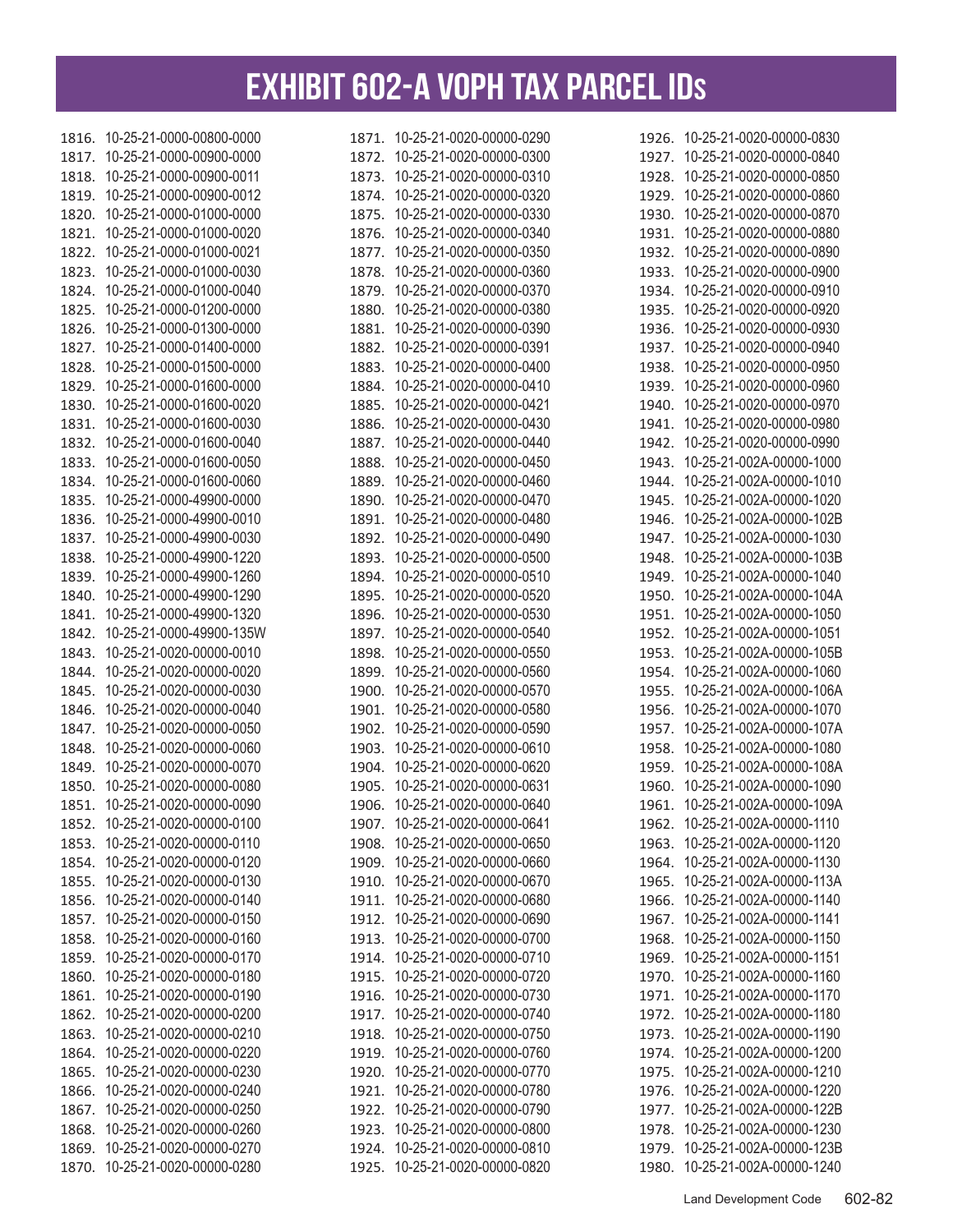# EXHIBIT 602-A VOPH TAX PARCEL IDs

1816. 10-25-21-0000-00800-0000
1817. 10-25-21-0000-00900-0000
1818. 10-25-21-0000-00900-0011
1819. 10-25-21-0000-00900-0012
1820. 10-25-21-0000-01000-0000
1821. 10-25-21-0000-01000-0020
1822. 10-25-21-0000-01000-0021
1823. 10-25-21-0000-01000-0030
1824. 10-25-21-0000-01000-0040
1825. 10-25-21-0000-01200-0000
1826. 10-25-21-0000-01300-0000
1827. 10-25-21-0000-01400-0000
1828. 10-25-21-0000-01500-0000
1829. 10-25-21-0000-01600-0000
1830. 10-25-21-0000-01600-0020
1831. 10-25-21-0000-01600-0030
1832. 10-25-21-0000-01600-0040
1833. 10-25-21-0000-01600-0050
1834. 10-25-21-0000-01600-0060
1835. 10-25-21-0000-49900-0000
1836. 10-25-21-0000-49900-0010
1837. 10-25-21-0000-49900-0030
1838. 10-25-21-0000-49900-1220
1839. 10-25-21-0000-49900-1260
1840. 10-25-21-0000-49900-1290
1841. 10-25-21-0000-49900-1320
1842. 10-25-21-0000-49900-135W
1843. 10-25-21-0020-00000-0010
1844. 10-25-21-0020-00000-0020
1845. 10-25-21-0020-00000-0030
1846. 10-25-21-0020-00000-0040
1847. 10-25-21-0020-00000-0050
1848. 10-25-21-0020-00000-0060
1849. 10-25-21-0020-00000-0070
1850. 10-25-21-0020-00000-0080
1851. 10-25-21-0020-00000-0090
1852. 10-25-21-0020-00000-0100
1853. 10-25-21-0020-00000-0110
1854. 10-25-21-0020-00000-0120
1855. 10-25-21-0020-00000-0130
1856. 10-25-21-0020-00000-0140
1857. 10-25-21-0020-00000-0150
1858. 10-25-21-0020-00000-0160
1859. 10-25-21-0020-00000-0170
1860. 10-25-21-0020-00000-0180
1861. 10-25-21-0020-00000-0190
1862. 10-25-21-0020-00000-0200
1863. 10-25-21-0020-00000-0210
1864. 10-25-21-0020-00000-0220
1865. 10-25-21-0020-00000-0230
1866. 10-25-21-0020-00000-0240
1867. 10-25-21-0020-00000-0250
1868. 10-25-21-0020-00000-0260
1869. 10-25-21-0020-00000-0270
1870. 10-25-21-0020-00000-0280
1871. 10-25-21-0020-00000-0290
1872. 10-25-21-0020-00000-0300
1873. 10-25-21-0020-00000-0310
1874. 10-25-21-0020-00000-0320
1875. 10-25-21-0020-00000-0330
1876. 10-25-21-0020-00000-0340
1877. 10-25-21-0020-00000-0350
1878. 10-25-21-0020-00000-0360
1879. 10-25-21-0020-00000-0370
1880. 10-25-21-0020-00000-0380
1881. 10-25-21-0020-00000-0390
1882. 10-25-21-0020-00000-0391
1883. 10-25-21-0020-00000-0400
1884. 10-25-21-0020-00000-0410
1885. 10-25-21-0020-00000-0421
1886. 10-25-21-0020-00000-0430
1887. 10-25-21-0020-00000-0440
1888. 10-25-21-0020-00000-0450
1889. 10-25-21-0020-00000-0460
1890. 10-25-21-0020-00000-0470
1891. 10-25-21-0020-00000-0480
1892. 10-25-21-0020-00000-0490
1893. 10-25-21-0020-00000-0500
1894. 10-25-21-0020-00000-0510
1895. 10-25-21-0020-00000-0520
1896. 10-25-21-0020-00000-0530
1897. 10-25-21-0020-00000-0540
1898. 10-25-21-0020-00000-0550
1899. 10-25-21-0020-00000-0560
1900. 10-25-21-0020-00000-0570
1901. 10-25-21-0020-00000-0580
1902. 10-25-21-0020-00000-0590
1903. 10-25-21-0020-00000-0610
1904. 10-25-21-0020-00000-0620
1905. 10-25-21-0020-00000-0631
1906. 10-25-21-0020-00000-0640
1907. 10-25-21-0020-00000-0641
1908. 10-25-21-0020-00000-0650
1909. 10-25-21-0020-00000-0660
1910. 10-25-21-0020-00000-0670
1911. 10-25-21-0020-00000-0680
1912. 10-25-21-0020-00000-0690
1913. 10-25-21-0020-00000-0700
1914. 10-25-21-0020-00000-0710
1915. 10-25-21-0020-00000-0720
1916. 10-25-21-0020-00000-0730
1917. 10-25-21-0020-00000-0740
1918. 10-25-21-0020-00000-0750
1919. 10-25-21-0020-00000-0760
1920. 10-25-21-0020-00000-0770
1921. 10-25-21-0020-00000-0780
1922. 10-25-21-0020-00000-0790
1923. 10-25-21-0020-00000-0800
1924. 10-25-21-0020-00000-0810
1925. 10-25-21-0020-00000-0820
1926. 10-25-21-0020-00000-0830
1927. 10-25-21-0020-00000-0840
1928. 10-25-21-0020-00000-0850
1929. 10-25-21-0020-00000-0860
1930. 10-25-21-0020-00000-0870
1931. 10-25-21-0020-00000-0880
1932. 10-25-21-0020-00000-0890
1933. 10-25-21-0020-00000-0900
1934. 10-25-21-0020-00000-0910
1935. 10-25-21-0020-00000-0920
1936. 10-25-21-0020-00000-0930
1937. 10-25-21-0020-00000-0940
1938. 10-25-21-0020-00000-0950
1939. 10-25-21-0020-00000-0960
1940. 10-25-21-0020-00000-0970
1941. 10-25-21-0020-00000-0980
1942. 10-25-21-0020-00000-0990
1943. 10-25-21-002A-00000-1000
1944. 10-25-21-002A-00000-1010
1945. 10-25-21-002A-00000-1020
1946. 10-25-21-002A-00000-102B
1947. 10-25-21-002A-00000-1030
1948. 10-25-21-002A-00000-103B
1949. 10-25-21-002A-00000-1040
1950. 10-25-21-002A-00000-104A
1951. 10-25-21-002A-00000-1050
1952. 10-25-21-002A-00000-1051
1953. 10-25-21-002A-00000-105B
1954. 10-25-21-002A-00000-1060
1955. 10-25-21-002A-00000-106A
1956. 10-25-21-002A-00000-1070
1957. 10-25-21-002A-00000-107A
1958. 10-25-21-002A-00000-1080
1959. 10-25-21-002A-00000-108A
1960. 10-25-21-002A-00000-1090
1961. 10-25-21-002A-00000-109A
1962. 10-25-21-002A-00000-1110
1963. 10-25-21-002A-00000-1120
1964. 10-25-21-002A-00000-1130
1965. 10-25-21-002A-00000-113A
1966. 10-25-21-002A-00000-1140
1967. 10-25-21-002A-00000-1141
1968. 10-25-21-002A-00000-1150
1969. 10-25-21-002A-00000-1151
1970. 10-25-21-002A-00000-1160
1971. 10-25-21-002A-00000-1170
1972. 10-25-21-002A-00000-1180
1973. 10-25-21-002A-00000-1190
1974. 10-25-21-002A-00000-1200
1975. 10-25-21-002A-00000-1210
1976. 10-25-21-002A-00000-1220
1977. 10-25-21-002A-00000-122B
1978. 10-25-21-002A-00000-1230
1979. 10-25-21-002A-00000-123B
1980. 10-25-21-002A-00000-1240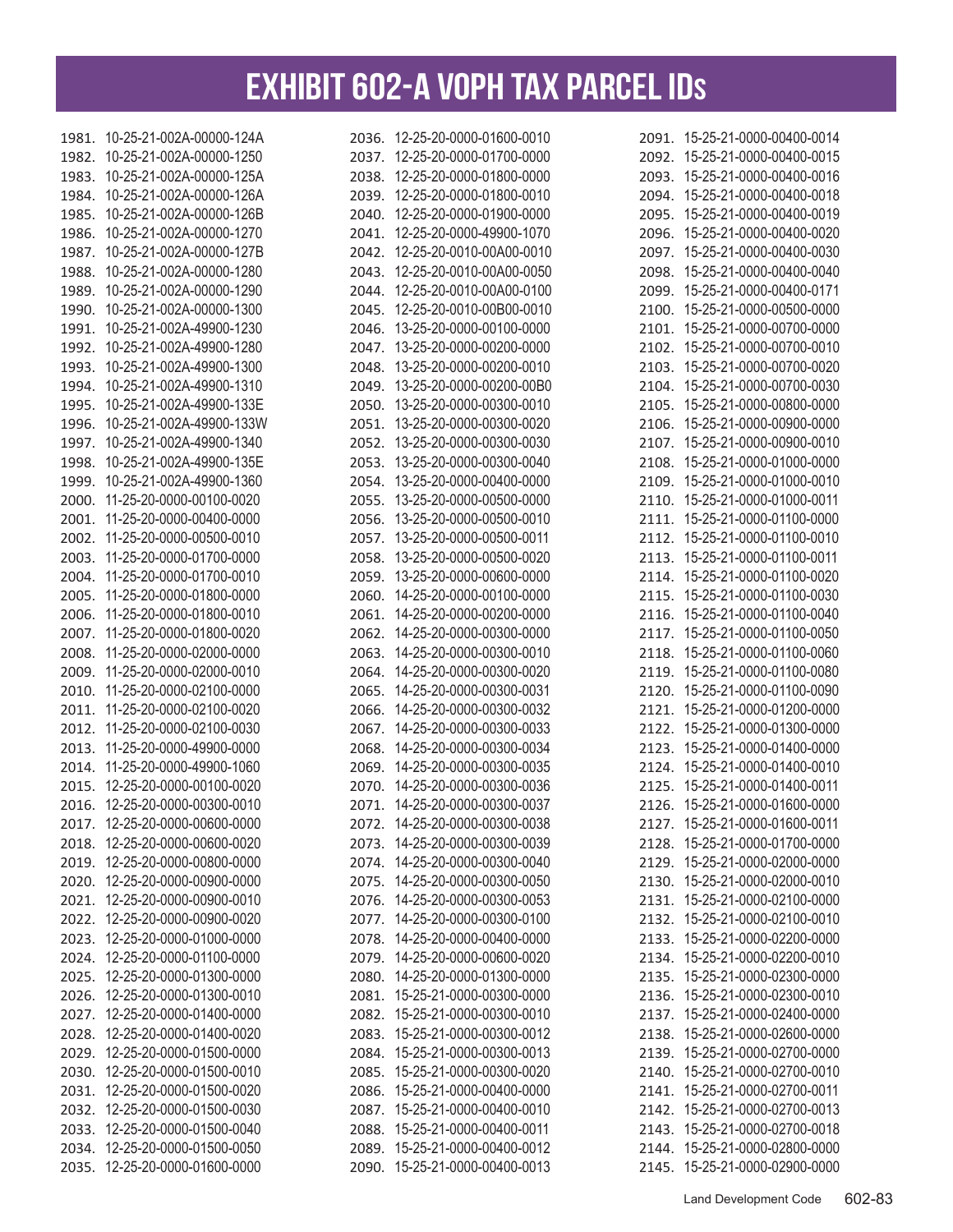# EXHIBIT 602-A VOPH TAX PARCEL IDs

1981. 10-25-21-002A-00000-124A
1982. 10-25-21-002A-00000-1250
1983. 10-25-21-002A-00000-125A
1984. 10-25-21-002A-00000-126A
1985. 10-25-21-002A-00000-126B
1986. 10-25-21-002A-00000-1270
1987. 10-25-21-002A-00000-127B
1988. 10-25-21-002A-00000-1280
1989. 10-25-21-002A-00000-1290
1990. 10-25-21-002A-00000-1300
1991. 10-25-21-002A-49900-1230
1992. 10-25-21-002A-49900-1280
1993. 10-25-21-002A-49900-1300
1994. 10-25-21-002A-49900-1310
1995. 10-25-21-002A-49900-133E
1996. 10-25-21-002A-49900-133W
1997. 10-25-21-002A-49900-1340
1998. 10-25-21-002A-49900-135E
1999. 10-25-21-002A-49900-1360
2000. 11-25-20-0000-00100-0020
2001. 11-25-20-0000-00400-0000
2002. 11-25-20-0000-00500-0010
2003. 11-25-20-0000-01700-0000
2004. 11-25-20-0000-01700-0010
2005. 11-25-20-0000-01800-0000
2006. 11-25-20-0000-01800-0010
2007. 11-25-20-0000-01800-0020
2008. 11-25-20-0000-02000-0000
2009. 11-25-20-0000-02000-0010
2010. 11-25-20-0000-02100-0000
2011. 11-25-20-0000-02100-0020
2012. 11-25-20-0000-02100-0030
2013. 11-25-20-0000-49900-0000
2014. 11-25-20-0000-49900-1060
2015. 12-25-20-0000-00100-0020
2016. 12-25-20-0000-00300-0010
2017. 12-25-20-0000-00600-0000
2018. 12-25-20-0000-00600-0020
2019. 12-25-20-0000-00800-0000
2020. 12-25-20-0000-00900-0000
2021. 12-25-20-0000-00900-0010
2022. 12-25-20-0000-00900-0020
2023. 12-25-20-0000-01000-0000
2024. 12-25-20-0000-01100-0000
2025. 12-25-20-0000-01300-0000
2026. 12-25-20-0000-01300-0010
2027. 12-25-20-0000-01400-0000
2028. 12-25-20-0000-01400-0020
2029. 12-25-20-0000-01500-0000
2030. 12-25-20-0000-01500-0010
2031. 12-25-20-0000-01500-0020
2032. 12-25-20-0000-01500-0030
2033. 12-25-20-0000-01500-0040
2034. 12-25-20-0000-01500-0050
2035. 12-25-20-0000-01600-0000
2036. 12-25-20-0000-01600-0010
2037. 12-25-20-0000-01700-0000
2038. 12-25-20-0000-01800-0000
2039. 12-25-20-0000-01800-0010
2040. 12-25-20-0000-01900-0000
2041. 12-25-20-0000-49900-1070
2042. 12-25-20-0010-00A00-0010
2043. 12-25-20-0010-00A00-0050
2044. 12-25-20-0010-00A00-0100
2045. 12-25-20-0010-00B00-0010
2046. 13-25-20-0000-00100-0000
2047. 13-25-20-0000-00200-0000
2048. 13-25-20-0000-00200-0010
2049. 13-25-20-0000-00200-00B0
2050. 13-25-20-0000-00300-0010
2051. 13-25-20-0000-00300-0020
2052. 13-25-20-0000-00300-0030
2053. 13-25-20-0000-00300-0040
2054. 13-25-20-0000-00400-0000
2055. 13-25-20-0000-00500-0000
2056. 13-25-20-0000-00500-0010
2057. 13-25-20-0000-00500-0011
2058. 13-25-20-0000-00500-0020
2059. 13-25-20-0000-00600-0000
2060. 14-25-20-0000-00100-0000
2061. 14-25-20-0000-00200-0000
2062. 14-25-20-0000-00300-0000
2063. 14-25-20-0000-00300-0010
2064. 14-25-20-0000-00300-0020
2065. 14-25-20-0000-00300-0031
2066. 14-25-20-0000-00300-0032
2067. 14-25-20-0000-00300-0033
2068. 14-25-20-0000-00300-0034
2069. 14-25-20-0000-00300-0035
2070. 14-25-20-0000-00300-0036
2071. 14-25-20-0000-00300-0037
2072. 14-25-20-0000-00300-0038
2073. 14-25-20-0000-00300-0039
2074. 14-25-20-0000-00300-0040
2075. 14-25-20-0000-00300-0050
2076. 14-25-20-0000-00300-0053
2077. 14-25-20-0000-00300-0100
2078. 14-25-20-0000-00400-0000
2079. 14-25-20-0000-00600-0020
2080. 14-25-20-0000-01300-0000
2081. 15-25-21-0000-00300-0000
2082. 15-25-21-0000-00300-0010
2083. 15-25-21-0000-00300-0012
2084. 15-25-21-0000-00300-0013
2085. 15-25-21-0000-00300-0020
2086. 15-25-21-0000-00400-0000
2087. 15-25-21-0000-00400-0010
2088. 15-25-21-0000-00400-0011
2089. 15-25-21-0000-00400-0012
2090. 15-25-21-0000-00400-0013
2091. 15-25-21-0000-00400-0014
2092. 15-25-21-0000-00400-0015
2093. 15-25-21-0000-00400-0016
2094. 15-25-21-0000-00400-0018
2095. 15-25-21-0000-00400-0019
2096. 15-25-21-0000-00400-0020
2097. 15-25-21-0000-00400-0030
2098. 15-25-21-0000-00400-0040
2099. 15-25-21-0000-00400-0171
2100. 15-25-21-0000-00500-0000
2101. 15-25-21-0000-00700-0000
2102. 15-25-21-0000-00700-0010
2103. 15-25-21-0000-00700-0020
2104. 15-25-21-0000-00700-0030
2105. 15-25-21-0000-00800-0000
2106. 15-25-21-0000-00900-0000
2107. 15-25-21-0000-00900-0010
2108. 15-25-21-0000-01000-0000
2109. 15-25-21-0000-01000-0010
2110. 15-25-21-0000-01000-0011
2111. 15-25-21-0000-01100-0000
2112. 15-25-21-0000-01100-0010
2113. 15-25-21-0000-01100-0011
2114. 15-25-21-0000-01100-0020
2115. 15-25-21-0000-01100-0030
2116. 15-25-21-0000-01100-0040
2117. 15-25-21-0000-01100-0050
2118. 15-25-21-0000-01100-0060
2119. 15-25-21-0000-01100-0080
2120. 15-25-21-0000-01100-0090
2121. 15-25-21-0000-01200-0000
2122. 15-25-21-0000-01300-0000
2123. 15-25-21-0000-01400-0000
2124. 15-25-21-0000-01400-0010
2125. 15-25-21-0000-01400-0011
2126. 15-25-21-0000-01600-0000
2127. 15-25-21-0000-01600-0011
2128. 15-25-21-0000-01700-0000
2129. 15-25-21-0000-02000-0000
2130. 15-25-21-0000-02000-0010
2131. 15-25-21-0000-02100-0000
2132. 15-25-21-0000-02100-0010
2133. 15-25-21-0000-02200-0000
2134. 15-25-21-0000-02200-0010
2135. 15-25-21-0000-02300-0000
2136. 15-25-21-0000-02300-0010
2137. 15-25-21-0000-02400-0000
2138. 15-25-21-0000-02600-0000
2139. 15-25-21-0000-02700-0000
2140. 15-25-21-0000-02700-0010
2141. 15-25-21-0000-02700-0011
2142. 15-25-21-0000-02700-0013
2143. 15-25-21-0000-02700-0018
2144. 15-25-21-0000-02800-0000
2145. 15-25-21-0000-02900-0000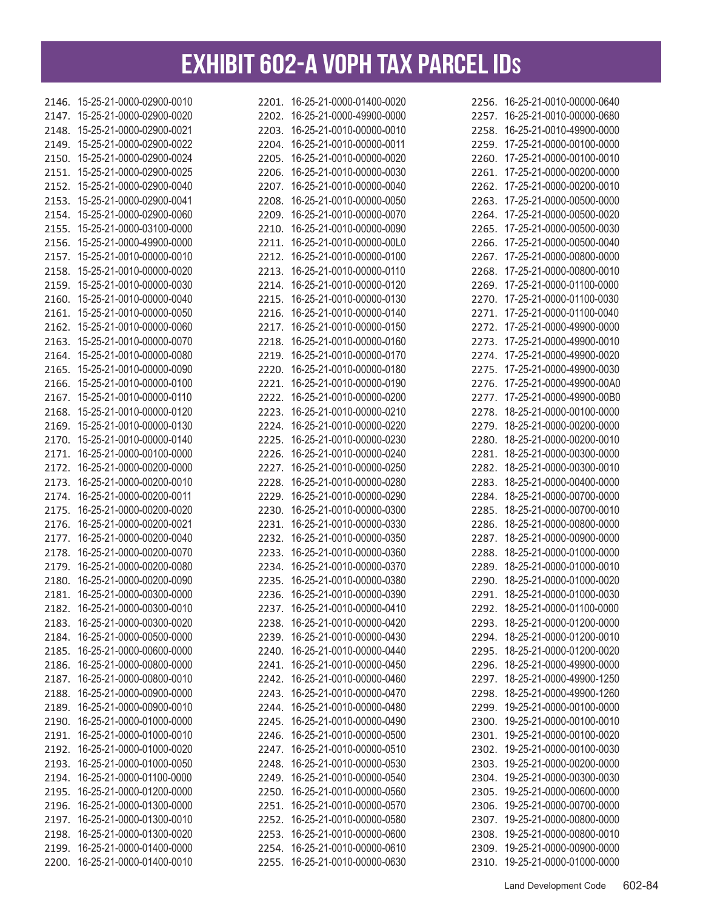# EXHIBIT 602-A VOPH TAX PARCEL IDs

2146. 15-25-21-0000-02900-0010
2147. 15-25-21-0000-02900-0020
2148. 15-25-21-0000-02900-0021
2149. 15-25-21-0000-02900-0022
2150. 15-25-21-0000-02900-0024
2151. 15-25-21-0000-02900-0025
2152. 15-25-21-0000-02900-0040
2153. 15-25-21-0000-02900-0041
2154. 15-25-21-0000-02900-0060
2155. 15-25-21-0000-03100-0000
2156. 15-25-21-0000-49900-0000
2157. 15-25-21-0010-00000-0010
2158. 15-25-21-0010-00000-0020
2159. 15-25-21-0010-00000-0030
2160. 15-25-21-0010-00000-0040
2161. 15-25-21-0010-00000-0050
2162. 15-25-21-0010-00000-0060
2163. 15-25-21-0010-00000-0070
2164. 15-25-21-0010-00000-0080
2165. 15-25-21-0010-00000-0090
2166. 15-25-21-0010-00000-0100
2167. 15-25-21-0010-00000-0110
2168. 15-25-21-0010-00000-0120
2169. 15-25-21-0010-00000-0130
2170. 15-25-21-0010-00000-0140
2171. 16-25-21-0000-00100-0000
2172. 16-25-21-0000-00200-0000
2173. 16-25-21-0000-00200-0010
2174. 16-25-21-0000-00200-0011
2175. 16-25-21-0000-00200-0020
2176. 16-25-21-0000-00200-0021
2177. 16-25-21-0000-00200-0040
2178. 16-25-21-0000-00200-0070
2179. 16-25-21-0000-00200-0080
2180. 16-25-21-0000-00200-0090
2181. 16-25-21-0000-00300-0000
2182. 16-25-21-0000-00300-0010
2183. 16-25-21-0000-00300-0020
2184. 16-25-21-0000-00500-0000
2185. 16-25-21-0000-00600-0000
2186. 16-25-21-0000-00800-0000
2187. 16-25-21-0000-00800-0010
2188. 16-25-21-0000-00900-0000
2189. 16-25-21-0000-00900-0010
2190. 16-25-21-0000-01000-0000
2191. 16-25-21-0000-01000-0010
2192. 16-25-21-0000-01000-0020
2193. 16-25-21-0000-01000-0050
2194. 16-25-21-0000-01100-0000
2195. 16-25-21-0000-01200-0000
2196. 16-25-21-0000-01300-0000
2197. 16-25-21-0000-01300-0010
2198. 16-25-21-0000-01300-0020
2199. 16-25-21-0000-01400-0000
2200. 16-25-21-0000-01400-0010
2201. 16-25-21-0000-01400-0020
2202. 16-25-21-0000-49900-0000
2203. 16-25-21-0010-00000-0010
2204. 16-25-21-0010-00000-0011
2205. 16-25-21-0010-00000-0020
2206. 16-25-21-0010-00000-0030
2207. 16-25-21-0010-00000-0040
2208. 16-25-21-0010-00000-0050
2209. 16-25-21-0010-00000-0070
2210. 16-25-21-0010-00000-0090
2211. 16-25-21-0010-00000-00L0
2212. 16-25-21-0010-00000-0100
2213. 16-25-21-0010-00000-0110
2214. 16-25-21-0010-00000-0120
2215. 16-25-21-0010-00000-0130
2216. 16-25-21-0010-00000-0140
2217. 16-25-21-0010-00000-0150
2218. 16-25-21-0010-00000-0160
2219. 16-25-21-0010-00000-0170
2220. 16-25-21-0010-00000-0180
2221. 16-25-21-0010-00000-0190
2222. 16-25-21-0010-00000-0200
2223. 16-25-21-0010-00000-0210
2224. 16-25-21-0010-00000-0220
2225. 16-25-21-0010-00000-0230
2226. 16-25-21-0010-00000-0240
2227. 16-25-21-0010-00000-0250
2228. 16-25-21-0010-00000-0280
2229. 16-25-21-0010-00000-0290
2230. 16-25-21-0010-00000-0300
2231. 16-25-21-0010-00000-0330
2232. 16-25-21-0010-00000-0350
2233. 16-25-21-0010-00000-0360
2234. 16-25-21-0010-00000-0370
2235. 16-25-21-0010-00000-0380
2236. 16-25-21-0010-00000-0390
2237. 16-25-21-0010-00000-0410
2238. 16-25-21-0010-00000-0420
2239. 16-25-21-0010-00000-0430
2240. 16-25-21-0010-00000-0440
2241. 16-25-21-0010-00000-0450
2242. 16-25-21-0010-00000-0460
2243. 16-25-21-0010-00000-0470
2244. 16-25-21-0010-00000-0480
2245. 16-25-21-0010-00000-0490
2246. 16-25-21-0010-00000-0500
2247. 16-25-21-0010-00000-0510
2248. 16-25-21-0010-00000-0530
2249. 16-25-21-0010-00000-0540
2250. 16-25-21-0010-00000-0560
2251. 16-25-21-0010-00000-0570
2252. 16-25-21-0010-00000-0580
2253. 16-25-21-0010-00000-0600
2254. 16-25-21-0010-00000-0610
2255. 16-25-21-0010-00000-0630
2256. 16-25-21-0010-00000-0640
2257. 16-25-21-0010-00000-0680
2258. 16-25-21-0010-49900-0000
2259. 17-25-21-0000-00100-0000
2260. 17-25-21-0000-00100-0010
2261. 17-25-21-0000-00200-0000
2262. 17-25-21-0000-00200-0010
2263. 17-25-21-0000-00500-0000
2264. 17-25-21-0000-00500-0020
2265. 17-25-21-0000-00500-0030
2266. 17-25-21-0000-00500-0040
2267. 17-25-21-0000-00800-0000
2268. 17-25-21-0000-00800-0010
2269. 17-25-21-0000-01100-0000
2270. 17-25-21-0000-01100-0030
2271. 17-25-21-0000-01100-0040
2272. 17-25-21-0000-49900-0000
2273. 17-25-21-0000-49900-0010
2274. 17-25-21-0000-49900-0020
2275. 17-25-21-0000-49900-0030
2276. 17-25-21-0000-49900-00A0
2277. 17-25-21-0000-49900-00B0
2278. 18-25-21-0000-00100-0000
2279. 18-25-21-0000-00200-0000
2280. 18-25-21-0000-00200-0010
2281. 18-25-21-0000-00300-0000
2282. 18-25-21-0000-00300-0010
2283. 18-25-21-0000-00400-0000
2284. 18-25-21-0000-00700-0000
2285. 18-25-21-0000-00700-0010
2286. 18-25-21-0000-00800-0000
2287. 18-25-21-0000-00900-0000
2288. 18-25-21-0000-01000-0000
2289. 18-25-21-0000-01000-0010
2290. 18-25-21-0000-01000-0020
2291. 18-25-21-0000-01000-0030
2292. 18-25-21-0000-01100-0000
2293. 18-25-21-0000-01200-0000
2294. 18-25-21-0000-01200-0010
2295. 18-25-21-0000-01200-0020
2296. 18-25-21-0000-49900-0000
2297. 18-25-21-0000-49900-1250
2298. 18-25-21-0000-49900-1260
2299. 19-25-21-0000-00100-0000
2300. 19-25-21-0000-00100-0010
2301. 19-25-21-0000-00100-0020
2302. 19-25-21-0000-00100-0030
2303. 19-25-21-0000-00200-0000
2304. 19-25-21-0000-00300-0030
2305. 19-25-21-0000-00600-0000
2306. 19-25-21-0000-00700-0000
2307. 19-25-21-0000-00800-0000
2308. 19-25-21-0000-00800-0010
2309. 19-25-21-0000-00900-0000
2310. 19-25-21-0000-01000-0000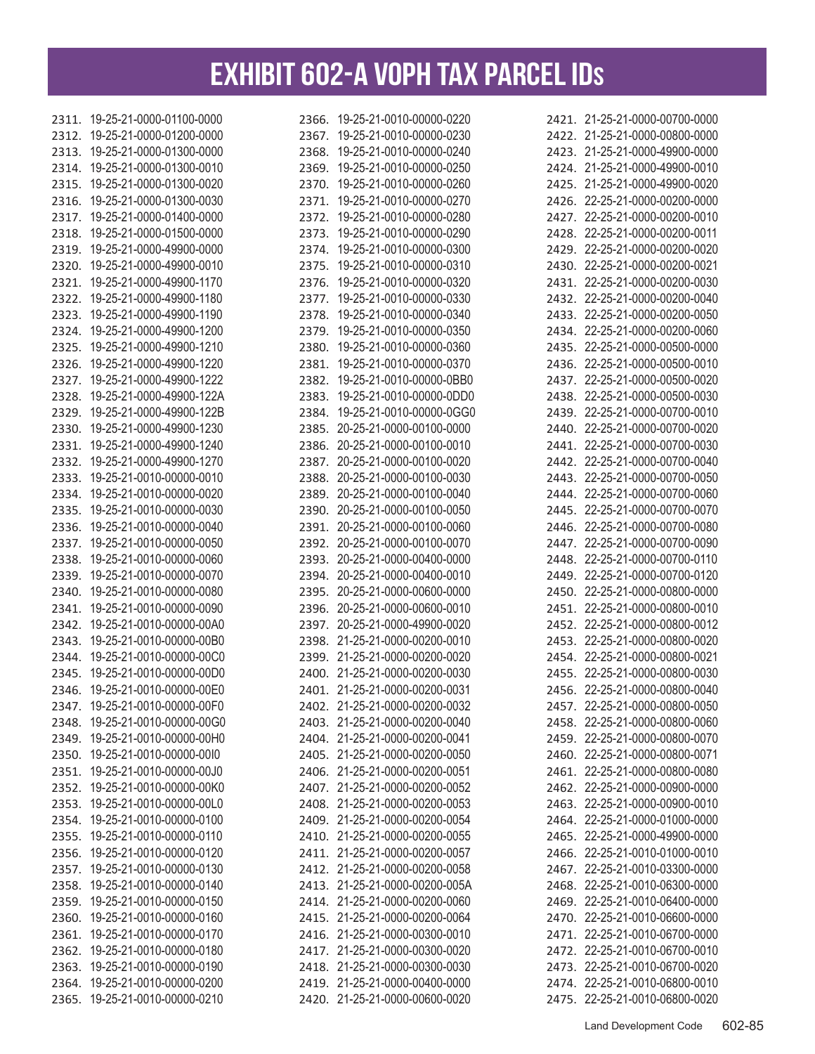# EXHIBIT 602-A VOPH TAX PARCEL IDs

2311. 19-25-21-0000-01100-0000
2312. 19-25-21-0000-01200-0000
2313. 19-25-21-0000-01300-0000
2314. 19-25-21-0000-01300-0010
2315. 19-25-21-0000-01300-0020
2316. 19-25-21-0000-01300-0030
2317. 19-25-21-0000-01400-0000
2318. 19-25-21-0000-01500-0000
2319. 19-25-21-0000-49900-0000
2320. 19-25-21-0000-49900-0010
2321. 19-25-21-0000-49900-1170
2322. 19-25-21-0000-49900-1180
2323. 19-25-21-0000-49900-1190
2324. 19-25-21-0000-49900-1200
2325. 19-25-21-0000-49900-1210
2326. 19-25-21-0000-49900-1220
2327. 19-25-21-0000-49900-1222
2328. 19-25-21-0000-49900-122A
2329. 19-25-21-0000-49900-122B
2330. 19-25-21-0000-49900-1230
2331. 19-25-21-0000-49900-1240
2332. 19-25-21-0000-49900-1270
2333. 19-25-21-0010-00000-0010
2334. 19-25-21-0010-00000-0020
2335. 19-25-21-0010-00000-0030
2336. 19-25-21-0010-00000-0040
2337. 19-25-21-0010-00000-0050
2338. 19-25-21-0010-00000-0060
2339. 19-25-21-0010-00000-0070
2340. 19-25-21-0010-00000-0080
2341. 19-25-21-0010-00000-0090
2342. 19-25-21-0010-00000-00A0
2343. 19-25-21-0010-00000-00B0
2344. 19-25-21-0010-00000-00C0
2345. 19-25-21-0010-00000-00D0
2346. 19-25-21-0010-00000-00E0
2347. 19-25-21-0010-00000-00F0
2348. 19-25-21-0010-00000-00G0
2349. 19-25-21-0010-00000-00H0
2350. 19-25-21-0010-00000-00I0
2351. 19-25-21-0010-00000-00J0
2352. 19-25-21-0010-00000-00K0
2353. 19-25-21-0010-00000-00L0
2354. 19-25-21-0010-00000-0100
2355. 19-25-21-0010-00000-0110
2356. 19-25-21-0010-00000-0120
2357. 19-25-21-0010-00000-0130
2358. 19-25-21-0010-00000-0140
2359. 19-25-21-0010-00000-0150
2360. 19-25-21-0010-00000-0160
2361. 19-25-21-0010-00000-0170
2362. 19-25-21-0010-00000-0180
2363. 19-25-21-0010-00000-0190
2364. 19-25-21-0010-00000-0200
2365. 19-25-21-0010-00000-0210
2366. 19-25-21-0010-00000-0220
2367. 19-25-21-0010-00000-0230
2368. 19-25-21-0010-00000-0240
2369. 19-25-21-0010-00000-0250
2370. 19-25-21-0010-00000-0260
2371. 19-25-21-0010-00000-0270
2372. 19-25-21-0010-00000-0280
2373. 19-25-21-0010-00000-0290
2374. 19-25-21-0010-00000-0300
2375. 19-25-21-0010-00000-0310
2376. 19-25-21-0010-00000-0320
2377. 19-25-21-0010-00000-0330
2378. 19-25-21-0010-00000-0340
2379. 19-25-21-0010-00000-0350
2380. 19-25-21-0010-00000-0360
2381. 19-25-21-0010-00000-0370
2382. 19-25-21-0010-00000-0BB0
2383. 19-25-21-0010-00000-0DD0
2384. 19-25-21-0010-00000-0GG0
2385. 20-25-21-0000-00100-0000
2386. 20-25-21-0000-00100-0010
2387. 20-25-21-0000-00100-0020
2388. 20-25-21-0000-00100-0030
2389. 20-25-21-0000-00100-0040
2390. 20-25-21-0000-00100-0050
2391. 20-25-21-0000-00100-0060
2392. 20-25-21-0000-00100-0070
2393. 20-25-21-0000-00400-0000
2394. 20-25-21-0000-00400-0010
2395. 20-25-21-0000-00600-0000
2396. 20-25-21-0000-00600-0010
2397. 20-25-21-0000-49900-0020
2398. 21-25-21-0000-00200-0010
2399. 21-25-21-0000-00200-0020
2400. 21-25-21-0000-00200-0030
2401. 21-25-21-0000-00200-0031
2402. 21-25-21-0000-00200-0032
2403. 21-25-21-0000-00200-0040
2404. 21-25-21-0000-00200-0041
2405. 21-25-21-0000-00200-0050
2406. 21-25-21-0000-00200-0051
2407. 21-25-21-0000-00200-0052
2408. 21-25-21-0000-00200-0053
2409. 21-25-21-0000-00200-0054
2410. 21-25-21-0000-00200-0055
2411. 21-25-21-0000-00200-0057
2412. 21-25-21-0000-00200-0058
2413. 21-25-21-0000-00200-005A
2414. 21-25-21-0000-00200-0060
2415. 21-25-21-0000-00200-0064
2416. 21-25-21-0000-00300-0010
2417. 21-25-21-0000-00300-0020
2418. 21-25-21-0000-00300-0030
2419. 21-25-21-0000-00400-0000
2420. 21-25-21-0000-00600-0020
2421. 21-25-21-0000-00700-0000
2422. 21-25-21-0000-00800-0000
2423. 21-25-21-0000-49900-0000
2424. 21-25-21-0000-49900-0010
2425. 21-25-21-0000-49900-0020
2426. 22-25-21-0000-00200-0000
2427. 22-25-21-0000-00200-0010
2428. 22-25-21-0000-00200-0011
2429. 22-25-21-0000-00200-0020
2430. 22-25-21-0000-00200-0021
2431. 22-25-21-0000-00200-0030
2432. 22-25-21-0000-00200-0040
2433. 22-25-21-0000-00200-0050
2434. 22-25-21-0000-00200-0060
2435. 22-25-21-0000-00500-0000
2436. 22-25-21-0000-00500-0010
2437. 22-25-21-0000-00500-0020
2438. 22-25-21-0000-00500-0030
2439. 22-25-21-0000-00700-0010
2440. 22-25-21-0000-00700-0020
2441. 22-25-21-0000-00700-0030
2442. 22-25-21-0000-00700-0040
2443. 22-25-21-0000-00700-0050
2444. 22-25-21-0000-00700-0060
2445. 22-25-21-0000-00700-0070
2446. 22-25-21-0000-00700-0080
2447. 22-25-21-0000-00700-0090
2448. 22-25-21-0000-00700-0110
2449. 22-25-21-0000-00700-0120
2450. 22-25-21-0000-00800-0000
2451. 22-25-21-0000-00800-0010
2452. 22-25-21-0000-00800-0012
2453. 22-25-21-0000-00800-0020
2454. 22-25-21-0000-00800-0021
2455. 22-25-21-0000-00800-0030
2456. 22-25-21-0000-00800-0040
2457. 22-25-21-0000-00800-0050
2458. 22-25-21-0000-00800-0060
2459. 22-25-21-0000-00800-0070
2460. 22-25-21-0000-00800-0071
2461. 22-25-21-0000-00800-0080
2462. 22-25-21-0000-00900-0000
2463. 22-25-21-0000-00900-0010
2464. 22-25-21-0000-01000-0000
2465. 22-25-21-0000-49900-0000
2466. 22-25-21-0010-01000-0010
2467. 22-25-21-0010-03300-0000
2468. 22-25-21-0010-06300-0000
2469. 22-25-21-0010-06400-0000
2470. 22-25-21-0010-06600-0000
2471. 22-25-21-0010-06700-0000
2472. 22-25-21-0010-06700-0010
2473. 22-25-21-0010-06700-0020
2474. 22-25-21-0010-06800-0010
2475. 22-25-21-0010-06800-0020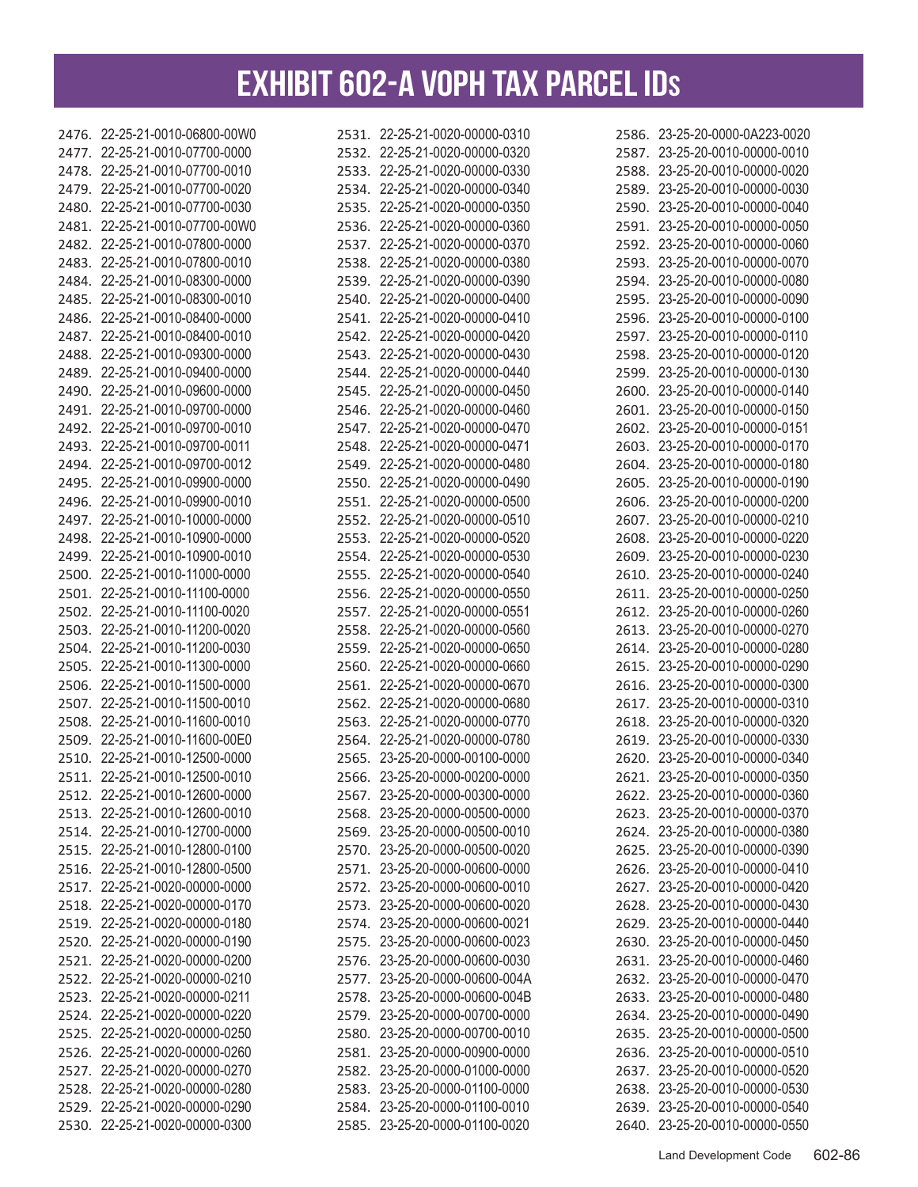# EXHIBIT 602-A VOPH TAX PARCEL IDs

2476. 22-25-21-0010-06800-00W0
2477. 22-25-21-0010-07700-0000
2478. 22-25-21-0010-07700-0010
2479. 22-25-21-0010-07700-0020
2480. 22-25-21-0010-07700-0030
2481. 22-25-21-0010-07700-00W0
2482. 22-25-21-0010-07800-0000
2483. 22-25-21-0010-07800-0010
2484. 22-25-21-0010-08300-0000
2485. 22-25-21-0010-08300-0010
2486. 22-25-21-0010-08400-0000
2487. 22-25-21-0010-08400-0010
2488. 22-25-21-0010-09300-0000
2489. 22-25-21-0010-09400-0000
2490. 22-25-21-0010-09600-0000
2491. 22-25-21-0010-09700-0000
2492. 22-25-21-0010-09700-0010
2493. 22-25-21-0010-09700-0011
2494. 22-25-21-0010-09700-0012
2495. 22-25-21-0010-09900-0000
2496. 22-25-21-0010-09900-0010
2497. 22-25-21-0010-10000-0000
2498. 22-25-21-0010-10900-0000
2499. 22-25-21-0010-10900-0010
2500. 22-25-21-0010-11000-0000
2501. 22-25-21-0010-11100-0000
2502. 22-25-21-0010-11100-0020
2503. 22-25-21-0010-11200-0020
2504. 22-25-21-0010-11200-0030
2505. 22-25-21-0010-11300-0000
2506. 22-25-21-0010-11500-0000
2507. 22-25-21-0010-11500-0010
2508. 22-25-21-0010-11600-0010
2509. 22-25-21-0010-11600-00E0
2510. 22-25-21-0010-12500-0000
2511. 22-25-21-0010-12500-0010
2512. 22-25-21-0010-12600-0000
2513. 22-25-21-0010-12600-0010
2514. 22-25-21-0010-12700-0000
2515. 22-25-21-0010-12800-0100
2516. 22-25-21-0010-12800-0500
2517. 22-25-21-0020-00000-0000
2518. 22-25-21-0020-00000-0170
2519. 22-25-21-0020-00000-0180
2520. 22-25-21-0020-00000-0190
2521. 22-25-21-0020-00000-0200
2522. 22-25-21-0020-00000-0210
2523. 22-25-21-0020-00000-0211
2524. 22-25-21-0020-00000-0220
2525. 22-25-21-0020-00000-0250
2526. 22-25-21-0020-00000-0260
2527. 22-25-21-0020-00000-0270
2528. 22-25-21-0020-00000-0280
2529. 22-25-21-0020-00000-0290
2530. 22-25-21-0020-00000-0300
2531. 22-25-21-0020-00000-0310
2532. 22-25-21-0020-00000-0320
2533. 22-25-21-0020-00000-0330
2534. 22-25-21-0020-00000-0340
2535. 22-25-21-0020-00000-0350
2536. 22-25-21-0020-00000-0360
2537. 22-25-21-0020-00000-0370
2538. 22-25-21-0020-00000-0380
2539. 22-25-21-0020-00000-0390
2540. 22-25-21-0020-00000-0400
2541. 22-25-21-0020-00000-0410
2542. 22-25-21-0020-00000-0420
2543. 22-25-21-0020-00000-0430
2544. 22-25-21-0020-00000-0440
2545. 22-25-21-0020-00000-0450
2546. 22-25-21-0020-00000-0460
2547. 22-25-21-0020-00000-0470
2548. 22-25-21-0020-00000-0471
2549. 22-25-21-0020-00000-0480
2550. 22-25-21-0020-00000-0490
2551. 22-25-21-0020-00000-0500
2552. 22-25-21-0020-00000-0510
2553. 22-25-21-0020-00000-0520
2554. 22-25-21-0020-00000-0530
2555. 22-25-21-0020-00000-0540
2556. 22-25-21-0020-00000-0550
2557. 22-25-21-0020-00000-0551
2558. 22-25-21-0020-00000-0560
2559. 22-25-21-0020-00000-0650
2560. 22-25-21-0020-00000-0660
2561. 22-25-21-0020-00000-0670
2562. 22-25-21-0020-00000-0680
2563. 22-25-21-0020-00000-0770
2564. 22-25-21-0020-00000-0780
2565. 23-25-20-0000-00100-0000
2566. 23-25-20-0000-00200-0000
2567. 23-25-20-0000-00300-0000
2568. 23-25-20-0000-00500-0000
2569. 23-25-20-0000-00500-0010
2570. 23-25-20-0000-00500-0020
2571. 23-25-20-0000-00600-0000
2572. 23-25-20-0000-00600-0010
2573. 23-25-20-0000-00600-0020
2574. 23-25-20-0000-00600-0021
2575. 23-25-20-0000-00600-0023
2576. 23-25-20-0000-00600-0030
2577. 23-25-20-0000-00600-004A
2578. 23-25-20-0000-00600-004B
2579. 23-25-20-0000-00700-0000
2580. 23-25-20-0000-00700-0010
2581. 23-25-20-0000-00900-0000
2582. 23-25-20-0000-01000-0000
2583. 23-25-20-0000-01100-0000
2584. 23-25-20-0000-01100-0010
2585. 23-25-20-0000-01100-0020
2586. 23-25-20-0000-0A223-0020
2587. 23-25-20-0010-00000-0010
2588. 23-25-20-0010-00000-0020
2589. 23-25-20-0010-00000-0030
2590. 23-25-20-0010-00000-0040
2591. 23-25-20-0010-00000-0050
2592. 23-25-20-0010-00000-0060
2593. 23-25-20-0010-00000-0070
2594. 23-25-20-0010-00000-0080
2595. 23-25-20-0010-00000-0090
2596. 23-25-20-0010-00000-0100
2597. 23-25-20-0010-00000-0110
2598. 23-25-20-0010-00000-0120
2599. 23-25-20-0010-00000-0130
2600. 23-25-20-0010-00000-0140
2601. 23-25-20-0010-00000-0150
2602. 23-25-20-0010-00000-0151
2603. 23-25-20-0010-00000-0170
2604. 23-25-20-0010-00000-0180
2605. 23-25-20-0010-00000-0190
2606. 23-25-20-0010-00000-0200
2607. 23-25-20-0010-00000-0210
2608. 23-25-20-0010-00000-0220
2609. 23-25-20-0010-00000-0230
2610. 23-25-20-0010-00000-0240
2611. 23-25-20-0010-00000-0250
2612. 23-25-20-0010-00000-0260
2613. 23-25-20-0010-00000-0270
2614. 23-25-20-0010-00000-0280
2615. 23-25-20-0010-00000-0290
2616. 23-25-20-0010-00000-0300
2617. 23-25-20-0010-00000-0310
2618. 23-25-20-0010-00000-0320
2619. 23-25-20-0010-00000-0330
2620. 23-25-20-0010-00000-0340
2621. 23-25-20-0010-00000-0350
2622. 23-25-20-0010-00000-0360
2623. 23-25-20-0010-00000-0370
2624. 23-25-20-0010-00000-0380
2625. 23-25-20-0010-00000-0390
2626. 23-25-20-0010-00000-0410
2627. 23-25-20-0010-00000-0420
2628. 23-25-20-0010-00000-0430
2629. 23-25-20-0010-00000-0440
2630. 23-25-20-0010-00000-0450
2631. 23-25-20-0010-00000-0460
2632. 23-25-20-0010-00000-0470
2633. 23-25-20-0010-00000-0480
2634. 23-25-20-0010-00000-0490
2635. 23-25-20-0010-00000-0500
2636. 23-25-20-0010-00000-0510
2637. 23-25-20-0010-00000-0520
2638. 23-25-20-0010-00000-0530
2639. 23-25-20-0010-00000-0540
2640. 23-25-20-0010-00000-0550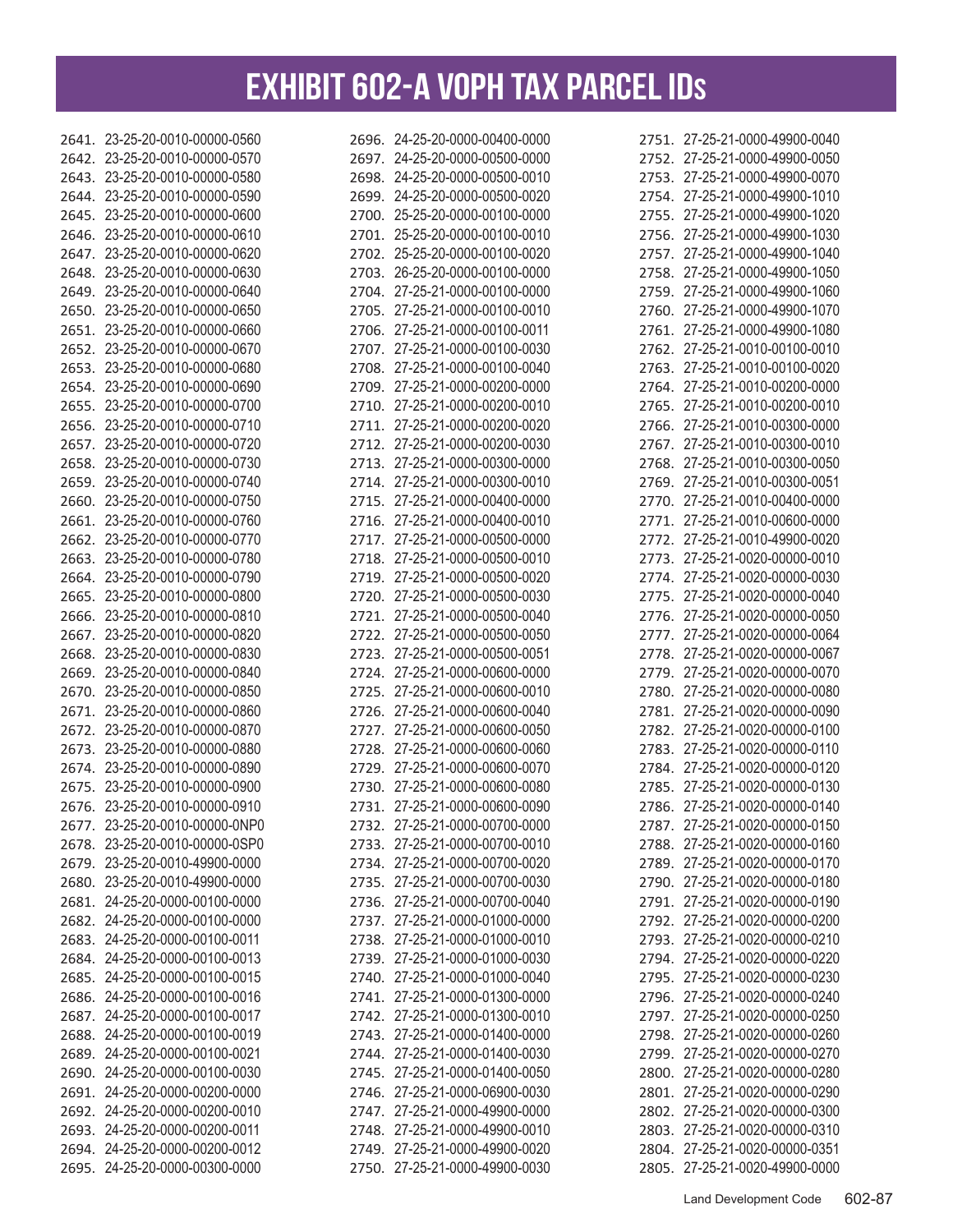# EXHIBIT 602-A VOPH TAX PARCEL IDs

2641. 23-25-20-0010-00000-0560
2642. 23-25-20-0010-00000-0570
2643. 23-25-20-0010-00000-0580
2644. 23-25-20-0010-00000-0590
2645. 23-25-20-0010-00000-0600
2646. 23-25-20-0010-00000-0610
2647. 23-25-20-0010-00000-0620
2648. 23-25-20-0010-00000-0630
2649. 23-25-20-0010-00000-0640
2650. 23-25-20-0010-00000-0650
2651. 23-25-20-0010-00000-0660
2652. 23-25-20-0010-00000-0670
2653. 23-25-20-0010-00000-0680
2654. 23-25-20-0010-00000-0690
2655. 23-25-20-0010-00000-0700
2656. 23-25-20-0010-00000-0710
2657. 23-25-20-0010-00000-0720
2658. 23-25-20-0010-00000-0730
2659. 23-25-20-0010-00000-0740
2660. 23-25-20-0010-00000-0750
2661. 23-25-20-0010-00000-0760
2662. 23-25-20-0010-00000-0770
2663. 23-25-20-0010-00000-0780
2664. 23-25-20-0010-00000-0790
2665. 23-25-20-0010-00000-0800
2666. 23-25-20-0010-00000-0810
2667. 23-25-20-0010-00000-0820
2668. 23-25-20-0010-00000-0830
2669. 23-25-20-0010-00000-0840
2670. 23-25-20-0010-00000-0850
2671. 23-25-20-0010-00000-0860
2672. 23-25-20-0010-00000-0870
2673. 23-25-20-0010-00000-0880
2674. 23-25-20-0010-00000-0890
2675. 23-25-20-0010-00000-0900
2676. 23-25-20-0010-00000-0910
2677. 23-25-20-0010-00000-0NP0
2678. 23-25-20-0010-00000-0SP0
2679. 23-25-20-0010-49900-0000
2680. 23-25-20-0010-49900-0000
2681. 24-25-20-0000-00100-0000
2682. 24-25-20-0000-00100-0000
2683. 24-25-20-0000-00100-0011
2684. 24-25-20-0000-00100-0013
2685. 24-25-20-0000-00100-0015
2686. 24-25-20-0000-00100-0016
2687. 24-25-20-0000-00100-0017
2688. 24-25-20-0000-00100-0019
2689. 24-25-20-0000-00100-0021
2690. 24-25-20-0000-00100-0030
2691. 24-25-20-0000-00200-0000
2692. 24-25-20-0000-00200-0010
2693. 24-25-20-0000-00200-0011
2694. 24-25-20-0000-00200-0012
2695. 24-25-20-0000-00300-0000
2696. 24-25-20-0000-00400-0000
2697. 24-25-20-0000-00500-0000
2698. 24-25-20-0000-00500-0010
2699. 24-25-20-0000-00500-0020
2700. 25-25-20-0000-00100-0000
2701. 25-25-20-0000-00100-0010
2702. 25-25-20-0000-00100-0020
2703. 26-25-20-0000-00100-0000
2704. 27-25-21-0000-00100-0000
2705. 27-25-21-0000-00100-0010
2706. 27-25-21-0000-00100-0011
2707. 27-25-21-0000-00100-0030
2708. 27-25-21-0000-00100-0040
2709. 27-25-21-0000-00200-0000
2710. 27-25-21-0000-00200-0010
2711. 27-25-21-0000-00200-0020
2712. 27-25-21-0000-00200-0030
2713. 27-25-21-0000-00300-0000
2714. 27-25-21-0000-00300-0010
2715. 27-25-21-0000-00400-0000
2716. 27-25-21-0000-00400-0010
2717. 27-25-21-0000-00500-0000
2718. 27-25-21-0000-00500-0010
2719. 27-25-21-0000-00500-0020
2720. 27-25-21-0000-00500-0030
2721. 27-25-21-0000-00500-0040
2722. 27-25-21-0000-00500-0050
2723. 27-25-21-0000-00500-0051
2724. 27-25-21-0000-00600-0000
2725. 27-25-21-0000-00600-0010
2726. 27-25-21-0000-00600-0040
2727. 27-25-21-0000-00600-0050
2728. 27-25-21-0000-00600-0060
2729. 27-25-21-0000-00600-0070
2730. 27-25-21-0000-00600-0080
2731. 27-25-21-0000-00600-0090
2732. 27-25-21-0000-00700-0000
2733. 27-25-21-0000-00700-0010
2734. 27-25-21-0000-00700-0020
2735. 27-25-21-0000-00700-0030
2736. 27-25-21-0000-00700-0040
2737. 27-25-21-0000-01000-0000
2738. 27-25-21-0000-01000-0010
2739. 27-25-21-0000-01000-0030
2740. 27-25-21-0000-01000-0040
2741. 27-25-21-0000-01300-0000
2742. 27-25-21-0000-01300-0010
2743. 27-25-21-0000-01400-0000
2744. 27-25-21-0000-01400-0030
2745. 27-25-21-0000-01400-0050
2746. 27-25-21-0000-06900-0030
2747. 27-25-21-0000-49900-0000
2748. 27-25-21-0000-49900-0010
2749. 27-25-21-0000-49900-0020
2750. 27-25-21-0000-49900-0030
2751. 27-25-21-0000-49900-0040
2752. 27-25-21-0000-49900-0050
2753. 27-25-21-0000-49900-0070
2754. 27-25-21-0000-49900-1010
2755. 27-25-21-0000-49900-1020
2756. 27-25-21-0000-49900-1030
2757. 27-25-21-0000-49900-1040
2758. 27-25-21-0000-49900-1050
2759. 27-25-21-0000-49900-1060
2760. 27-25-21-0000-49900-1070
2761. 27-25-21-0000-49900-1080
2762. 27-25-21-0010-00100-0010
2763. 27-25-21-0010-00100-0020
2764. 27-25-21-0010-00200-0000
2765. 27-25-21-0010-00200-0010
2766. 27-25-21-0010-00300-0000
2767. 27-25-21-0010-00300-0010
2768. 27-25-21-0010-00300-0050
2769. 27-25-21-0010-00300-0051
2770. 27-25-21-0010-00400-0000
2771. 27-25-21-0010-00600-0000
2772. 27-25-21-0010-49900-0020
2773. 27-25-21-0020-00000-0010
2774. 27-25-21-0020-00000-0030
2775. 27-25-21-0020-00000-0040
2776. 27-25-21-0020-00000-0050
2777. 27-25-21-0020-00000-0064
2778. 27-25-21-0020-00000-0067
2779. 27-25-21-0020-00000-0070
2780. 27-25-21-0020-00000-0080
2781. 27-25-21-0020-00000-0090
2782. 27-25-21-0020-00000-0100
2783. 27-25-21-0020-00000-0110
2784. 27-25-21-0020-00000-0120
2785. 27-25-21-0020-00000-0130
2786. 27-25-21-0020-00000-0140
2787. 27-25-21-0020-00000-0150
2788. 27-25-21-0020-00000-0160
2789. 27-25-21-0020-00000-0170
2790. 27-25-21-0020-00000-0180
2791. 27-25-21-0020-00000-0190
2792. 27-25-21-0020-00000-0200
2793. 27-25-21-0020-00000-0210
2794. 27-25-21-0020-00000-0220
2795. 27-25-21-0020-00000-0230
2796. 27-25-21-0020-00000-0240
2797. 27-25-21-0020-00000-0250
2798. 27-25-21-0020-00000-0260
2799. 27-25-21-0020-00000-0270
2800. 27-25-21-0020-00000-0280
2801. 27-25-21-0020-00000-0290
2802. 27-25-21-0020-00000-0300
2803. 27-25-21-0020-00000-0310
2804. 27-25-21-0020-00000-0351
2805. 27-25-21-0020-49900-0000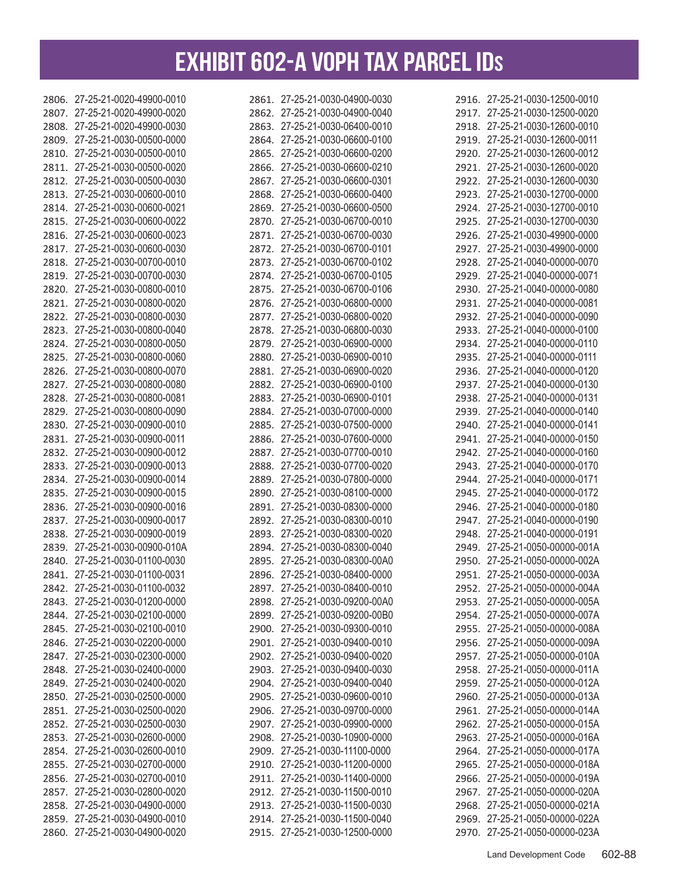# EXHIBIT 602-A VOPH TAX PARCEL IDs

2806. 27-25-21-0020-49900-0010
2807. 27-25-21-0020-49900-0020
2808. 27-25-21-0020-49900-0030
2809. 27-25-21-0030-00500-0000
2810. 27-25-21-0030-00500-0010
2811. 27-25-21-0030-00500-0020
2812. 27-25-21-0030-00500-0030
2813. 27-25-21-0030-00600-0010
2814. 27-25-21-0030-00600-0021
2815. 27-25-21-0030-00600-0022
2816. 27-25-21-0030-00600-0023
2817. 27-25-21-0030-00600-0030
2818. 27-25-21-0030-00700-0010
2819. 27-25-21-0030-00700-0030
2820. 27-25-21-0030-00800-0010
2821. 27-25-21-0030-00800-0020
2822. 27-25-21-0030-00800-0030
2823. 27-25-21-0030-00800-0040
2824. 27-25-21-0030-00800-0050
2825. 27-25-21-0030-00800-0060
2826. 27-25-21-0030-00800-0070
2827. 27-25-21-0030-00800-0080
2828. 27-25-21-0030-00800-0081
2829. 27-25-21-0030-00800-0090
2830. 27-25-21-0030-00900-0010
2831. 27-25-21-0030-00900-0011
2832. 27-25-21-0030-00900-0012
2833. 27-25-21-0030-00900-0013
2834. 27-25-21-0030-00900-0014
2835. 27-25-21-0030-00900-0015
2836. 27-25-21-0030-00900-0016
2837. 27-25-21-0030-00900-0017
2838. 27-25-21-0030-00900-0019
2839. 27-25-21-0030-00900-010A
2840. 27-25-21-0030-01100-0030
2841. 27-25-21-0030-01100-0031
2842. 27-25-21-0030-01100-0032
2843. 27-25-21-0030-01200-0000
2844. 27-25-21-0030-02100-0000
2845. 27-25-21-0030-02100-0010
2846. 27-25-21-0030-02200-0000
2847. 27-25-21-0030-02300-0000
2848. 27-25-21-0030-02400-0000
2849. 27-25-21-0030-02400-0020
2850. 27-25-21-0030-02500-0000
2851. 27-25-21-0030-02500-0020
2852. 27-25-21-0030-02500-0030
2853. 27-25-21-0030-02600-0000
2854. 27-25-21-0030-02600-0010
2855. 27-25-21-0030-02700-0000
2856. 27-25-21-0030-02700-0010
2857. 27-25-21-0030-02800-0020
2858. 27-25-21-0030-04900-0000
2859. 27-25-21-0030-04900-0010
2860. 27-25-21-0030-04900-0020
2861. 27-25-21-0030-04900-0030
2862. 27-25-21-0030-04900-0040
2863. 27-25-21-0030-06400-0010
2864. 27-25-21-0030-06600-0100
2865. 27-25-21-0030-06600-0200
2866. 27-25-21-0030-06600-0210
2867. 27-25-21-0030-06600-0301
2868. 27-25-21-0030-06600-0400
2869. 27-25-21-0030-06600-0500
2870. 27-25-21-0030-06700-0010
2871. 27-25-21-0030-06700-0030
2872. 27-25-21-0030-06700-0101
2873. 27-25-21-0030-06700-0102
2874. 27-25-21-0030-06700-0105
2875. 27-25-21-0030-06700-0106
2876. 27-25-21-0030-06800-0000
2877. 27-25-21-0030-06800-0020
2878. 27-25-21-0030-06800-0030
2879. 27-25-21-0030-06900-0000
2880. 27-25-21-0030-06900-0010
2881. 27-25-21-0030-06900-0020
2882. 27-25-21-0030-06900-0100
2883. 27-25-21-0030-06900-0101
2884. 27-25-21-0030-07000-0000
2885. 27-25-21-0030-07500-0000
2886. 27-25-21-0030-07600-0000
2887. 27-25-21-0030-07700-0010
2888. 27-25-21-0030-07700-0020
2889. 27-25-21-0030-07800-0000
2890. 27-25-21-0030-08100-0000
2891. 27-25-21-0030-08300-0000
2892. 27-25-21-0030-08300-0010
2893. 27-25-21-0030-08300-0020
2894. 27-25-21-0030-08300-0040
2895. 27-25-21-0030-08300-00A0
2896. 27-25-21-0030-08400-0000
2897. 27-25-21-0030-08400-0010
2898. 27-25-21-0030-09200-00A0
2899. 27-25-21-0030-09200-00B0
2900. 27-25-21-0030-09300-0010
2901. 27-25-21-0030-09400-0010
2902. 27-25-21-0030-09400-0020
2903. 27-25-21-0030-09400-0030
2904. 27-25-21-0030-09400-0040
2905. 27-25-21-0030-09600-0010
2906. 27-25-21-0030-09700-0000
2907. 27-25-21-0030-09900-0000
2908. 27-25-21-0030-10900-0000
2909. 27-25-21-0030-11100-0000
2910. 27-25-21-0030-11200-0000
2911. 27-25-21-0030-11400-0000
2912. 27-25-21-0030-11500-0010
2913. 27-25-21-0030-11500-0030
2914. 27-25-21-0030-11500-0040
2915. 27-25-21-0030-12500-0000
2916. 27-25-21-0030-12500-0010
2917. 27-25-21-0030-12500-0020
2918. 27-25-21-0030-12600-0010
2919. 27-25-21-0030-12600-0011
2920. 27-25-21-0030-12600-0012
2921. 27-25-21-0030-12600-0020
2922. 27-25-21-0030-12600-0030
2923. 27-25-21-0030-12700-0000
2924. 27-25-21-0030-12700-0010
2925. 27-25-21-0030-12700-0030
2926. 27-25-21-0030-49900-0000
2927. 27-25-21-0030-49900-0000
2928. 27-25-21-0040-00000-0070
2929. 27-25-21-0040-00000-0071
2930. 27-25-21-0040-00000-0080
2931. 27-25-21-0040-00000-0081
2932. 27-25-21-0040-00000-0090
2933. 27-25-21-0040-00000-0100
2934. 27-25-21-0040-00000-0110
2935. 27-25-21-0040-00000-0111
2936. 27-25-21-0040-00000-0120
2937. 27-25-21-0040-00000-0130
2938. 27-25-21-0040-00000-0131
2939. 27-25-21-0040-00000-0140
2940. 27-25-21-0040-00000-0141
2941. 27-25-21-0040-00000-0150
2942. 27-25-21-0040-00000-0160
2943. 27-25-21-0040-00000-0170
2944. 27-25-21-0040-00000-0171
2945. 27-25-21-0040-00000-0172
2946. 27-25-21-0040-00000-0180
2947. 27-25-21-0040-00000-0190
2948. 27-25-21-0040-00000-0191
2949. 27-25-21-0050-00000-001A
2950. 27-25-21-0050-00000-002A
2951. 27-25-21-0050-00000-003A
2952. 27-25-21-0050-00000-004A
2953. 27-25-21-0050-00000-005A
2954. 27-25-21-0050-00000-007A
2955. 27-25-21-0050-00000-008A
2956. 27-25-21-0050-00000-009A
2957. 27-25-21-0050-00000-010A
2958. 27-25-21-0050-00000-011A
2959. 27-25-21-0050-00000-012A
2960. 27-25-21-0050-00000-013A
2961. 27-25-21-0050-00000-014A
2962. 27-25-21-0050-00000-015A
2963. 27-25-21-0050-00000-016A
2964. 27-25-21-0050-00000-017A
2965. 27-25-21-0050-00000-018A
2966. 27-25-21-0050-00000-019A
2967. 27-25-21-0050-00000-020A
2968. 27-25-21-0050-00000-021A
2969. 27-25-21-0050-00000-022A
2970. 27-25-21-0050-00000-023A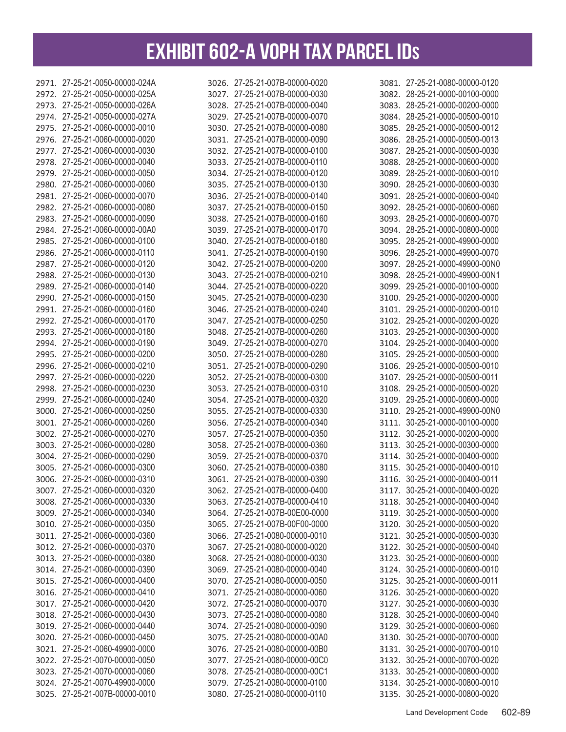# EXHIBIT 602-A VOPH TAX PARCEL IDs

2971. 27-25-21-0050-00000-024A
2972. 27-25-21-0050-00000-025A
2973. 27-25-21-0050-00000-026A
2974. 27-25-21-0050-00000-027A
2975. 27-25-21-0060-00000-0010
2976. 27-25-21-0060-00000-0020
2977. 27-25-21-0060-00000-0030
2978. 27-25-21-0060-00000-0040
2979. 27-25-21-0060-00000-0050
2980. 27-25-21-0060-00000-0060
2981. 27-25-21-0060-00000-0070
2982. 27-25-21-0060-00000-0080
2983. 27-25-21-0060-00000-0090
2984. 27-25-21-0060-00000-00A0
2985. 27-25-21-0060-00000-0100
2986. 27-25-21-0060-00000-0110
2987. 27-25-21-0060-00000-0120
2988. 27-25-21-0060-00000-0130
2989. 27-25-21-0060-00000-0140
2990. 27-25-21-0060-00000-0150
2991. 27-25-21-0060-00000-0160
2992. 27-25-21-0060-00000-0170
2993. 27-25-21-0060-00000-0180
2994. 27-25-21-0060-00000-0190
2995. 27-25-21-0060-00000-0200
2996. 27-25-21-0060-00000-0210
2997. 27-25-21-0060-00000-0220
2998. 27-25-21-0060-00000-0230
2999. 27-25-21-0060-00000-0240
3000. 27-25-21-0060-00000-0250
3001. 27-25-21-0060-00000-0260
3002. 27-25-21-0060-00000-0270
3003. 27-25-21-0060-00000-0280
3004. 27-25-21-0060-00000-0290
3005. 27-25-21-0060-00000-0300
3006. 27-25-21-0060-00000-0310
3007. 27-25-21-0060-00000-0320
3008. 27-25-21-0060-00000-0330
3009. 27-25-21-0060-00000-0340
3010. 27-25-21-0060-00000-0350
3011. 27-25-21-0060-00000-0360
3012. 27-25-21-0060-00000-0370
3013. 27-25-21-0060-00000-0380
3014. 27-25-21-0060-00000-0390
3015. 27-25-21-0060-00000-0400
3016. 27-25-21-0060-00000-0410
3017. 27-25-21-0060-00000-0420
3018. 27-25-21-0060-00000-0430
3019. 27-25-21-0060-00000-0440
3020. 27-25-21-0060-00000-0450
3021. 27-25-21-0060-49900-0000
3022. 27-25-21-0070-00000-0050
3023. 27-25-21-0070-00000-0060
3024. 27-25-21-0070-49900-0000
3025. 27-25-21-007B-00000-0010
3026. 27-25-21-007B-00000-0020
3027. 27-25-21-007B-00000-0030
3028. 27-25-21-007B-00000-0040
3029. 27-25-21-007B-00000-0070
3030. 27-25-21-007B-00000-0080
3031. 27-25-21-007B-00000-0090
3032. 27-25-21-007B-00000-0100
3033. 27-25-21-007B-00000-0110
3034. 27-25-21-007B-00000-0120
3035. 27-25-21-007B-00000-0130
3036. 27-25-21-007B-00000-0140
3037. 27-25-21-007B-00000-0150
3038. 27-25-21-007B-00000-0160
3039. 27-25-21-007B-00000-0170
3040. 27-25-21-007B-00000-0180
3041. 27-25-21-007B-00000-0190
3042. 27-25-21-007B-00000-0200
3043. 27-25-21-007B-00000-0210
3044. 27-25-21-007B-00000-0220
3045. 27-25-21-007B-00000-0230
3046. 27-25-21-007B-00000-0240
3047. 27-25-21-007B-00000-0250
3048. 27-25-21-007B-00000-0260
3049. 27-25-21-007B-00000-0270
3050. 27-25-21-007B-00000-0280
3051. 27-25-21-007B-00000-0290
3052. 27-25-21-007B-00000-0300
3053. 27-25-21-007B-00000-0310
3054. 27-25-21-007B-00000-0320
3055. 27-25-21-007B-00000-0330
3056. 27-25-21-007B-00000-0340
3057. 27-25-21-007B-00000-0350
3058. 27-25-21-007B-00000-0360
3059. 27-25-21-007B-00000-0370
3060. 27-25-21-007B-00000-0380
3061. 27-25-21-007B-00000-0390
3062. 27-25-21-007B-00000-0400
3063. 27-25-21-007B-00000-0410
3064. 27-25-21-007B-00E00-0000
3065. 27-25-21-007B-00F00-0000
3066. 27-25-21-0080-00000-0010
3067. 27-25-21-0080-00000-0020
3068. 27-25-21-0080-00000-0030
3069. 27-25-21-0080-00000-0040
3070. 27-25-21-0080-00000-0050
3071. 27-25-21-0080-00000-0060
3072. 27-25-21-0080-00000-0070
3073. 27-25-21-0080-00000-0080
3074. 27-25-21-0080-00000-0090
3075. 27-25-21-0080-00000-00A0
3076. 27-25-21-0080-00000-00B0
3077. 27-25-21-0080-00000-00C0
3078. 27-25-21-0080-00000-00C1
3079. 27-25-21-0080-00000-0100
3080. 27-25-21-0080-00000-0110
3081. 27-25-21-0080-00000-0120
3082. 28-25-21-0000-00100-0000
3083. 28-25-21-0000-00200-0000
3084. 28-25-21-0000-00500-0010
3085. 28-25-21-0000-00500-0012
3086. 28-25-21-0000-00500-0013
3087. 28-25-21-0000-00500-0030
3088. 28-25-21-0000-00600-0000
3089. 28-25-21-0000-00600-0010
3090. 28-25-21-0000-00600-0030
3091. 28-25-21-0000-00600-0040
3092. 28-25-21-0000-00600-0060
3093. 28-25-21-0000-00600-0070
3094. 28-25-21-0000-00800-0000
3095. 28-25-21-0000-49900-0000
3096. 28-25-21-0000-49900-0070
3097. 28-25-21-0000-49900-00N0
3098. 28-25-21-0000-49900-00N1
3099. 29-25-21-0000-00100-0000
3100. 29-25-21-0000-00200-0000
3101. 29-25-21-0000-00200-0010
3102. 29-25-21-0000-00200-0020
3103. 29-25-21-0000-00300-0000
3104. 29-25-21-0000-00400-0000
3105. 29-25-21-0000-00500-0000
3106. 29-25-21-0000-00500-0010
3107. 29-25-21-0000-00500-0011
3108. 29-25-21-0000-00500-0020
3109. 29-25-21-0000-00600-0000
3110. 29-25-21-0000-49900-00N0
3111. 30-25-21-0000-00100-0000
3112. 30-25-21-0000-00200-0000
3113. 30-25-21-0000-00300-0000
3114. 30-25-21-0000-00400-0000
3115. 30-25-21-0000-00400-0010
3116. 30-25-21-0000-00400-0011
3117. 30-25-21-0000-00400-0020
3118. 30-25-21-0000-00400-0040
3119. 30-25-21-0000-00500-0000
3120. 30-25-21-0000-00500-0020
3121. 30-25-21-0000-00500-0030
3122. 30-25-21-0000-00500-0040
3123. 30-25-21-0000-00600-0000
3124. 30-25-21-0000-00600-0010
3125. 30-25-21-0000-00600-0011
3126. 30-25-21-0000-00600-0020
3127. 30-25-21-0000-00600-0030
3128. 30-25-21-0000-00600-0040
3129. 30-25-21-0000-00600-0060
3130. 30-25-21-0000-00700-0000
3131. 30-25-21-0000-00700-0010
3132. 30-25-21-0000-00700-0020
3133. 30-25-21-0000-00800-0000
3134. 30-25-21-0000-00800-0010
3135. 30-25-21-0000-00800-0020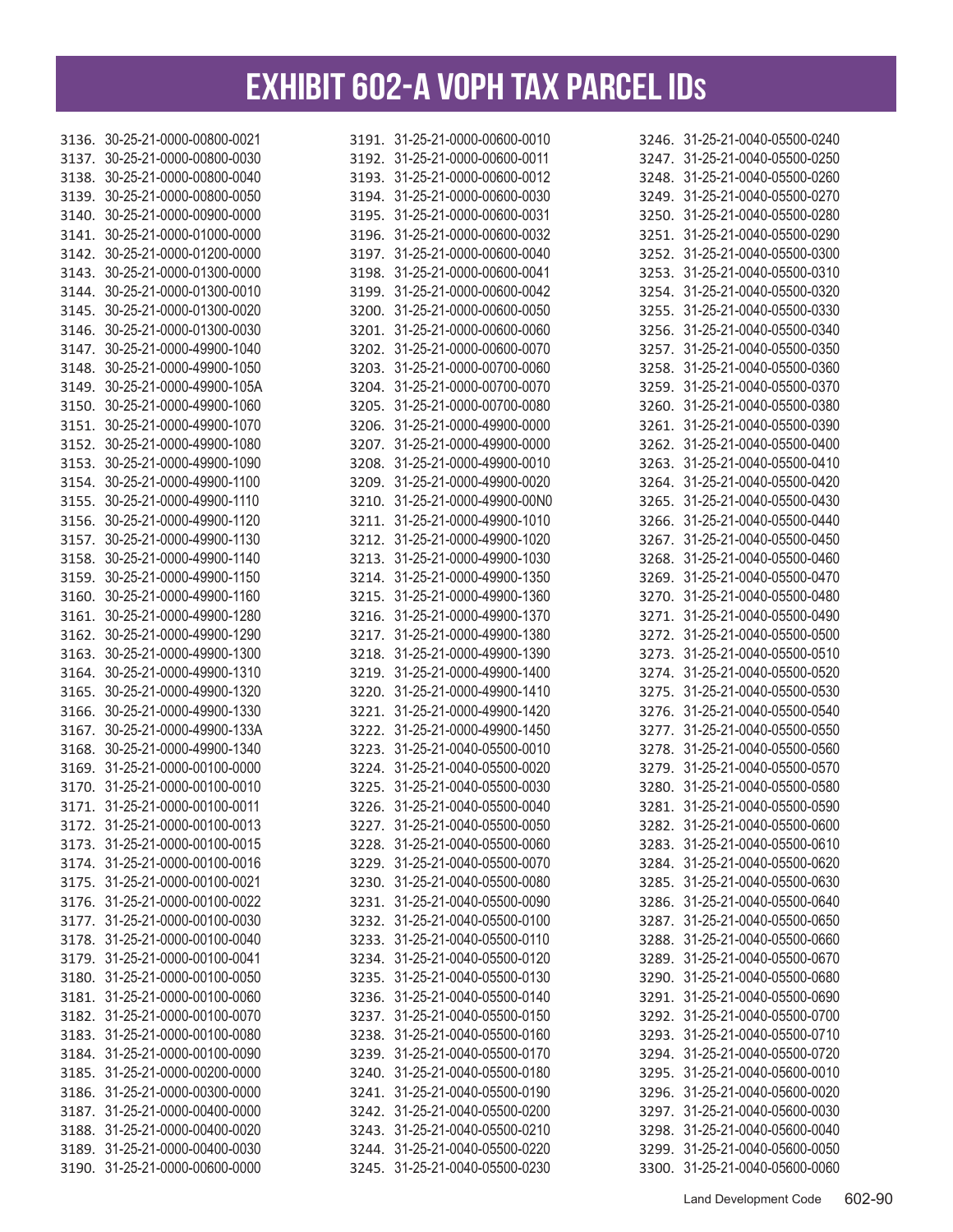# EXHIBIT 602-A VOPH TAX PARCEL IDs

3136. 30-25-21-0000-00800-0021
3137. 30-25-21-0000-00800-0030
3138. 30-25-21-0000-00800-0040
3139. 30-25-21-0000-00800-0050
3140. 30-25-21-0000-00900-0000
3141. 30-25-21-0000-01000-0000
3142. 30-25-21-0000-01200-0000
3143. 30-25-21-0000-01300-0000
3144. 30-25-21-0000-01300-0010
3145. 30-25-21-0000-01300-0020
3146. 30-25-21-0000-01300-0030
3147. 30-25-21-0000-49900-1040
3148. 30-25-21-0000-49900-1050
3149. 30-25-21-0000-49900-105A
3150. 30-25-21-0000-49900-1060
3151. 30-25-21-0000-49900-1070
3152. 30-25-21-0000-49900-1080
3153. 30-25-21-0000-49900-1090
3154. 30-25-21-0000-49900-1100
3155. 30-25-21-0000-49900-1110
3156. 30-25-21-0000-49900-1120
3157. 30-25-21-0000-49900-1130
3158. 30-25-21-0000-49900-1140
3159. 30-25-21-0000-49900-1150
3160. 30-25-21-0000-49900-1160
3161. 30-25-21-0000-49900-1280
3162. 30-25-21-0000-49900-1290
3163. 30-25-21-0000-49900-1300
3164. 30-25-21-0000-49900-1310
3165. 30-25-21-0000-49900-1320
3166. 30-25-21-0000-49900-1330
3167. 30-25-21-0000-49900-133A
3168. 30-25-21-0000-49900-1340
3169. 31-25-21-0000-00100-0000
3170. 31-25-21-0000-00100-0010
3171. 31-25-21-0000-00100-0011
3172. 31-25-21-0000-00100-0013
3173. 31-25-21-0000-00100-0015
3174. 31-25-21-0000-00100-0016
3175. 31-25-21-0000-00100-0021
3176. 31-25-21-0000-00100-0022
3177. 31-25-21-0000-00100-0030
3178. 31-25-21-0000-00100-0040
3179. 31-25-21-0000-00100-0041
3180. 31-25-21-0000-00100-0050
3181. 31-25-21-0000-00100-0060
3182. 31-25-21-0000-00100-0070
3183. 31-25-21-0000-00100-0080
3184. 31-25-21-0000-00100-0090
3185. 31-25-21-0000-00200-0000
3186. 31-25-21-0000-00300-0000
3187. 31-25-21-0000-00400-0000
3188. 31-25-21-0000-00400-0020
3189. 31-25-21-0000-00400-0030
3190. 31-25-21-0000-00600-0000
3191. 31-25-21-0000-00600-0010
3192. 31-25-21-0000-00600-0011
3193. 31-25-21-0000-00600-0012
3194. 31-25-21-0000-00600-0030
3195. 31-25-21-0000-00600-0031
3196. 31-25-21-0000-00600-0032
3197. 31-25-21-0000-00600-0040
3198. 31-25-21-0000-00600-0041
3199. 31-25-21-0000-00600-0042
3200. 31-25-21-0000-00600-0050
3201. 31-25-21-0000-00600-0060
3202. 31-25-21-0000-00600-0070
3203. 31-25-21-0000-00700-0060
3204. 31-25-21-0000-00700-0070
3205. 31-25-21-0000-00700-0080
3206. 31-25-21-0000-49900-0000
3207. 31-25-21-0000-49900-0000
3208. 31-25-21-0000-49900-0010
3209. 31-25-21-0000-49900-0020
3210. 31-25-21-0000-49900-00N0
3211. 31-25-21-0000-49900-1010
3212. 31-25-21-0000-49900-1020
3213. 31-25-21-0000-49900-1030
3214. 31-25-21-0000-49900-1350
3215. 31-25-21-0000-49900-1360
3216. 31-25-21-0000-49900-1370
3217. 31-25-21-0000-49900-1380
3218. 31-25-21-0000-49900-1390
3219. 31-25-21-0000-49900-1400
3220. 31-25-21-0000-49900-1410
3221. 31-25-21-0000-49900-1420
3222. 31-25-21-0000-49900-1450
3223. 31-25-21-0040-05500-0010
3224. 31-25-21-0040-05500-0020
3225. 31-25-21-0040-05500-0030
3226. 31-25-21-0040-05500-0040
3227. 31-25-21-0040-05500-0050
3228. 31-25-21-0040-05500-0060
3229. 31-25-21-0040-05500-0070
3230. 31-25-21-0040-05500-0080
3231. 31-25-21-0040-05500-0090
3232. 31-25-21-0040-05500-0100
3233. 31-25-21-0040-05500-0110
3234. 31-25-21-0040-05500-0120
3235. 31-25-21-0040-05500-0130
3236. 31-25-21-0040-05500-0140
3237. 31-25-21-0040-05500-0150
3238. 31-25-21-0040-05500-0160
3239. 31-25-21-0040-05500-0170
3240. 31-25-21-0040-05500-0180
3241. 31-25-21-0040-05500-0190
3242. 31-25-21-0040-05500-0200
3243. 31-25-21-0040-05500-0210
3244. 31-25-21-0040-05500-0220
3245. 31-25-21-0040-05500-0230
3246. 31-25-21-0040-05500-0240
3247. 31-25-21-0040-05500-0250
3248. 31-25-21-0040-05500-0260
3249. 31-25-21-0040-05500-0270
3250. 31-25-21-0040-05500-0280
3251. 31-25-21-0040-05500-0290
3252. 31-25-21-0040-05500-0300
3253. 31-25-21-0040-05500-0310
3254. 31-25-21-0040-05500-0320
3255. 31-25-21-0040-05500-0330
3256. 31-25-21-0040-05500-0340
3257. 31-25-21-0040-05500-0350
3258. 31-25-21-0040-05500-0360
3259. 31-25-21-0040-05500-0370
3260. 31-25-21-0040-05500-0380
3261. 31-25-21-0040-05500-0390
3262. 31-25-21-0040-05500-0400
3263. 31-25-21-0040-05500-0410
3264. 31-25-21-0040-05500-0420
3265. 31-25-21-0040-05500-0430
3266. 31-25-21-0040-05500-0440
3267. 31-25-21-0040-05500-0450
3268. 31-25-21-0040-05500-0460
3269. 31-25-21-0040-05500-0470
3270. 31-25-21-0040-05500-0480
3271. 31-25-21-0040-05500-0490
3272. 31-25-21-0040-05500-0500
3273. 31-25-21-0040-05500-0510
3274. 31-25-21-0040-05500-0520
3275. 31-25-21-0040-05500-0530
3276. 31-25-21-0040-05500-0540
3277. 31-25-21-0040-05500-0550
3278. 31-25-21-0040-05500-0560
3279. 31-25-21-0040-05500-0570
3280. 31-25-21-0040-05500-0580
3281. 31-25-21-0040-05500-0590
3282. 31-25-21-0040-05500-0600
3283. 31-25-21-0040-05500-0610
3284. 31-25-21-0040-05500-0620
3285. 31-25-21-0040-05500-0630
3286. 31-25-21-0040-05500-0640
3287. 31-25-21-0040-05500-0650
3288. 31-25-21-0040-05500-0660
3289. 31-25-21-0040-05500-0670
3290. 31-25-21-0040-05500-0680
3291. 31-25-21-0040-05500-0690
3292. 31-25-21-0040-05500-0700
3293. 31-25-21-0040-05500-0710
3294. 31-25-21-0040-05500-0720
3295. 31-25-21-0040-05600-0010
3296. 31-25-21-0040-05600-0020
3297. 31-25-21-0040-05600-0030
3298. 31-25-21-0040-05600-0040
3299. 31-25-21-0040-05600-0050
3300. 31-25-21-0040-05600-0060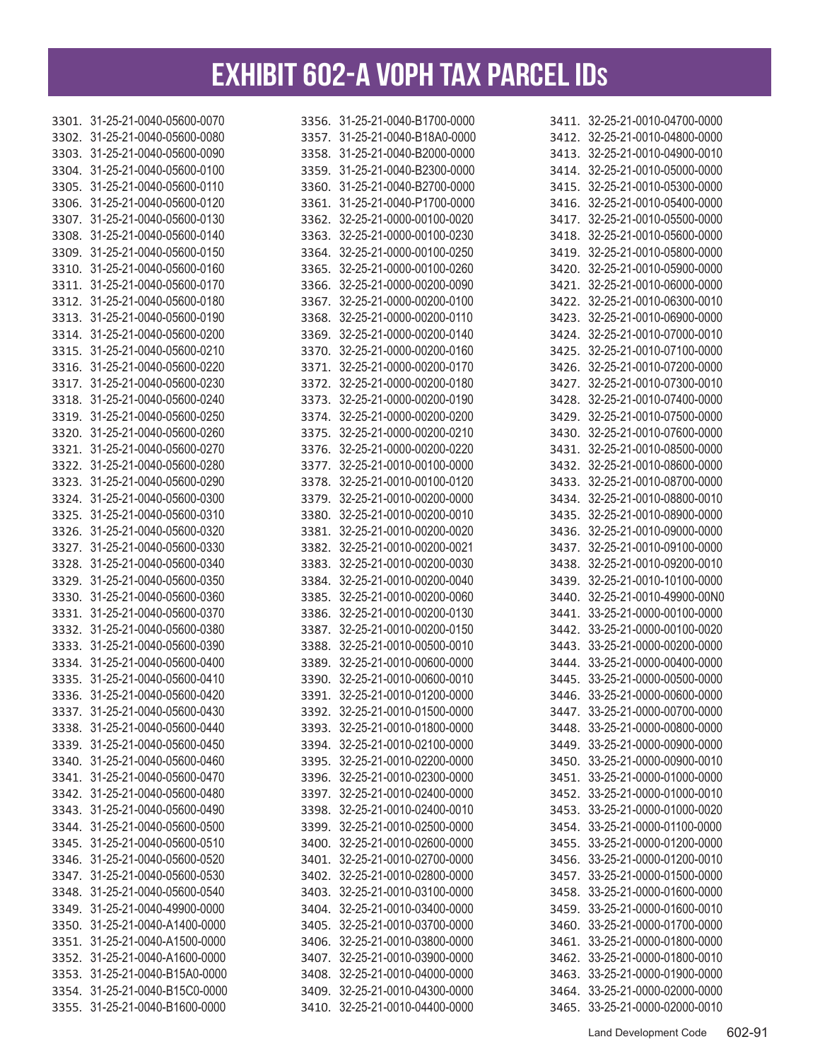# EXHIBIT 602-A VOPH TAX PARCEL IDs

3301. 31-25-21-0040-05600-0070
3302. 31-25-21-0040-05600-0080
3303. 31-25-21-0040-05600-0090
3304. 31-25-21-0040-05600-0100
3305. 31-25-21-0040-05600-0110
3306. 31-25-21-0040-05600-0120
3307. 31-25-21-0040-05600-0130
3308. 31-25-21-0040-05600-0140
3309. 31-25-21-0040-05600-0150
3310. 31-25-21-0040-05600-0160
3311. 31-25-21-0040-05600-0170
3312. 31-25-21-0040-05600-0180
3313. 31-25-21-0040-05600-0190
3314. 31-25-21-0040-05600-0200
3315. 31-25-21-0040-05600-0210
3316. 31-25-21-0040-05600-0220
3317. 31-25-21-0040-05600-0230
3318. 31-25-21-0040-05600-0240
3319. 31-25-21-0040-05600-0250
3320. 31-25-21-0040-05600-0260
3321. 31-25-21-0040-05600-0270
3322. 31-25-21-0040-05600-0280
3323. 31-25-21-0040-05600-0290
3324. 31-25-21-0040-05600-0300
3325. 31-25-21-0040-05600-0310
3326. 31-25-21-0040-05600-0320
3327. 31-25-21-0040-05600-0330
3328. 31-25-21-0040-05600-0340
3329. 31-25-21-0040-05600-0350
3330. 31-25-21-0040-05600-0360
3331. 31-25-21-0040-05600-0370
3332. 31-25-21-0040-05600-0380
3333. 31-25-21-0040-05600-0390
3334. 31-25-21-0040-05600-0400
3335. 31-25-21-0040-05600-0410
3336. 31-25-21-0040-05600-0420
3337. 31-25-21-0040-05600-0430
3338. 31-25-21-0040-05600-0440
3339. 31-25-21-0040-05600-0450
3340. 31-25-21-0040-05600-0460
3341. 31-25-21-0040-05600-0470
3342. 31-25-21-0040-05600-0480
3343. 31-25-21-0040-05600-0490
3344. 31-25-21-0040-05600-0500
3345. 31-25-21-0040-05600-0510
3346. 31-25-21-0040-05600-0520
3347. 31-25-21-0040-05600-0530
3348. 31-25-21-0040-05600-0540
3349. 31-25-21-0040-49900-0000
3350. 31-25-21-0040-A1400-0000
3351. 31-25-21-0040-A1500-0000
3352. 31-25-21-0040-A1600-0000
3353. 31-25-21-0040-B15A0-0000
3354. 31-25-21-0040-B15C0-0000
3355. 31-25-21-0040-B1600-0000
3356. 31-25-21-0040-B1700-0000
3357. 31-25-21-0040-B18A0-0000
3358. 31-25-21-0040-B2000-0000
3359. 31-25-21-0040-B2300-0000
3360. 31-25-21-0040-B2700-0000
3361. 31-25-21-0040-P1700-0000
3362. 32-25-21-0000-00100-0020
3363. 32-25-21-0000-00100-0230
3364. 32-25-21-0000-00100-0250
3365. 32-25-21-0000-00100-0260
3366. 32-25-21-0000-00200-0090
3367. 32-25-21-0000-00200-0100
3368. 32-25-21-0000-00200-0110
3369. 32-25-21-0000-00200-0140
3370. 32-25-21-0000-00200-0160
3371. 32-25-21-0000-00200-0170
3372. 32-25-21-0000-00200-0180
3373. 32-25-21-0000-00200-0190
3374. 32-25-21-0000-00200-0200
3375. 32-25-21-0000-00200-0210
3376. 32-25-21-0000-00200-0220
3377. 32-25-21-0010-00100-0000
3378. 32-25-21-0010-00100-0120
3379. 32-25-21-0010-00200-0000
3380. 32-25-21-0010-00200-0010
3381. 32-25-21-0010-00200-0020
3382. 32-25-21-0010-00200-0021
3383. 32-25-21-0010-00200-0030
3384. 32-25-21-0010-00200-0040
3385. 32-25-21-0010-00200-0060
3386. 32-25-21-0010-00200-0130
3387. 32-25-21-0010-00200-0150
3388. 32-25-21-0010-00500-0010
3389. 32-25-21-0010-00600-0000
3390. 32-25-21-0010-00600-0010
3391. 32-25-21-0010-01200-0000
3392. 32-25-21-0010-01500-0000
3393. 32-25-21-0010-01800-0000
3394. 32-25-21-0010-02100-0000
3395. 32-25-21-0010-02200-0000
3396. 32-25-21-0010-02300-0000
3397. 32-25-21-0010-02400-0000
3398. 32-25-21-0010-02400-0010
3399. 32-25-21-0010-02500-0000
3400. 32-25-21-0010-02600-0000
3401. 32-25-21-0010-02700-0000
3402. 32-25-21-0010-02800-0000
3403. 32-25-21-0010-03100-0000
3404. 32-25-21-0010-03400-0000
3405. 32-25-21-0010-03700-0000
3406. 32-25-21-0010-03800-0000
3407. 32-25-21-0010-03900-0000
3408. 32-25-21-0010-04000-0000
3409. 32-25-21-0010-04300-0000
3410. 32-25-21-0010-04400-0000
3411. 32-25-21-0010-04700-0000
3412. 32-25-21-0010-04800-0000
3413. 32-25-21-0010-04900-0010
3414. 32-25-21-0010-05000-0000
3415. 32-25-21-0010-05300-0000
3416. 32-25-21-0010-05400-0000
3417. 32-25-21-0010-05500-0000
3418. 32-25-21-0010-05600-0000
3419. 32-25-21-0010-05800-0000
3420. 32-25-21-0010-05900-0000
3421. 32-25-21-0010-06000-0000
3422. 32-25-21-0010-06300-0010
3423. 32-25-21-0010-06900-0000
3424. 32-25-21-0010-07000-0010
3425. 32-25-21-0010-07100-0000
3426. 32-25-21-0010-07200-0000
3427. 32-25-21-0010-07300-0010
3428. 32-25-21-0010-07400-0000
3429. 32-25-21-0010-07500-0000
3430. 32-25-21-0010-07600-0000
3431. 32-25-21-0010-08500-0000
3432. 32-25-21-0010-08600-0000
3433. 32-25-21-0010-08700-0000
3434. 32-25-21-0010-08800-0010
3435. 32-25-21-0010-08900-0000
3436. 32-25-21-0010-09000-0000
3437. 32-25-21-0010-09100-0000
3438. 32-25-21-0010-09200-0010
3439. 32-25-21-0010-10100-0000
3440. 32-25-21-0010-49900-00N0
3441. 33-25-21-0000-00100-0000
3442. 33-25-21-0000-00100-0020
3443. 33-25-21-0000-00200-0000
3444. 33-25-21-0000-00400-0000
3445. 33-25-21-0000-00500-0000
3446. 33-25-21-0000-00600-0000
3447. 33-25-21-0000-00700-0000
3448. 33-25-21-0000-00800-0000
3449. 33-25-21-0000-00900-0000
3450. 33-25-21-0000-00900-0010
3451. 33-25-21-0000-01000-0000
3452. 33-25-21-0000-01000-0010
3453. 33-25-21-0000-01000-0020
3454. 33-25-21-0000-01100-0000
3455. 33-25-21-0000-01200-0000
3456. 33-25-21-0000-01200-0010
3457. 33-25-21-0000-01500-0000
3458. 33-25-21-0000-01600-0000
3459. 33-25-21-0000-01600-0010
3460. 33-25-21-0000-01700-0000
3461. 33-25-21-0000-01800-0000
3462. 33-25-21-0000-01800-0010
3463. 33-25-21-0000-01900-0000
3464. 33-25-21-0000-02000-0000
3465. 33-25-21-0000-02000-0010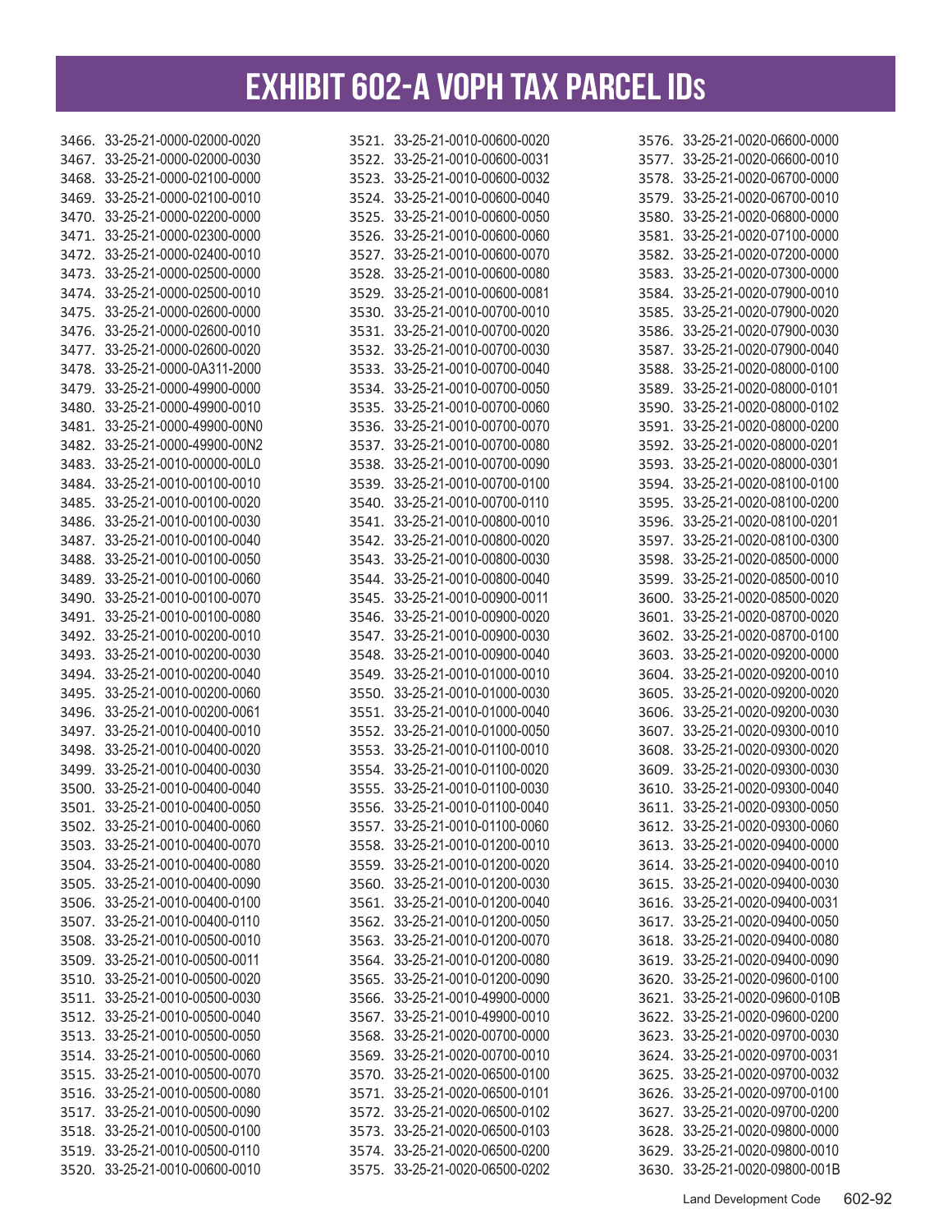# EXHIBIT 602-A VOPH TAX PARCEL IDs

3466. 33-25-21-0000-02000-0020
3467. 33-25-21-0000-02000-0030
3468. 33-25-21-0000-02100-0000
3469. 33-25-21-0000-02100-0010
3470. 33-25-21-0000-02200-0000
3471. 33-25-21-0000-02300-0000
3472. 33-25-21-0000-02400-0010
3473. 33-25-21-0000-02500-0000
3474. 33-25-21-0000-02500-0010
3475. 33-25-21-0000-02600-0000
3476. 33-25-21-0000-02600-0010
3477. 33-25-21-0000-02600-0020
3478. 33-25-21-0000-0A311-2000
3479. 33-25-21-0000-49900-0000
3480. 33-25-21-0000-49900-0010
3481. 33-25-21-0000-49900-00N0
3482. 33-25-21-0000-49900-00N2
3483. 33-25-21-0010-00000-00L0
3484. 33-25-21-0010-00100-0010
3485. 33-25-21-0010-00100-0020
3486. 33-25-21-0010-00100-0030
3487. 33-25-21-0010-00100-0040
3488. 33-25-21-0010-00100-0050
3489. 33-25-21-0010-00100-0060
3490. 33-25-21-0010-00100-0070
3491. 33-25-21-0010-00100-0080
3492. 33-25-21-0010-00200-0010
3493. 33-25-21-0010-00200-0030
3494. 33-25-21-0010-00200-0040
3495. 33-25-21-0010-00200-0060
3496. 33-25-21-0010-00200-0061
3497. 33-25-21-0010-00400-0010
3498. 33-25-21-0010-00400-0020
3499. 33-25-21-0010-00400-0030
3500. 33-25-21-0010-00400-0040
3501. 33-25-21-0010-00400-0050
3502. 33-25-21-0010-00400-0060
3503. 33-25-21-0010-00400-0070
3504. 33-25-21-0010-00400-0080
3505. 33-25-21-0010-00400-0090
3506. 33-25-21-0010-00400-0100
3507. 33-25-21-0010-00400-0110
3508. 33-25-21-0010-00500-0010
3509. 33-25-21-0010-00500-0011
3510. 33-25-21-0010-00500-0020
3511. 33-25-21-0010-00500-0030
3512. 33-25-21-0010-00500-0040
3513. 33-25-21-0010-00500-0050
3514. 33-25-21-0010-00500-0060
3515. 33-25-21-0010-00500-0070
3516. 33-25-21-0010-00500-0080
3517. 33-25-21-0010-00500-0090
3518. 33-25-21-0010-00500-0100
3519. 33-25-21-0010-00500-0110
3520. 33-25-21-0010-00600-0010
3521. 33-25-21-0010-00600-0020
3522. 33-25-21-0010-00600-0031
3523. 33-25-21-0010-00600-0032
3524. 33-25-21-0010-00600-0040
3525. 33-25-21-0010-00600-0050
3526. 33-25-21-0010-00600-0060
3527. 33-25-21-0010-00600-0070
3528. 33-25-21-0010-00600-0080
3529. 33-25-21-0010-00600-0081
3530. 33-25-21-0010-00700-0010
3531. 33-25-21-0010-00700-0020
3532. 33-25-21-0010-00700-0030
3533. 33-25-21-0010-00700-0040
3534. 33-25-21-0010-00700-0050
3535. 33-25-21-0010-00700-0060
3536. 33-25-21-0010-00700-0070
3537. 33-25-21-0010-00700-0080
3538. 33-25-21-0010-00700-0090
3539. 33-25-21-0010-00700-0100
3540. 33-25-21-0010-00700-0110
3541. 33-25-21-0010-00800-0010
3542. 33-25-21-0010-00800-0020
3543. 33-25-21-0010-00800-0030
3544. 33-25-21-0010-00800-0040
3545. 33-25-21-0010-00900-0011
3546. 33-25-21-0010-00900-0020
3547. 33-25-21-0010-00900-0030
3548. 33-25-21-0010-00900-0040
3549. 33-25-21-0010-01000-0010
3550. 33-25-21-0010-01000-0030
3551. 33-25-21-0010-01000-0040
3552. 33-25-21-0010-01000-0050
3553. 33-25-21-0010-01100-0010
3554. 33-25-21-0010-01100-0020
3555. 33-25-21-0010-01100-0030
3556. 33-25-21-0010-01100-0040
3557. 33-25-21-0010-01100-0060
3558. 33-25-21-0010-01200-0010
3559. 33-25-21-0010-01200-0020
3560. 33-25-21-0010-01200-0030
3561. 33-25-21-0010-01200-0040
3562. 33-25-21-0010-01200-0050
3563. 33-25-21-0010-01200-0070
3564. 33-25-21-0010-01200-0080
3565. 33-25-21-0010-01200-0090
3566. 33-25-21-0010-49900-0000
3567. 33-25-21-0010-49900-0010
3568. 33-25-21-0020-00700-0000
3569. 33-25-21-0020-00700-0010
3570. 33-25-21-0020-06500-0100
3571. 33-25-21-0020-06500-0101
3572. 33-25-21-0020-06500-0102
3573. 33-25-21-0020-06500-0103
3574. 33-25-21-0020-06500-0200
3575. 33-25-21-0020-06500-0202
3576. 33-25-21-0020-06600-0000
3577. 33-25-21-0020-06600-0010
3578. 33-25-21-0020-06700-0000
3579. 33-25-21-0020-06700-0010
3580. 33-25-21-0020-06800-0000
3581. 33-25-21-0020-07100-0000
3582. 33-25-21-0020-07200-0000
3583. 33-25-21-0020-07300-0000
3584. 33-25-21-0020-07900-0010
3585. 33-25-21-0020-07900-0020
3586. 33-25-21-0020-07900-0030
3587. 33-25-21-0020-07900-0040
3588. 33-25-21-0020-08000-0100
3589. 33-25-21-0020-08000-0101
3590. 33-25-21-0020-08000-0102
3591. 33-25-21-0020-08000-0200
3592. 33-25-21-0020-08000-0201
3593. 33-25-21-0020-08000-0301
3594. 33-25-21-0020-08100-0100
3595. 33-25-21-0020-08100-0200
3596. 33-25-21-0020-08100-0201
3597. 33-25-21-0020-08100-0300
3598. 33-25-21-0020-08500-0000
3599. 33-25-21-0020-08500-0010
3600. 33-25-21-0020-08500-0020
3601. 33-25-21-0020-08700-0020
3602. 33-25-21-0020-08700-0100
3603. 33-25-21-0020-09200-0000
3604. 33-25-21-0020-09200-0010
3605. 33-25-21-0020-09200-0020
3606. 33-25-21-0020-09200-0030
3607. 33-25-21-0020-09300-0010
3608. 33-25-21-0020-09300-0020
3609. 33-25-21-0020-09300-0030
3610. 33-25-21-0020-09300-0040
3611. 33-25-21-0020-09300-0050
3612. 33-25-21-0020-09300-0060
3613. 33-25-21-0020-09400-0000
3614. 33-25-21-0020-09400-0010
3615. 33-25-21-0020-09400-0030
3616. 33-25-21-0020-09400-0031
3617. 33-25-21-0020-09400-0050
3618. 33-25-21-0020-09400-0080
3619. 33-25-21-0020-09400-0090
3620. 33-25-21-0020-09600-0100
3621. 33-25-21-0020-09600-010B
3622. 33-25-21-0020-09600-0200
3623. 33-25-21-0020-09700-0030
3624. 33-25-21-0020-09700-0031
3625. 33-25-21-0020-09700-0032
3626. 33-25-21-0020-09700-0100
3627. 33-25-21-0020-09700-0200
3628. 33-25-21-0020-09800-0000
3629. 33-25-21-0020-09800-0010
3630. 33-25-21-0020-09800-001B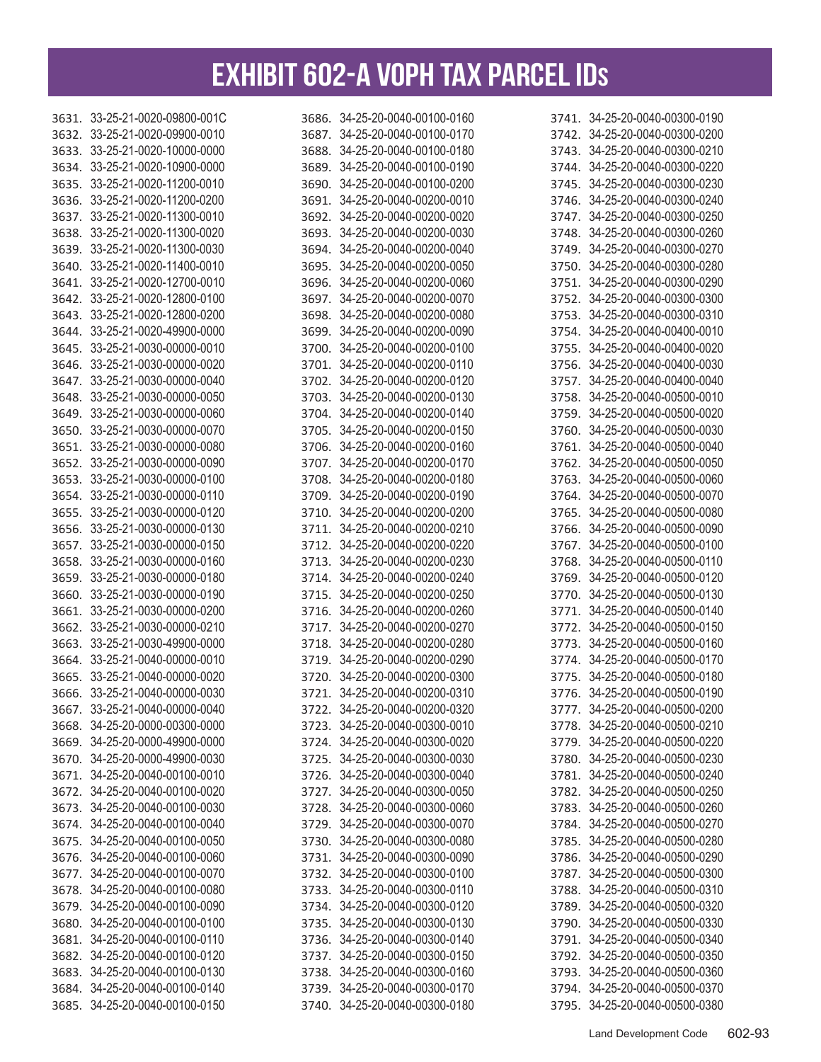# EXHIBIT 602-A VOPH TAX PARCEL IDs

3631. 33-25-21-0020-09800-001C
3632. 33-25-21-0020-09900-0010
3633. 33-25-21-0020-10000-0000
3634. 33-25-21-0020-10900-0000
3635. 33-25-21-0020-11200-0010
3636. 33-25-21-0020-11200-0200
3637. 33-25-21-0020-11300-0010
3638. 33-25-21-0020-11300-0020
3639. 33-25-21-0020-11300-0030
3640. 33-25-21-0020-11400-0010
3641. 33-25-21-0020-12700-0010
3642. 33-25-21-0020-12800-0100
3643. 33-25-21-0020-12800-0200
3644. 33-25-21-0020-49900-0000
3645. 33-25-21-0030-00000-0010
3646. 33-25-21-0030-00000-0020
3647. 33-25-21-0030-00000-0040
3648. 33-25-21-0030-00000-0050
3649. 33-25-21-0030-00000-0060
3650. 33-25-21-0030-00000-0070
3651. 33-25-21-0030-00000-0080
3652. 33-25-21-0030-00000-0090
3653. 33-25-21-0030-00000-0100
3654. 33-25-21-0030-00000-0110
3655. 33-25-21-0030-00000-0120
3656. 33-25-21-0030-00000-0130
3657. 33-25-21-0030-00000-0150
3658. 33-25-21-0030-00000-0160
3659. 33-25-21-0030-00000-0180
3660. 33-25-21-0030-00000-0190
3661. 33-25-21-0030-00000-0200
3662. 33-25-21-0030-00000-0210
3663. 33-25-21-0030-49900-0000
3664. 33-25-21-0040-00000-0010
3665. 33-25-21-0040-00000-0020
3666. 33-25-21-0040-00000-0030
3667. 33-25-21-0040-00000-0040
3668. 34-25-20-0000-00300-0000
3669. 34-25-20-0000-49900-0000
3670. 34-25-20-0000-49900-0030
3671. 34-25-20-0040-00100-0010
3672. 34-25-20-0040-00100-0020
3673. 34-25-20-0040-00100-0030
3674. 34-25-20-0040-00100-0040
3675. 34-25-20-0040-00100-0050
3676. 34-25-20-0040-00100-0060
3677. 34-25-20-0040-00100-0070
3678. 34-25-20-0040-00100-0080
3679. 34-25-20-0040-00100-0090
3680. 34-25-20-0040-00100-0100
3681. 34-25-20-0040-00100-0110
3682. 34-25-20-0040-00100-0120
3683. 34-25-20-0040-00100-0130
3684. 34-25-20-0040-00100-0140
3685. 34-25-20-0040-00100-0150
3686. 34-25-20-0040-00100-0160
3687. 34-25-20-0040-00100-0170
3688. 34-25-20-0040-00100-0180
3689. 34-25-20-0040-00100-0190
3690. 34-25-20-0040-00100-0200
3691. 34-25-20-0040-00200-0010
3692. 34-25-20-0040-00200-0020
3693. 34-25-20-0040-00200-0030
3694. 34-25-20-0040-00200-0040
3695. 34-25-20-0040-00200-0050
3696. 34-25-20-0040-00200-0060
3697. 34-25-20-0040-00200-0070
3698. 34-25-20-0040-00200-0080
3699. 34-25-20-0040-00200-0090
3700. 34-25-20-0040-00200-0100
3701. 34-25-20-0040-00200-0110
3702. 34-25-20-0040-00200-0120
3703. 34-25-20-0040-00200-0130
3704. 34-25-20-0040-00200-0140
3705. 34-25-20-0040-00200-0150
3706. 34-25-20-0040-00200-0160
3707. 34-25-20-0040-00200-0170
3708. 34-25-20-0040-00200-0180
3709. 34-25-20-0040-00200-0190
3710. 34-25-20-0040-00200-0200
3711. 34-25-20-0040-00200-0210
3712. 34-25-20-0040-00200-0220
3713. 34-25-20-0040-00200-0230
3714. 34-25-20-0040-00200-0240
3715. 34-25-20-0040-00200-0250
3716. 34-25-20-0040-00200-0260
3717. 34-25-20-0040-00200-0270
3718. 34-25-20-0040-00200-0280
3719. 34-25-20-0040-00200-0290
3720. 34-25-20-0040-00200-0300
3721. 34-25-20-0040-00200-0310
3722. 34-25-20-0040-00200-0320
3723. 34-25-20-0040-00300-0010
3724. 34-25-20-0040-00300-0020
3725. 34-25-20-0040-00300-0030
3726. 34-25-20-0040-00300-0040
3727. 34-25-20-0040-00300-0050
3728. 34-25-20-0040-00300-0060
3729. 34-25-20-0040-00300-0070
3730. 34-25-20-0040-00300-0080
3731. 34-25-20-0040-00300-0090
3732. 34-25-20-0040-00300-0100
3733. 34-25-20-0040-00300-0110
3734. 34-25-20-0040-00300-0120
3735. 34-25-20-0040-00300-0130
3736. 34-25-20-0040-00300-0140
3737. 34-25-20-0040-00300-0150
3738. 34-25-20-0040-00300-0160
3739. 34-25-20-0040-00300-0170
3740. 34-25-20-0040-00300-0180
3741. 34-25-20-0040-00300-0190
3742. 34-25-20-0040-00300-0200
3743. 34-25-20-0040-00300-0210
3744. 34-25-20-0040-00300-0220
3745. 34-25-20-0040-00300-0230
3746. 34-25-20-0040-00300-0240
3747. 34-25-20-0040-00300-0250
3748. 34-25-20-0040-00300-0260
3749. 34-25-20-0040-00300-0270
3750. 34-25-20-0040-00300-0280
3751. 34-25-20-0040-00300-0290
3752. 34-25-20-0040-00300-0300
3753. 34-25-20-0040-00300-0310
3754. 34-25-20-0040-00400-0010
3755. 34-25-20-0040-00400-0020
3756. 34-25-20-0040-00400-0030
3757. 34-25-20-0040-00400-0040
3758. 34-25-20-0040-00500-0010
3759. 34-25-20-0040-00500-0020
3760. 34-25-20-0040-00500-0030
3761. 34-25-20-0040-00500-0040
3762. 34-25-20-0040-00500-0050
3763. 34-25-20-0040-00500-0060
3764. 34-25-20-0040-00500-0070
3765. 34-25-20-0040-00500-0080
3766. 34-25-20-0040-00500-0090
3767. 34-25-20-0040-00500-0100
3768. 34-25-20-0040-00500-0110
3769. 34-25-20-0040-00500-0120
3770. 34-25-20-0040-00500-0130
3771. 34-25-20-0040-00500-0140
3772. 34-25-20-0040-00500-0150
3773. 34-25-20-0040-00500-0160
3774. 34-25-20-0040-00500-0170
3775. 34-25-20-0040-00500-0180
3776. 34-25-20-0040-00500-0190
3777. 34-25-20-0040-00500-0200
3778. 34-25-20-0040-00500-0210
3779. 34-25-20-0040-00500-0220
3780. 34-25-20-0040-00500-0230
3781. 34-25-20-0040-00500-0240
3782. 34-25-20-0040-00500-0250
3783. 34-25-20-0040-00500-0260
3784. 34-25-20-0040-00500-0270
3785. 34-25-20-0040-00500-0280
3786. 34-25-20-0040-00500-0290
3787. 34-25-20-0040-00500-0300
3788. 34-25-20-0040-00500-0310
3789. 34-25-20-0040-00500-0320
3790. 34-25-20-0040-00500-0330
3791. 34-25-20-0040-00500-0340
3792. 34-25-20-0040-00500-0350
3793. 34-25-20-0040-00500-0360
3794. 34-25-20-0040-00500-0370
3795. 34-25-20-0040-00500-0380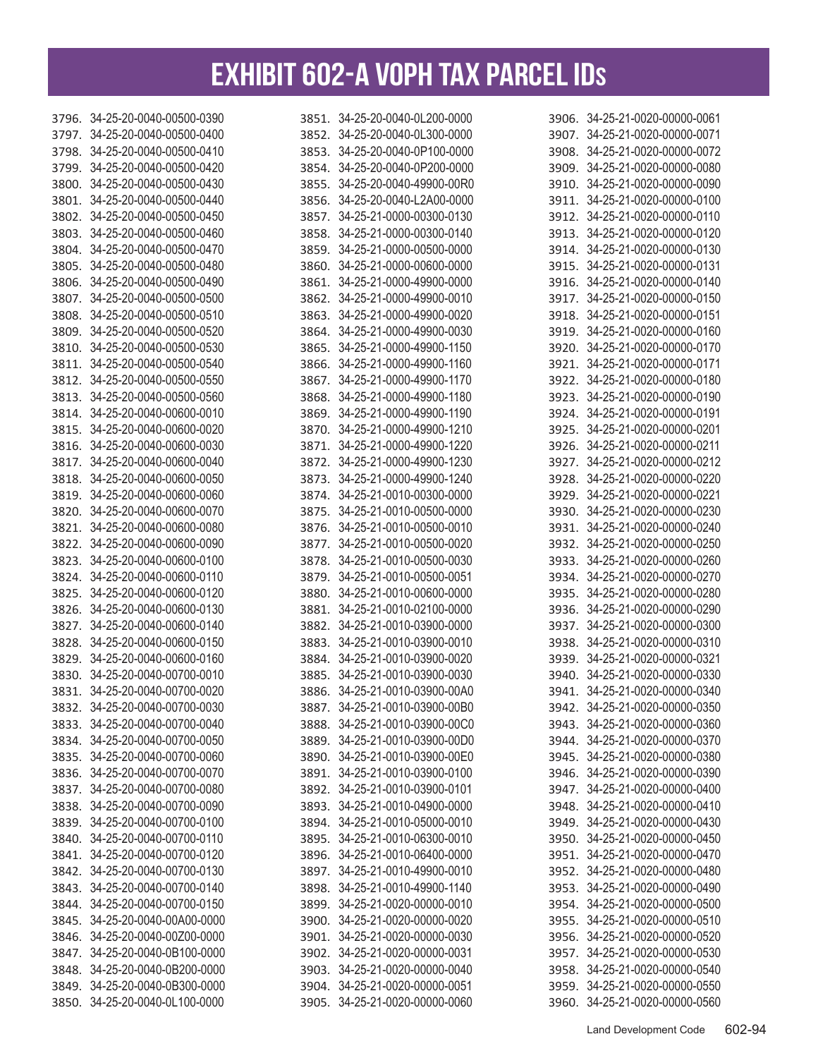# EXHIBIT 602-A VOPH TAX PARCEL IDs

3796. 34-25-20-0040-00500-0390
3797. 34-25-20-0040-00500-0400
3798. 34-25-20-0040-00500-0410
3799. 34-25-20-0040-00500-0420
3800. 34-25-20-0040-00500-0430
3801. 34-25-20-0040-00500-0440
3802. 34-25-20-0040-00500-0450
3803. 34-25-20-0040-00500-0460
3804. 34-25-20-0040-00500-0470
3805. 34-25-20-0040-00500-0480
3806. 34-25-20-0040-00500-0490
3807. 34-25-20-0040-00500-0500
3808. 34-25-20-0040-00500-0510
3809. 34-25-20-0040-00500-0520
3810. 34-25-20-0040-00500-0530
3811. 34-25-20-0040-00500-0540
3812. 34-25-20-0040-00500-0550
3813. 34-25-20-0040-00500-0560
3814. 34-25-20-0040-00600-0010
3815. 34-25-20-0040-00600-0020
3816. 34-25-20-0040-00600-0030
3817. 34-25-20-0040-00600-0040
3818. 34-25-20-0040-00600-0050
3819. 34-25-20-0040-00600-0060
3820. 34-25-20-0040-00600-0070
3821. 34-25-20-0040-00600-0080
3822. 34-25-20-0040-00600-0090
3823. 34-25-20-0040-00600-0100
3824. 34-25-20-0040-00600-0110
3825. 34-25-20-0040-00600-0120
3826. 34-25-20-0040-00600-0130
3827. 34-25-20-0040-00600-0140
3828. 34-25-20-0040-00600-0150
3829. 34-25-20-0040-00600-0160
3830. 34-25-20-0040-00700-0010
3831. 34-25-20-0040-00700-0020
3832. 34-25-20-0040-00700-0030
3833. 34-25-20-0040-00700-0040
3834. 34-25-20-0040-00700-0050
3835. 34-25-20-0040-00700-0060
3836. 34-25-20-0040-00700-0070
3837. 34-25-20-0040-00700-0080
3838. 34-25-20-0040-00700-0090
3839. 34-25-20-0040-00700-0100
3840. 34-25-20-0040-00700-0110
3841. 34-25-20-0040-00700-0120
3842. 34-25-20-0040-00700-0130
3843. 34-25-20-0040-00700-0140
3844. 34-25-20-0040-00700-0150
3845. 34-25-20-0040-00A00-0000
3846. 34-25-20-0040-00Z00-0000
3847. 34-25-20-0040-0B100-0000
3848. 34-25-20-0040-0B200-0000
3849. 34-25-20-0040-0B300-0000
3850. 34-25-20-0040-0L100-0000
3851. 34-25-20-0040-0L200-0000
3852. 34-25-20-0040-0L300-0000
3853. 34-25-20-0040-0P100-0000
3854. 34-25-20-0040-0P200-0000
3855. 34-25-20-0040-49900-00R0
3856. 34-25-20-0040-L2A00-0000
3857. 34-25-21-0000-00300-0130
3858. 34-25-21-0000-00300-0140
3859. 34-25-21-0000-00500-0000
3860. 34-25-21-0000-00600-0000
3861. 34-25-21-0000-49900-0000
3862. 34-25-21-0000-49900-0010
3863. 34-25-21-0000-49900-0020
3864. 34-25-21-0000-49900-0030
3865. 34-25-21-0000-49900-1150
3866. 34-25-21-0000-49900-1160
3867. 34-25-21-0000-49900-1170
3868. 34-25-21-0000-49900-1180
3869. 34-25-21-0000-49900-1190
3870. 34-25-21-0000-49900-1210
3871. 34-25-21-0000-49900-1220
3872. 34-25-21-0000-49900-1230
3873. 34-25-21-0000-49900-1240
3874. 34-25-21-0010-00300-0000
3875. 34-25-21-0010-00500-0000
3876. 34-25-21-0010-00500-0010
3877. 34-25-21-0010-00500-0020
3878. 34-25-21-0010-00500-0030
3879. 34-25-21-0010-00500-0051
3880. 34-25-21-0010-00600-0000
3881. 34-25-21-0010-02100-0000
3882. 34-25-21-0010-03900-0000
3883. 34-25-21-0010-03900-0010
3884. 34-25-21-0010-03900-0020
3885. 34-25-21-0010-03900-0030
3886. 34-25-21-0010-03900-00A0
3887. 34-25-21-0010-03900-00B0
3888. 34-25-21-0010-03900-00C0
3889. 34-25-21-0010-03900-00D0
3890. 34-25-21-0010-03900-00E0
3891. 34-25-21-0010-03900-0100
3892. 34-25-21-0010-03900-0101
3893. 34-25-21-0010-04900-0000
3894. 34-25-21-0010-05000-0010
3895. 34-25-21-0010-06300-0010
3896. 34-25-21-0010-06400-0000
3897. 34-25-21-0010-49900-0010
3898. 34-25-21-0010-49900-1140
3899. 34-25-21-0020-00000-0010
3900. 34-25-21-0020-00000-0020
3901. 34-25-21-0020-00000-0030
3902. 34-25-21-0020-00000-0031
3903. 34-25-21-0020-00000-0040
3904. 34-25-21-0020-00000-0051
3905. 34-25-21-0020-00000-0060
3906. 34-25-21-0020-00000-0061
3907. 34-25-21-0020-00000-0071
3908. 34-25-21-0020-00000-0072
3909. 34-25-21-0020-00000-0080
3910. 34-25-21-0020-00000-0090
3911. 34-25-21-0020-00000-0100
3912. 34-25-21-0020-00000-0110
3913. 34-25-21-0020-00000-0120
3914. 34-25-21-0020-00000-0130
3915. 34-25-21-0020-00000-0131
3916. 34-25-21-0020-00000-0140
3917. 34-25-21-0020-00000-0150
3918. 34-25-21-0020-00000-0151
3919. 34-25-21-0020-00000-0160
3920. 34-25-21-0020-00000-0170
3921. 34-25-21-0020-00000-0171
3922. 34-25-21-0020-00000-0180
3923. 34-25-21-0020-00000-0190
3924. 34-25-21-0020-00000-0191
3925. 34-25-21-0020-00000-0201
3926. 34-25-21-0020-00000-0211
3927. 34-25-21-0020-00000-0212
3928. 34-25-21-0020-00000-0220
3929. 34-25-21-0020-00000-0221
3930. 34-25-21-0020-00000-0230
3931. 34-25-21-0020-00000-0240
3932. 34-25-21-0020-00000-0250
3933. 34-25-21-0020-00000-0260
3934. 34-25-21-0020-00000-0270
3935. 34-25-21-0020-00000-0280
3936. 34-25-21-0020-00000-0290
3937. 34-25-21-0020-00000-0300
3938. 34-25-21-0020-00000-0310
3939. 34-25-21-0020-00000-0321
3940. 34-25-21-0020-00000-0330
3941. 34-25-21-0020-00000-0340
3942. 34-25-21-0020-00000-0350
3943. 34-25-21-0020-00000-0360
3944. 34-25-21-0020-00000-0370
3945. 34-25-21-0020-00000-0380
3946. 34-25-21-0020-00000-0390
3947. 34-25-21-0020-00000-0400
3948. 34-25-21-0020-00000-0410
3949. 34-25-21-0020-00000-0430
3950. 34-25-21-0020-00000-0450
3951. 34-25-21-0020-00000-0470
3952. 34-25-21-0020-00000-0480
3953. 34-25-21-0020-00000-0490
3954. 34-25-21-0020-00000-0500
3955. 34-25-21-0020-00000-0510
3956. 34-25-21-0020-00000-0520
3957. 34-25-21-0020-00000-0530
3958. 34-25-21-0020-00000-0540
3959. 34-25-21-0020-00000-0550
3960. 34-25-21-0020-00000-0560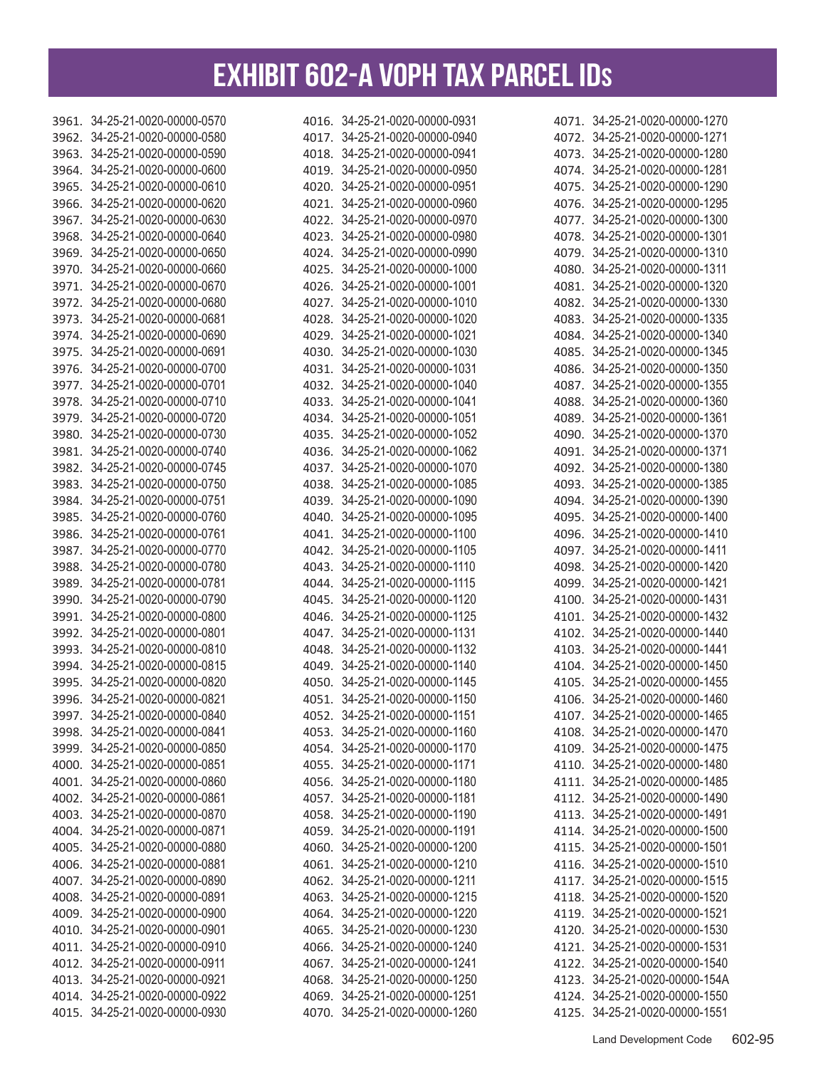# EXHIBIT 602-A VOPH TAX PARCEL IDs

3961. 34-25-21-0020-00000-0570
3962. 34-25-21-0020-00000-0580
3963. 34-25-21-0020-00000-0590
3964. 34-25-21-0020-00000-0600
3965. 34-25-21-0020-00000-0610
3966. 34-25-21-0020-00000-0620
3967. 34-25-21-0020-00000-0630
3968. 34-25-21-0020-00000-0640
3969. 34-25-21-0020-00000-0650
3970. 34-25-21-0020-00000-0660
3971. 34-25-21-0020-00000-0670
3972. 34-25-21-0020-00000-0680
3973. 34-25-21-0020-00000-0681
3974. 34-25-21-0020-00000-0690
3975. 34-25-21-0020-00000-0691
3976. 34-25-21-0020-00000-0700
3977. 34-25-21-0020-00000-0701
3978. 34-25-21-0020-00000-0710
3979. 34-25-21-0020-00000-0720
3980. 34-25-21-0020-00000-0730
3981. 34-25-21-0020-00000-0740
3982. 34-25-21-0020-00000-0745
3983. 34-25-21-0020-00000-0750
3984. 34-25-21-0020-00000-0751
3985. 34-25-21-0020-00000-0760
3986. 34-25-21-0020-00000-0761
3987. 34-25-21-0020-00000-0770
3988. 34-25-21-0020-00000-0780
3989. 34-25-21-0020-00000-0781
3990. 34-25-21-0020-00000-0790
3991. 34-25-21-0020-00000-0800
3992. 34-25-21-0020-00000-0801
3993. 34-25-21-0020-00000-0810
3994. 34-25-21-0020-00000-0815
3995. 34-25-21-0020-00000-0820
3996. 34-25-21-0020-00000-0821
3997. 34-25-21-0020-00000-0840
3998. 34-25-21-0020-00000-0841
3999. 34-25-21-0020-00000-0850
4000. 34-25-21-0020-00000-0851
4001. 34-25-21-0020-00000-0860
4002. 34-25-21-0020-00000-0861
4003. 34-25-21-0020-00000-0870
4004. 34-25-21-0020-00000-0871
4005. 34-25-21-0020-00000-0880
4006. 34-25-21-0020-00000-0881
4007. 34-25-21-0020-00000-0890
4008. 34-25-21-0020-00000-0891
4009. 34-25-21-0020-00000-0900
4010. 34-25-21-0020-00000-0901
4011. 34-25-21-0020-00000-0910
4012. 34-25-21-0020-00000-0911
4013. 34-25-21-0020-00000-0921
4014. 34-25-21-0020-00000-0922
4015. 34-25-21-0020-00000-0930
4016. 34-25-21-0020-00000-0931
4017. 34-25-21-0020-00000-0940
4018. 34-25-21-0020-00000-0941
4019. 34-25-21-0020-00000-0950
4020. 34-25-21-0020-00000-0951
4021. 34-25-21-0020-00000-0960
4022. 34-25-21-0020-00000-0970
4023. 34-25-21-0020-00000-0980
4024. 34-25-21-0020-00000-0990
4025. 34-25-21-0020-00000-1000
4026. 34-25-21-0020-00000-1001
4027. 34-25-21-0020-00000-1010
4028. 34-25-21-0020-00000-1020
4029. 34-25-21-0020-00000-1021
4030. 34-25-21-0020-00000-1030
4031. 34-25-21-0020-00000-1031
4032. 34-25-21-0020-00000-1040
4033. 34-25-21-0020-00000-1041
4034. 34-25-21-0020-00000-1051
4035. 34-25-21-0020-00000-1052
4036. 34-25-21-0020-00000-1062
4037. 34-25-21-0020-00000-1070
4038. 34-25-21-0020-00000-1085
4039. 34-25-21-0020-00000-1090
4040. 34-25-21-0020-00000-1095
4041. 34-25-21-0020-00000-1100
4042. 34-25-21-0020-00000-1105
4043. 34-25-21-0020-00000-1110
4044. 34-25-21-0020-00000-1115
4045. 34-25-21-0020-00000-1120
4046. 34-25-21-0020-00000-1125
4047. 34-25-21-0020-00000-1131
4048. 34-25-21-0020-00000-1132
4049. 34-25-21-0020-00000-1140
4050. 34-25-21-0020-00000-1145
4051. 34-25-21-0020-00000-1150
4052. 34-25-21-0020-00000-1151
4053. 34-25-21-0020-00000-1160
4054. 34-25-21-0020-00000-1170
4055. 34-25-21-0020-00000-1171
4056. 34-25-21-0020-00000-1180
4057. 34-25-21-0020-00000-1181
4058. 34-25-21-0020-00000-1190
4059. 34-25-21-0020-00000-1191
4060. 34-25-21-0020-00000-1200
4061. 34-25-21-0020-00000-1210
4062. 34-25-21-0020-00000-1211
4063. 34-25-21-0020-00000-1215
4064. 34-25-21-0020-00000-1220
4065. 34-25-21-0020-00000-1230
4066. 34-25-21-0020-00000-1240
4067. 34-25-21-0020-00000-1241
4068. 34-25-21-0020-00000-1250
4069. 34-25-21-0020-00000-1251
4070. 34-25-21-0020-00000-1260
4071. 34-25-21-0020-00000-1270
4072. 34-25-21-0020-00000-1271
4073. 34-25-21-0020-00000-1280
4074. 34-25-21-0020-00000-1281
4075. 34-25-21-0020-00000-1290
4076. 34-25-21-0020-00000-1295
4077. 34-25-21-0020-00000-1300
4078. 34-25-21-0020-00000-1301
4079. 34-25-21-0020-00000-1310
4080. 34-25-21-0020-00000-1311
4081. 34-25-21-0020-00000-1320
4082. 34-25-21-0020-00000-1330
4083. 34-25-21-0020-00000-1335
4084. 34-25-21-0020-00000-1340
4085. 34-25-21-0020-00000-1345
4086. 34-25-21-0020-00000-1350
4087. 34-25-21-0020-00000-1355
4088. 34-25-21-0020-00000-1360
4089. 34-25-21-0020-00000-1361
4090. 34-25-21-0020-00000-1370
4091. 34-25-21-0020-00000-1371
4092. 34-25-21-0020-00000-1380
4093. 34-25-21-0020-00000-1385
4094. 34-25-21-0020-00000-1390
4095. 34-25-21-0020-00000-1400
4096. 34-25-21-0020-00000-1410
4097. 34-25-21-0020-00000-1411
4098. 34-25-21-0020-00000-1420
4099. 34-25-21-0020-00000-1421
4100. 34-25-21-0020-00000-1431
4101. 34-25-21-0020-00000-1432
4102. 34-25-21-0020-00000-1440
4103. 34-25-21-0020-00000-1441
4104. 34-25-21-0020-00000-1450
4105. 34-25-21-0020-00000-1455
4106. 34-25-21-0020-00000-1460
4107. 34-25-21-0020-00000-1465
4108. 34-25-21-0020-00000-1470
4109. 34-25-21-0020-00000-1475
4110. 34-25-21-0020-00000-1480
4111. 34-25-21-0020-00000-1485
4112. 34-25-21-0020-00000-1490
4113. 34-25-21-0020-00000-1491
4114. 34-25-21-0020-00000-1500
4115. 34-25-21-0020-00000-1501
4116. 34-25-21-0020-00000-1510
4117. 34-25-21-0020-00000-1515
4118. 34-25-21-0020-00000-1520
4119. 34-25-21-0020-00000-1521
4120. 34-25-21-0020-00000-1530
4121. 34-25-21-0020-00000-1531
4122. 34-25-21-0020-00000-1540
4123. 34-25-21-0020-00000-154A
4124. 34-25-21-0020-00000-1550
4125. 34-25-21-0020-00000-1551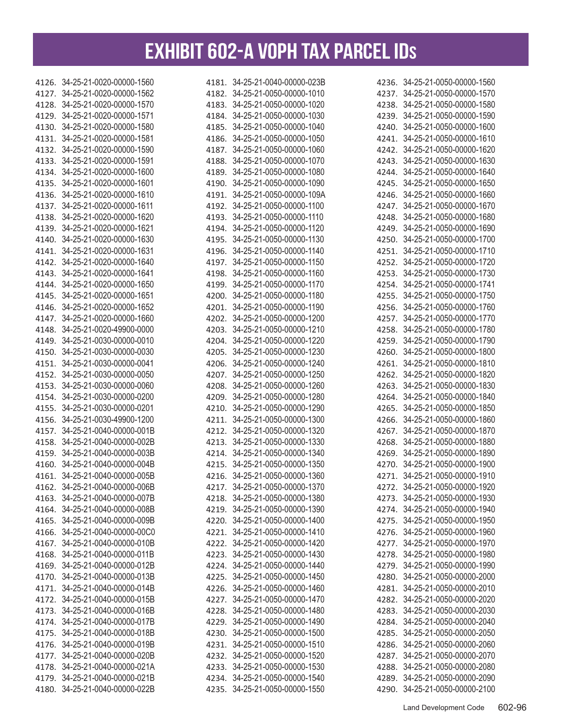# EXHIBIT 602-A VOPH TAX PARCEL IDs

4126. 34-25-21-0020-00000-1560
4127. 34-25-21-0020-00000-1562
4128. 34-25-21-0020-00000-1570
4129. 34-25-21-0020-00000-1571
4130. 34-25-21-0020-00000-1580
4131. 34-25-21-0020-00000-1581
4132. 34-25-21-0020-00000-1590
4133. 34-25-21-0020-00000-1591
4134. 34-25-21-0020-00000-1600
4135. 34-25-21-0020-00000-1601
4136. 34-25-21-0020-00000-1610
4137. 34-25-21-0020-00000-1611
4138. 34-25-21-0020-00000-1620
4139. 34-25-21-0020-00000-1621
4140. 34-25-21-0020-00000-1630
4141. 34-25-21-0020-00000-1631
4142. 34-25-21-0020-00000-1640
4143. 34-25-21-0020-00000-1641
4144. 34-25-21-0020-00000-1650
4145. 34-25-21-0020-00000-1651
4146. 34-25-21-0020-00000-1652
4147. 34-25-21-0020-00000-1660
4148. 34-25-21-0020-49900-0000
4149. 34-25-21-0030-00000-0010
4150. 34-25-21-0030-00000-0030
4151. 34-25-21-0030-00000-0041
4152. 34-25-21-0030-00000-0050
4153. 34-25-21-0030-00000-0060
4154. 34-25-21-0030-00000-0200
4155. 34-25-21-0030-00000-0201
4156. 34-25-21-0030-49900-1200
4157. 34-25-21-0040-00000-001B
4158. 34-25-21-0040-00000-002B
4159. 34-25-21-0040-00000-003B
4160. 34-25-21-0040-00000-004B
4161. 34-25-21-0040-00000-005B
4162. 34-25-21-0040-00000-006B
4163. 34-25-21-0040-00000-007B
4164. 34-25-21-0040-00000-008B
4165. 34-25-21-0040-00000-009B
4166. 34-25-21-0040-00000-00C0
4167. 34-25-21-0040-00000-010B
4168. 34-25-21-0040-00000-011B
4169. 34-25-21-0040-00000-012B
4170. 34-25-21-0040-00000-013B
4171. 34-25-21-0040-00000-014B
4172. 34-25-21-0040-00000-015B
4173. 34-25-21-0040-00000-016B
4174. 34-25-21-0040-00000-017B
4175. 34-25-21-0040-00000-018B
4176. 34-25-21-0040-00000-019B
4177. 34-25-21-0040-00000-020B
4178. 34-25-21-0040-00000-021A
4179. 34-25-21-0040-00000-021B
4180. 34-25-21-0040-00000-022B
4181. 34-25-21-0040-00000-023B
4182. 34-25-21-0050-00000-1010
4183. 34-25-21-0050-00000-1020
4184. 34-25-21-0050-00000-1030
4185. 34-25-21-0050-00000-1040
4186. 34-25-21-0050-00000-1050
4187. 34-25-21-0050-00000-1060
4188. 34-25-21-0050-00000-1070
4189. 34-25-21-0050-00000-1080
4190. 34-25-21-0050-00000-1090
4191. 34-25-21-0050-00000-109A
4192. 34-25-21-0050-00000-1100
4193. 34-25-21-0050-00000-1110
4194. 34-25-21-0050-00000-1120
4195. 34-25-21-0050-00000-1130
4196. 34-25-21-0050-00000-1140
4197. 34-25-21-0050-00000-1150
4198. 34-25-21-0050-00000-1160
4199. 34-25-21-0050-00000-1170
4200. 34-25-21-0050-00000-1180
4201. 34-25-21-0050-00000-1190
4202. 34-25-21-0050-00000-1200
4203. 34-25-21-0050-00000-1210
4204. 34-25-21-0050-00000-1220
4205. 34-25-21-0050-00000-1230
4206. 34-25-21-0050-00000-1240
4207. 34-25-21-0050-00000-1250
4208. 34-25-21-0050-00000-1260
4209. 34-25-21-0050-00000-1280
4210. 34-25-21-0050-00000-1290
4211. 34-25-21-0050-00000-1300
4212. 34-25-21-0050-00000-1320
4213. 34-25-21-0050-00000-1330
4214. 34-25-21-0050-00000-1340
4215. 34-25-21-0050-00000-1350
4216. 34-25-21-0050-00000-1360
4217. 34-25-21-0050-00000-1370
4218. 34-25-21-0050-00000-1380
4219. 34-25-21-0050-00000-1390
4220. 34-25-21-0050-00000-1400
4221. 34-25-21-0050-00000-1410
4222. 34-25-21-0050-00000-1420
4223. 34-25-21-0050-00000-1430
4224. 34-25-21-0050-00000-1440
4225. 34-25-21-0050-00000-1450
4226. 34-25-21-0050-00000-1460
4227. 34-25-21-0050-00000-1470
4228. 34-25-21-0050-00000-1480
4229. 34-25-21-0050-00000-1490
4230. 34-25-21-0050-00000-1500
4231. 34-25-21-0050-00000-1510
4232. 34-25-21-0050-00000-1520
4233. 34-25-21-0050-00000-1530
4234. 34-25-21-0050-00000-1540
4235. 34-25-21-0050-00000-1550
4236. 34-25-21-0050-00000-1560
4237. 34-25-21-0050-00000-1570
4238. 34-25-21-0050-00000-1580
4239. 34-25-21-0050-00000-1590
4240. 34-25-21-0050-00000-1600
4241. 34-25-21-0050-00000-1610
4242. 34-25-21-0050-00000-1620
4243. 34-25-21-0050-00000-1630
4244. 34-25-21-0050-00000-1640
4245. 34-25-21-0050-00000-1650
4246. 34-25-21-0050-00000-1660
4247. 34-25-21-0050-00000-1670
4248. 34-25-21-0050-00000-1680
4249. 34-25-21-0050-00000-1690
4250. 34-25-21-0050-00000-1700
4251. 34-25-21-0050-00000-1710
4252. 34-25-21-0050-00000-1720
4253. 34-25-21-0050-00000-1730
4254. 34-25-21-0050-00000-1741
4255. 34-25-21-0050-00000-1750
4256. 34-25-21-0050-00000-1760
4257. 34-25-21-0050-00000-1770
4258. 34-25-21-0050-00000-1780
4259. 34-25-21-0050-00000-1790
4260. 34-25-21-0050-00000-1800
4261. 34-25-21-0050-00000-1810
4262. 34-25-21-0050-00000-1820
4263. 34-25-21-0050-00000-1830
4264. 34-25-21-0050-00000-1840
4265. 34-25-21-0050-00000-1850
4266. 34-25-21-0050-00000-1860
4267. 34-25-21-0050-00000-1870
4268. 34-25-21-0050-00000-1880
4269. 34-25-21-0050-00000-1890
4270. 34-25-21-0050-00000-1900
4271. 34-25-21-0050-00000-1910
4272. 34-25-21-0050-00000-1920
4273. 34-25-21-0050-00000-1930
4274. 34-25-21-0050-00000-1940
4275. 34-25-21-0050-00000-1950
4276. 34-25-21-0050-00000-1960
4277. 34-25-21-0050-00000-1970
4278. 34-25-21-0050-00000-1980
4279. 34-25-21-0050-00000-1990
4280. 34-25-21-0050-00000-2000
4281. 34-25-21-0050-00000-2010
4282. 34-25-21-0050-00000-2020
4283. 34-25-21-0050-00000-2030
4284. 34-25-21-0050-00000-2040
4285. 34-25-21-0050-00000-2050
4286. 34-25-21-0050-00000-2060
4287. 34-25-21-0050-00000-2070
4288. 34-25-21-0050-00000-2080
4289. 34-25-21-0050-00000-2090
4290. 34-25-21-0050-00000-2100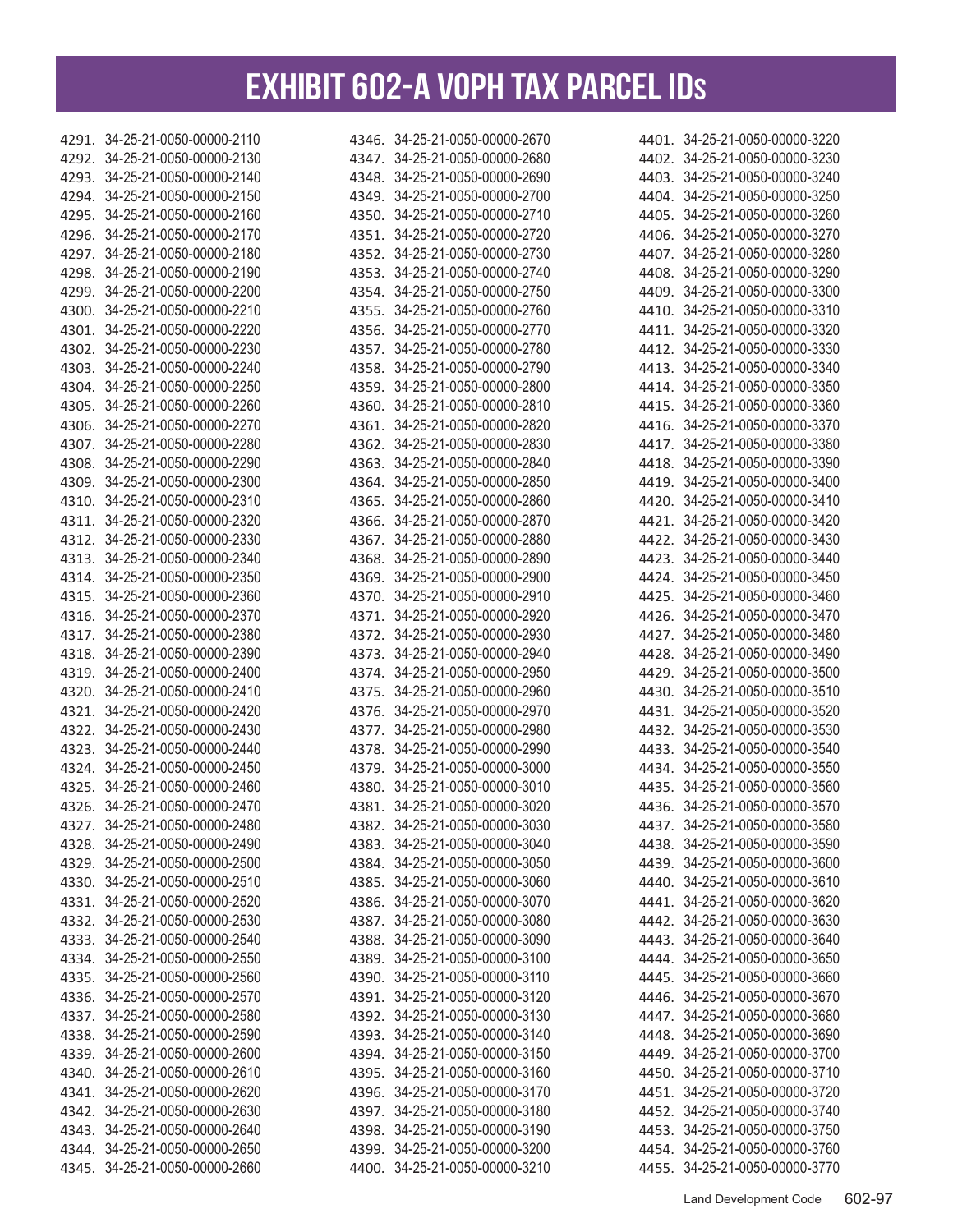# EXHIBIT 602-A VOPH TAX PARCEL IDs

4291. 34-25-21-0050-00000-2110
4292. 34-25-21-0050-00000-2130
4293. 34-25-21-0050-00000-2140
4294. 34-25-21-0050-00000-2150
4295. 34-25-21-0050-00000-2160
4296. 34-25-21-0050-00000-2170
4297. 34-25-21-0050-00000-2180
4298. 34-25-21-0050-00000-2190
4299. 34-25-21-0050-00000-2200
4300. 34-25-21-0050-00000-2210
4301. 34-25-21-0050-00000-2220
4302. 34-25-21-0050-00000-2230
4303. 34-25-21-0050-00000-2240
4304. 34-25-21-0050-00000-2250
4305. 34-25-21-0050-00000-2260
4306. 34-25-21-0050-00000-2270
4307. 34-25-21-0050-00000-2280
4308. 34-25-21-0050-00000-2290
4309. 34-25-21-0050-00000-2300
4310. 34-25-21-0050-00000-2310
4311. 34-25-21-0050-00000-2320
4312. 34-25-21-0050-00000-2330
4313. 34-25-21-0050-00000-2340
4314. 34-25-21-0050-00000-2350
4315. 34-25-21-0050-00000-2360
4316. 34-25-21-0050-00000-2370
4317. 34-25-21-0050-00000-2380
4318. 34-25-21-0050-00000-2390
4319. 34-25-21-0050-00000-2400
4320. 34-25-21-0050-00000-2410
4321. 34-25-21-0050-00000-2420
4322. 34-25-21-0050-00000-2430
4323. 34-25-21-0050-00000-2440
4324. 34-25-21-0050-00000-2450
4325. 34-25-21-0050-00000-2460
4326. 34-25-21-0050-00000-2470
4327. 34-25-21-0050-00000-2480
4328. 34-25-21-0050-00000-2490
4329. 34-25-21-0050-00000-2500
4330. 34-25-21-0050-00000-2510
4331. 34-25-21-0050-00000-2520
4332. 34-25-21-0050-00000-2530
4333. 34-25-21-0050-00000-2540
4334. 34-25-21-0050-00000-2550
4335. 34-25-21-0050-00000-2560
4336. 34-25-21-0050-00000-2570
4337. 34-25-21-0050-00000-2580
4338. 34-25-21-0050-00000-2590
4339. 34-25-21-0050-00000-2600
4340. 34-25-21-0050-00000-2610
4341. 34-25-21-0050-00000-2620
4342. 34-25-21-0050-00000-2630
4343. 34-25-21-0050-00000-2640
4344. 34-25-21-0050-00000-2650
4345. 34-25-21-0050-00000-2660
4346. 34-25-21-0050-00000-2670
4347. 34-25-21-0050-00000-2680
4348. 34-25-21-0050-00000-2690
4349. 34-25-21-0050-00000-2700
4350. 34-25-21-0050-00000-2710
4351. 34-25-21-0050-00000-2720
4352. 34-25-21-0050-00000-2730
4353. 34-25-21-0050-00000-2740
4354. 34-25-21-0050-00000-2750
4355. 34-25-21-0050-00000-2760
4356. 34-25-21-0050-00000-2770
4357. 34-25-21-0050-00000-2780
4358. 34-25-21-0050-00000-2790
4359. 34-25-21-0050-00000-2800
4360. 34-25-21-0050-00000-2810
4361. 34-25-21-0050-00000-2820
4362. 34-25-21-0050-00000-2830
4363. 34-25-21-0050-00000-2840
4364. 34-25-21-0050-00000-2850
4365. 34-25-21-0050-00000-2860
4366. 34-25-21-0050-00000-2870
4367. 34-25-21-0050-00000-2880
4368. 34-25-21-0050-00000-2890
4369. 34-25-21-0050-00000-2900
4370. 34-25-21-0050-00000-2910
4371. 34-25-21-0050-00000-2920
4372. 34-25-21-0050-00000-2930
4373. 34-25-21-0050-00000-2940
4374. 34-25-21-0050-00000-2950
4375. 34-25-21-0050-00000-2960
4376. 34-25-21-0050-00000-2970
4377. 34-25-21-0050-00000-2980
4378. 34-25-21-0050-00000-2990
4379. 34-25-21-0050-00000-3000
4380. 34-25-21-0050-00000-3010
4381. 34-25-21-0050-00000-3020
4382. 34-25-21-0050-00000-3030
4383. 34-25-21-0050-00000-3040
4384. 34-25-21-0050-00000-3050
4385. 34-25-21-0050-00000-3060
4386. 34-25-21-0050-00000-3070
4387. 34-25-21-0050-00000-3080
4388. 34-25-21-0050-00000-3090
4389. 34-25-21-0050-00000-3100
4390. 34-25-21-0050-00000-3110
4391. 34-25-21-0050-00000-3120
4392. 34-25-21-0050-00000-3130
4393. 34-25-21-0050-00000-3140
4394. 34-25-21-0050-00000-3150
4395. 34-25-21-0050-00000-3160
4396. 34-25-21-0050-00000-3170
4397. 34-25-21-0050-00000-3180
4398. 34-25-21-0050-00000-3190
4399. 34-25-21-0050-00000-3200
4400. 34-25-21-0050-00000-3210
4401. 34-25-21-0050-00000-3220
4402. 34-25-21-0050-00000-3230
4403. 34-25-21-0050-00000-3240
4404. 34-25-21-0050-00000-3250
4405. 34-25-21-0050-00000-3260
4406. 34-25-21-0050-00000-3270
4407. 34-25-21-0050-00000-3280
4408. 34-25-21-0050-00000-3290
4409. 34-25-21-0050-00000-3300
4410. 34-25-21-0050-00000-3310
4411. 34-25-21-0050-00000-3320
4412. 34-25-21-0050-00000-3330
4413. 34-25-21-0050-00000-3340
4414. 34-25-21-0050-00000-3350
4415. 34-25-21-0050-00000-3360
4416. 34-25-21-0050-00000-3370
4417. 34-25-21-0050-00000-3380
4418. 34-25-21-0050-00000-3390
4419. 34-25-21-0050-00000-3400
4420. 34-25-21-0050-00000-3410
4421. 34-25-21-0050-00000-3420
4422. 34-25-21-0050-00000-3430
4423. 34-25-21-0050-00000-3440
4424. 34-25-21-0050-00000-3450
4425. 34-25-21-0050-00000-3460
4426. 34-25-21-0050-00000-3470
4427. 34-25-21-0050-00000-3480
4428. 34-25-21-0050-00000-3490
4429. 34-25-21-0050-00000-3500
4430. 34-25-21-0050-00000-3510
4431. 34-25-21-0050-00000-3520
4432. 34-25-21-0050-00000-3530
4433. 34-25-21-0050-00000-3540
4434. 34-25-21-0050-00000-3550
4435. 34-25-21-0050-00000-3560
4436. 34-25-21-0050-00000-3570
4437. 34-25-21-0050-00000-3580
4438. 34-25-21-0050-00000-3590
4439. 34-25-21-0050-00000-3600
4440. 34-25-21-0050-00000-3610
4441. 34-25-21-0050-00000-3620
4442. 34-25-21-0050-00000-3630
4443. 34-25-21-0050-00000-3640
4444. 34-25-21-0050-00000-3650
4445. 34-25-21-0050-00000-3660
4446. 34-25-21-0050-00000-3670
4447. 34-25-21-0050-00000-3680
4448. 34-25-21-0050-00000-3690
4449. 34-25-21-0050-00000-3700
4450. 34-25-21-0050-00000-3710
4451. 34-25-21-0050-00000-3720
4452. 34-25-21-0050-00000-3740
4453. 34-25-21-0050-00000-3750
4454. 34-25-21-0050-00000-3760
4455. 34-25-21-0050-00000-3770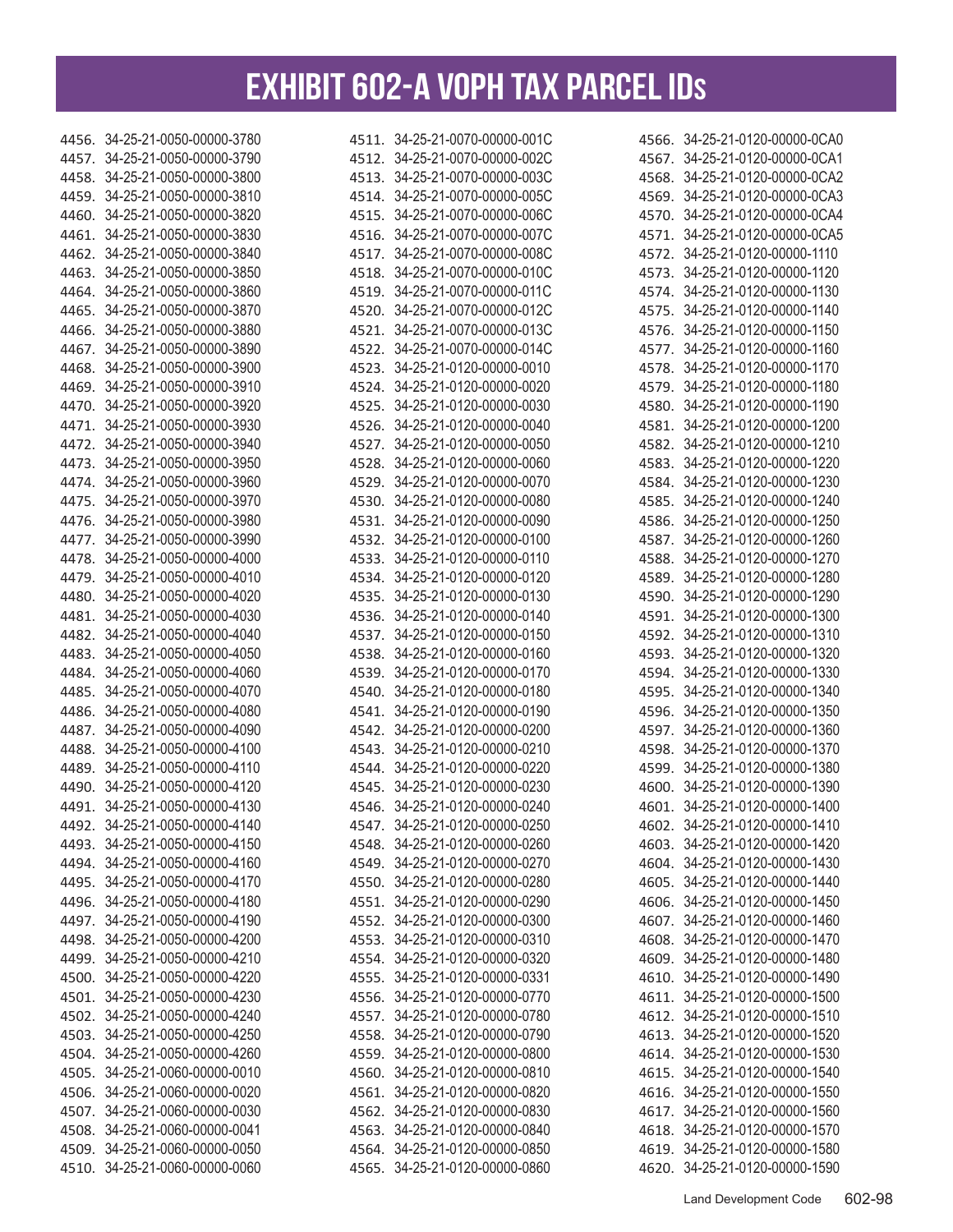# EXHIBIT 602-A VOPH TAX PARCEL IDs

4456. 34-25-21-0050-00000-3780
4457. 34-25-21-0050-00000-3790
4458. 34-25-21-0050-00000-3800
4459. 34-25-21-0050-00000-3810
4460. 34-25-21-0050-00000-3820
4461. 34-25-21-0050-00000-3830
4462. 34-25-21-0050-00000-3840
4463. 34-25-21-0050-00000-3850
4464. 34-25-21-0050-00000-3860
4465. 34-25-21-0050-00000-3870
4466. 34-25-21-0050-00000-3880
4467. 34-25-21-0050-00000-3890
4468. 34-25-21-0050-00000-3900
4469. 34-25-21-0050-00000-3910
4470. 34-25-21-0050-00000-3920
4471. 34-25-21-0050-00000-3930
4472. 34-25-21-0050-00000-3940
4473. 34-25-21-0050-00000-3950
4474. 34-25-21-0050-00000-3960
4475. 34-25-21-0050-00000-3970
4476. 34-25-21-0050-00000-3980
4477. 34-25-21-0050-00000-3990
4478. 34-25-21-0050-00000-4000
4479. 34-25-21-0050-00000-4010
4480. 34-25-21-0050-00000-4020
4481. 34-25-21-0050-00000-4030
4482. 34-25-21-0050-00000-4040
4483. 34-25-21-0050-00000-4050
4484. 34-25-21-0050-00000-4060
4485. 34-25-21-0050-00000-4070
4486. 34-25-21-0050-00000-4080
4487. 34-25-21-0050-00000-4090
4488. 34-25-21-0050-00000-4100
4489. 34-25-21-0050-00000-4110
4490. 34-25-21-0050-00000-4120
4491. 34-25-21-0050-00000-4130
4492. 34-25-21-0050-00000-4140
4493. 34-25-21-0050-00000-4150
4494. 34-25-21-0050-00000-4160
4495. 34-25-21-0050-00000-4170
4496. 34-25-21-0050-00000-4180
4497. 34-25-21-0050-00000-4190
4498. 34-25-21-0050-00000-4200
4499. 34-25-21-0050-00000-4210
4500. 34-25-21-0050-00000-4220
4501. 34-25-21-0050-00000-4230
4502. 34-25-21-0050-00000-4240
4503. 34-25-21-0050-00000-4250
4504. 34-25-21-0050-00000-4260
4505. 34-25-21-0060-00000-0010
4506. 34-25-21-0060-00000-0020
4507. 34-25-21-0060-00000-0030
4508. 34-25-21-0060-00000-0041
4509. 34-25-21-0060-00000-0050
4510. 34-25-21-0060-00000-0060
4511. 34-25-21-0070-00000-001C
4512. 34-25-21-0070-00000-002C
4513. 34-25-21-0070-00000-003C
4514. 34-25-21-0070-00000-005C
4515. 34-25-21-0070-00000-006C
4516. 34-25-21-0070-00000-007C
4517. 34-25-21-0070-00000-008C
4518. 34-25-21-0070-00000-010C
4519. 34-25-21-0070-00000-011C
4520. 34-25-21-0070-00000-012C
4521. 34-25-21-0070-00000-013C
4522. 34-25-21-0070-00000-014C
4523. 34-25-21-0120-00000-0010
4524. 34-25-21-0120-00000-0020
4525. 34-25-21-0120-00000-0030
4526. 34-25-21-0120-00000-0040
4527. 34-25-21-0120-00000-0050
4528. 34-25-21-0120-00000-0060
4529. 34-25-21-0120-00000-0070
4530. 34-25-21-0120-00000-0080
4531. 34-25-21-0120-00000-0090
4532. 34-25-21-0120-00000-0100
4533. 34-25-21-0120-00000-0110
4534. 34-25-21-0120-00000-0120
4535. 34-25-21-0120-00000-0130
4536. 34-25-21-0120-00000-0140
4537. 34-25-21-0120-00000-0150
4538. 34-25-21-0120-00000-0160
4539. 34-25-21-0120-00000-0170
4540. 34-25-21-0120-00000-0180
4541. 34-25-21-0120-00000-0190
4542. 34-25-21-0120-00000-0200
4543. 34-25-21-0120-00000-0210
4544. 34-25-21-0120-00000-0220
4545. 34-25-21-0120-00000-0230
4546. 34-25-21-0120-00000-0240
4547. 34-25-21-0120-00000-0250
4548. 34-25-21-0120-00000-0260
4549. 34-25-21-0120-00000-0270
4550. 34-25-21-0120-00000-0280
4551. 34-25-21-0120-00000-0290
4552. 34-25-21-0120-00000-0300
4553. 34-25-21-0120-00000-0310
4554. 34-25-21-0120-00000-0320
4555. 34-25-21-0120-00000-0331
4556. 34-25-21-0120-00000-0770
4557. 34-25-21-0120-00000-0780
4558. 34-25-21-0120-00000-0790
4559. 34-25-21-0120-00000-0800
4560. 34-25-21-0120-00000-0810
4561. 34-25-21-0120-00000-0820
4562. 34-25-21-0120-00000-0830
4563. 34-25-21-0120-00000-0840
4564. 34-25-21-0120-00000-0850
4565. 34-25-21-0120-00000-0860
4566. 34-25-21-0120-00000-0CA0
4567. 34-25-21-0120-00000-0CA1
4568. 34-25-21-0120-00000-0CA2
4569. 34-25-21-0120-00000-0CA3
4570. 34-25-21-0120-00000-0CA4
4571. 34-25-21-0120-00000-0CA5
4572. 34-25-21-0120-00000-1110
4573. 34-25-21-0120-00000-1120
4574. 34-25-21-0120-00000-1130
4575. 34-25-21-0120-00000-1140
4576. 34-25-21-0120-00000-1150
4577. 34-25-21-0120-00000-1160
4578. 34-25-21-0120-00000-1170
4579. 34-25-21-0120-00000-1180
4580. 34-25-21-0120-00000-1190
4581. 34-25-21-0120-00000-1200
4582. 34-25-21-0120-00000-1210
4583. 34-25-21-0120-00000-1220
4584. 34-25-21-0120-00000-1230
4585. 34-25-21-0120-00000-1240
4586. 34-25-21-0120-00000-1250
4587. 34-25-21-0120-00000-1260
4588. 34-25-21-0120-00000-1270
4589. 34-25-21-0120-00000-1280
4590. 34-25-21-0120-00000-1290
4591. 34-25-21-0120-00000-1300
4592. 34-25-21-0120-00000-1310
4593. 34-25-21-0120-00000-1320
4594. 34-25-21-0120-00000-1330
4595. 34-25-21-0120-00000-1340
4596. 34-25-21-0120-00000-1350
4597. 34-25-21-0120-00000-1360
4598. 34-25-21-0120-00000-1370
4599. 34-25-21-0120-00000-1380
4600. 34-25-21-0120-00000-1390
4601. 34-25-21-0120-00000-1400
4602. 34-25-21-0120-00000-1410
4603. 34-25-21-0120-00000-1420
4604. 34-25-21-0120-00000-1430
4605. 34-25-21-0120-00000-1440
4606. 34-25-21-0120-00000-1450
4607. 34-25-21-0120-00000-1460
4608. 34-25-21-0120-00000-1470
4609. 34-25-21-0120-00000-1480
4610. 34-25-21-0120-00000-1490
4611. 34-25-21-0120-00000-1500
4612. 34-25-21-0120-00000-1510
4613. 34-25-21-0120-00000-1520
4614. 34-25-21-0120-00000-1530
4615. 34-25-21-0120-00000-1540
4616. 34-25-21-0120-00000-1550
4617. 34-25-21-0120-00000-1560
4618. 34-25-21-0120-00000-1570
4619. 34-25-21-0120-00000-1580
4620. 34-25-21-0120-00000-1590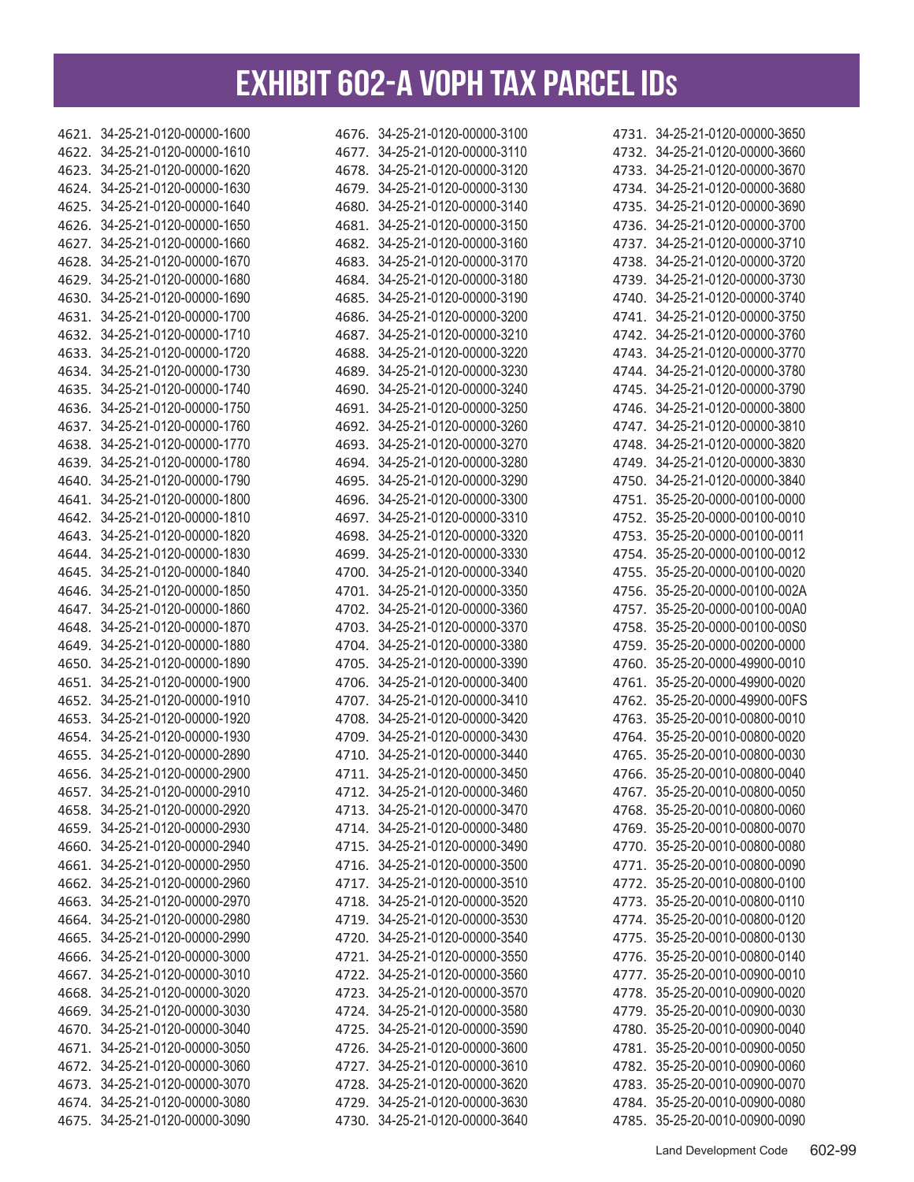# EXHIBIT 602-A VOPH TAX PARCEL IDs

4621. 34-25-21-0120-00000-1600
4622. 34-25-21-0120-00000-1610
4623. 34-25-21-0120-00000-1620
4624. 34-25-21-0120-00000-1630
4625. 34-25-21-0120-00000-1640
4626. 34-25-21-0120-00000-1650
4627. 34-25-21-0120-00000-1660
4628. 34-25-21-0120-00000-1670
4629. 34-25-21-0120-00000-1680
4630. 34-25-21-0120-00000-1690
4631. 34-25-21-0120-00000-1700
4632. 34-25-21-0120-00000-1710
4633. 34-25-21-0120-00000-1720
4634. 34-25-21-0120-00000-1730
4635. 34-25-21-0120-00000-1740
4636. 34-25-21-0120-00000-1750
4637. 34-25-21-0120-00000-1760
4638. 34-25-21-0120-00000-1770
4639. 34-25-21-0120-00000-1780
4640. 34-25-21-0120-00000-1790
4641. 34-25-21-0120-00000-1800
4642. 34-25-21-0120-00000-1810
4643. 34-25-21-0120-00000-1820
4644. 34-25-21-0120-00000-1830
4645. 34-25-21-0120-00000-1840
4646. 34-25-21-0120-00000-1850
4647. 34-25-21-0120-00000-1860
4648. 34-25-21-0120-00000-1870
4649. 34-25-21-0120-00000-1880
4650. 34-25-21-0120-00000-1890
4651. 34-25-21-0120-00000-1900
4652. 34-25-21-0120-00000-1910
4653. 34-25-21-0120-00000-1920
4654. 34-25-21-0120-00000-1930
4655. 34-25-21-0120-00000-2890
4656. 34-25-21-0120-00000-2900
4657. 34-25-21-0120-00000-2910
4658. 34-25-21-0120-00000-2920
4659. 34-25-21-0120-00000-2930
4660. 34-25-21-0120-00000-2940
4661. 34-25-21-0120-00000-2950
4662. 34-25-21-0120-00000-2960
4663. 34-25-21-0120-00000-2970
4664. 34-25-21-0120-00000-2980
4665. 34-25-21-0120-00000-2990
4666. 34-25-21-0120-00000-3000
4667. 34-25-21-0120-00000-3010
4668. 34-25-21-0120-00000-3020
4669. 34-25-21-0120-00000-3030
4670. 34-25-21-0120-00000-3040
4671. 34-25-21-0120-00000-3050
4672. 34-25-21-0120-00000-3060
4673. 34-25-21-0120-00000-3070
4674. 34-25-21-0120-00000-3080
4675. 34-25-21-0120-00000-3090
4676. 34-25-21-0120-00000-3100
4677. 34-25-21-0120-00000-3110
4678. 34-25-21-0120-00000-3120
4679. 34-25-21-0120-00000-3130
4680. 34-25-21-0120-00000-3140
4681. 34-25-21-0120-00000-3150
4682. 34-25-21-0120-00000-3160
4683. 34-25-21-0120-00000-3170
4684. 34-25-21-0120-00000-3180
4685. 34-25-21-0120-00000-3190
4686. 34-25-21-0120-00000-3200
4687. 34-25-21-0120-00000-3210
4688. 34-25-21-0120-00000-3220
4689. 34-25-21-0120-00000-3230
4690. 34-25-21-0120-00000-3240
4691. 34-25-21-0120-00000-3250
4692. 34-25-21-0120-00000-3260
4693. 34-25-21-0120-00000-3270
4694. 34-25-21-0120-00000-3280
4695. 34-25-21-0120-00000-3290
4696. 34-25-21-0120-00000-3300
4697. 34-25-21-0120-00000-3310
4698. 34-25-21-0120-00000-3320
4699. 34-25-21-0120-00000-3330
4700. 34-25-21-0120-00000-3340
4701. 34-25-21-0120-00000-3350
4702. 34-25-21-0120-00000-3360
4703. 34-25-21-0120-00000-3370
4704. 34-25-21-0120-00000-3380
4705. 34-25-21-0120-00000-3390
4706. 34-25-21-0120-00000-3400
4707. 34-25-21-0120-00000-3410
4708. 34-25-21-0120-00000-3420
4709. 34-25-21-0120-00000-3430
4710. 34-25-21-0120-00000-3440
4711. 34-25-21-0120-00000-3450
4712. 34-25-21-0120-00000-3460
4713. 34-25-21-0120-00000-3470
4714. 34-25-21-0120-00000-3480
4715. 34-25-21-0120-00000-3490
4716. 34-25-21-0120-00000-3500
4717. 34-25-21-0120-00000-3510
4718. 34-25-21-0120-00000-3520
4719. 34-25-21-0120-00000-3530
4720. 34-25-21-0120-00000-3540
4721. 34-25-21-0120-00000-3550
4722. 34-25-21-0120-00000-3560
4723. 34-25-21-0120-00000-3570
4724. 34-25-21-0120-00000-3580
4725. 34-25-21-0120-00000-3590
4726. 34-25-21-0120-00000-3600
4727. 34-25-21-0120-00000-3610
4728. 34-25-21-0120-00000-3620
4729. 34-25-21-0120-00000-3630
4730. 34-25-21-0120-00000-3640
4731. 34-25-21-0120-00000-3650
4732. 34-25-21-0120-00000-3660
4733. 34-25-21-0120-00000-3670
4734. 34-25-21-0120-00000-3680
4735. 34-25-21-0120-00000-3690
4736. 34-25-21-0120-00000-3700
4737. 34-25-21-0120-00000-3710
4738. 34-25-21-0120-00000-3720
4739. 34-25-21-0120-00000-3730
4740. 34-25-21-0120-00000-3740
4741. 34-25-21-0120-00000-3750
4742. 34-25-21-0120-00000-3760
4743. 34-25-21-0120-00000-3770
4744. 34-25-21-0120-00000-3780
4745. 34-25-21-0120-00000-3790
4746. 34-25-21-0120-00000-3800
4747. 34-25-21-0120-00000-3810
4748. 34-25-21-0120-00000-3820
4749. 34-25-21-0120-00000-3830
4750. 34-25-21-0120-00000-3840
4751. 35-25-20-0000-00100-0000
4752. 35-25-20-0000-00100-0010
4753. 35-25-20-0000-00100-0011
4754. 35-25-20-0000-00100-0012
4755. 35-25-20-0000-00100-0020
4756. 35-25-20-0000-00100-002A
4757. 35-25-20-0000-00100-00A0
4758. 35-25-20-0000-00100-00S0
4759. 35-25-20-0000-00200-0000
4760. 35-25-20-0000-49900-0010
4761. 35-25-20-0000-49900-0020
4762. 35-25-20-0000-49900-00FS
4763. 35-25-20-0010-00800-0010
4764. 35-25-20-0010-00800-0020
4765. 35-25-20-0010-00800-0030
4766. 35-25-20-0010-00800-0040
4767. 35-25-20-0010-00800-0050
4768. 35-25-20-0010-00800-0060
4769. 35-25-20-0010-00800-0070
4770. 35-25-20-0010-00800-0080
4771. 35-25-20-0010-00800-0090
4772. 35-25-20-0010-00800-0100
4773. 35-25-20-0010-00800-0110
4774. 35-25-20-0010-00800-0120
4775. 35-25-20-0010-00800-0130
4776. 35-25-20-0010-00800-0140
4777. 35-25-20-0010-00900-0010
4778. 35-25-20-0010-00900-0020
4779. 35-25-20-0010-00900-0030
4780. 35-25-20-0010-00900-0040
4781. 35-25-20-0010-00900-0050
4782. 35-25-20-0010-00900-0060
4783. 35-25-20-0010-00900-0070
4784. 35-25-20-0010-00900-0080
4785. 35-25-20-0010-00900-0090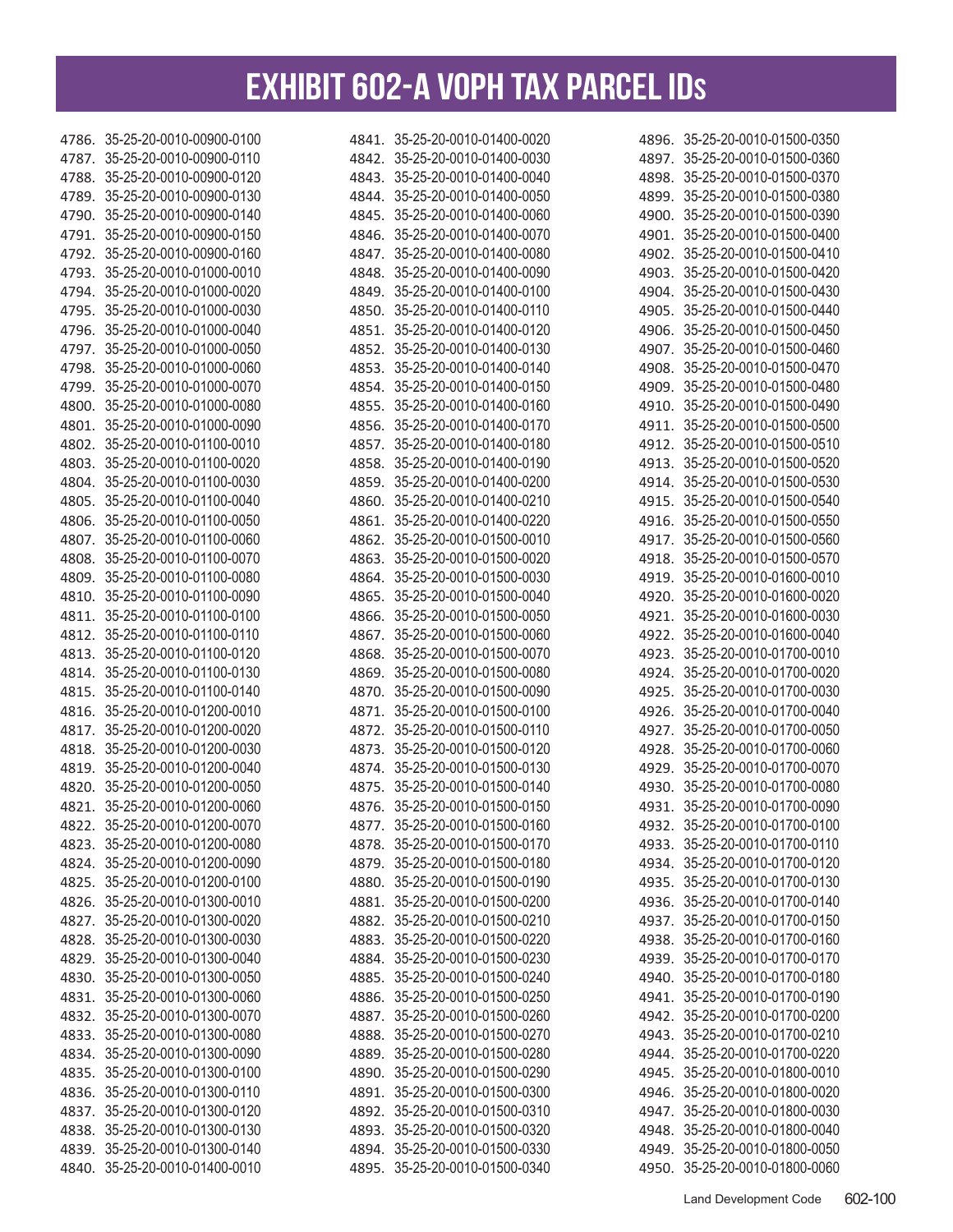# EXHIBIT 602-A VOPH TAX PARCEL IDs

4786. 35-25-20-0010-00900-0100
4787. 35-25-20-0010-00900-0110
4788. 35-25-20-0010-00900-0120
4789. 35-25-20-0010-00900-0130
4790. 35-25-20-0010-00900-0140
4791. 35-25-20-0010-00900-0150
4792. 35-25-20-0010-00900-0160
4793. 35-25-20-0010-01000-0010
4794. 35-25-20-0010-01000-0020
4795. 35-25-20-0010-01000-0030
4796. 35-25-20-0010-01000-0040
4797. 35-25-20-0010-01000-0050
4798. 35-25-20-0010-01000-0060
4799. 35-25-20-0010-01000-0070
4800. 35-25-20-0010-01000-0080
4801. 35-25-20-0010-01000-0090
4802. 35-25-20-0010-01100-0010
4803. 35-25-20-0010-01100-0020
4804. 35-25-20-0010-01100-0030
4805. 35-25-20-0010-01100-0040
4806. 35-25-20-0010-01100-0050
4807. 35-25-20-0010-01100-0060
4808. 35-25-20-0010-01100-0070
4809. 35-25-20-0010-01100-0080
4810. 35-25-20-0010-01100-0090
4811. 35-25-20-0010-01100-0100
4812. 35-25-20-0010-01100-0110
4813. 35-25-20-0010-01100-0120
4814. 35-25-20-0010-01100-0130
4815. 35-25-20-0010-01100-0140
4816. 35-25-20-0010-01200-0010
4817. 35-25-20-0010-01200-0020
4818. 35-25-20-0010-01200-0030
4819. 35-25-20-0010-01200-0040
4820. 35-25-20-0010-01200-0050
4821. 35-25-20-0010-01200-0060
4822. 35-25-20-0010-01200-0070
4823. 35-25-20-0010-01200-0080
4824. 35-25-20-0010-01200-0090
4825. 35-25-20-0010-01200-0100
4826. 35-25-20-0010-01300-0010
4827. 35-25-20-0010-01300-0020
4828. 35-25-20-0010-01300-0030
4829. 35-25-20-0010-01300-0040
4830. 35-25-20-0010-01300-0050
4831. 35-25-20-0010-01300-0060
4832. 35-25-20-0010-01300-0070
4833. 35-25-20-0010-01300-0080
4834. 35-25-20-0010-01300-0090
4835. 35-25-20-0010-01300-0100
4836. 35-25-20-0010-01300-0110
4837. 35-25-20-0010-01300-0120
4838. 35-25-20-0010-01300-0130
4839. 35-25-20-0010-01300-0140
4840. 35-25-20-0010-01400-0010
4841. 35-25-20-0010-01400-0020
4842. 35-25-20-0010-01400-0030
4843. 35-25-20-0010-01400-0040
4844. 35-25-20-0010-01400-0050
4845. 35-25-20-0010-01400-0060
4846. 35-25-20-0010-01400-0070
4847. 35-25-20-0010-01400-0080
4848. 35-25-20-0010-01400-0090
4849. 35-25-20-0010-01400-0100
4850. 35-25-20-0010-01400-0110
4851. 35-25-20-0010-01400-0120
4852. 35-25-20-0010-01400-0130
4853. 35-25-20-0010-01400-0140
4854. 35-25-20-0010-01400-0150
4855. 35-25-20-0010-01400-0160
4856. 35-25-20-0010-01400-0170
4857. 35-25-20-0010-01400-0180
4858. 35-25-20-0010-01400-0190
4859. 35-25-20-0010-01400-0200
4860. 35-25-20-0010-01400-0210
4861. 35-25-20-0010-01400-0220
4862. 35-25-20-0010-01500-0010
4863. 35-25-20-0010-01500-0020
4864. 35-25-20-0010-01500-0030
4865. 35-25-20-0010-01500-0040
4866. 35-25-20-0010-01500-0050
4867. 35-25-20-0010-01500-0060
4868. 35-25-20-0010-01500-0070
4869. 35-25-20-0010-01500-0080
4870. 35-25-20-0010-01500-0090
4871. 35-25-20-0010-01500-0100
4872. 35-25-20-0010-01500-0110
4873. 35-25-20-0010-01500-0120
4874. 35-25-20-0010-01500-0130
4875. 35-25-20-0010-01500-0140
4876. 35-25-20-0010-01500-0150
4877. 35-25-20-0010-01500-0160
4878. 35-25-20-0010-01500-0170
4879. 35-25-20-0010-01500-0180
4880. 35-25-20-0010-01500-0190
4881. 35-25-20-0010-01500-0200
4882. 35-25-20-0010-01500-0210
4883. 35-25-20-0010-01500-0220
4884. 35-25-20-0010-01500-0230
4885. 35-25-20-0010-01500-0240
4886. 35-25-20-0010-01500-0250
4887. 35-25-20-0010-01500-0260
4888. 35-25-20-0010-01500-0270
4889. 35-25-20-0010-01500-0280
4890. 35-25-20-0010-01500-0290
4891. 35-25-20-0010-01500-0300
4892. 35-25-20-0010-01500-0310
4893. 35-25-20-0010-01500-0320
4894. 35-25-20-0010-01500-0330
4895. 35-25-20-0010-01500-0340
4896. 35-25-20-0010-01500-0350
4897. 35-25-20-0010-01500-0360
4898. 35-25-20-0010-01500-0370
4899. 35-25-20-0010-01500-0380
4900. 35-25-20-0010-01500-0390
4901. 35-25-20-0010-01500-0400
4902. 35-25-20-0010-01500-0410
4903. 35-25-20-0010-01500-0420
4904. 35-25-20-0010-01500-0430
4905. 35-25-20-0010-01500-0440
4906. 35-25-20-0010-01500-0450
4907. 35-25-20-0010-01500-0460
4908. 35-25-20-0010-01500-0470
4909. 35-25-20-0010-01500-0480
4910. 35-25-20-0010-01500-0490
4911. 35-25-20-0010-01500-0500
4912. 35-25-20-0010-01500-0510
4913. 35-25-20-0010-01500-0520
4914. 35-25-20-0010-01500-0530
4915. 35-25-20-0010-01500-0540
4916. 35-25-20-0010-01500-0550
4917. 35-25-20-0010-01500-0560
4918. 35-25-20-0010-01500-0570
4919. 35-25-20-0010-01600-0010
4920. 35-25-20-0010-01600-0020
4921. 35-25-20-0010-01600-0030
4922. 35-25-20-0010-01600-0040
4923. 35-25-20-0010-01700-0010
4924. 35-25-20-0010-01700-0020
4925. 35-25-20-0010-01700-0030
4926. 35-25-20-0010-01700-0040
4927. 35-25-20-0010-01700-0050
4928. 35-25-20-0010-01700-0060
4929. 35-25-20-0010-01700-0070
4930. 35-25-20-0010-01700-0080
4931. 35-25-20-0010-01700-0090
4932. 35-25-20-0010-01700-0100
4933. 35-25-20-0010-01700-0110
4934. 35-25-20-0010-01700-0120
4935. 35-25-20-0010-01700-0130
4936. 35-25-20-0010-01700-0140
4937. 35-25-20-0010-01700-0150
4938. 35-25-20-0010-01700-0160
4939. 35-25-20-0010-01700-0170
4940. 35-25-20-0010-01700-0180
4941. 35-25-20-0010-01700-0190
4942. 35-25-20-0010-01700-0200
4943. 35-25-20-0010-01700-0210
4944. 35-25-20-0010-01700-0220
4945. 35-25-20-0010-01800-0010
4946. 35-25-20-0010-01800-0020
4947. 35-25-20-0010-01800-0030
4948. 35-25-20-0010-01800-0040
4949. 35-25-20-0010-01800-0050
4950. 35-25-20-0010-01800-0060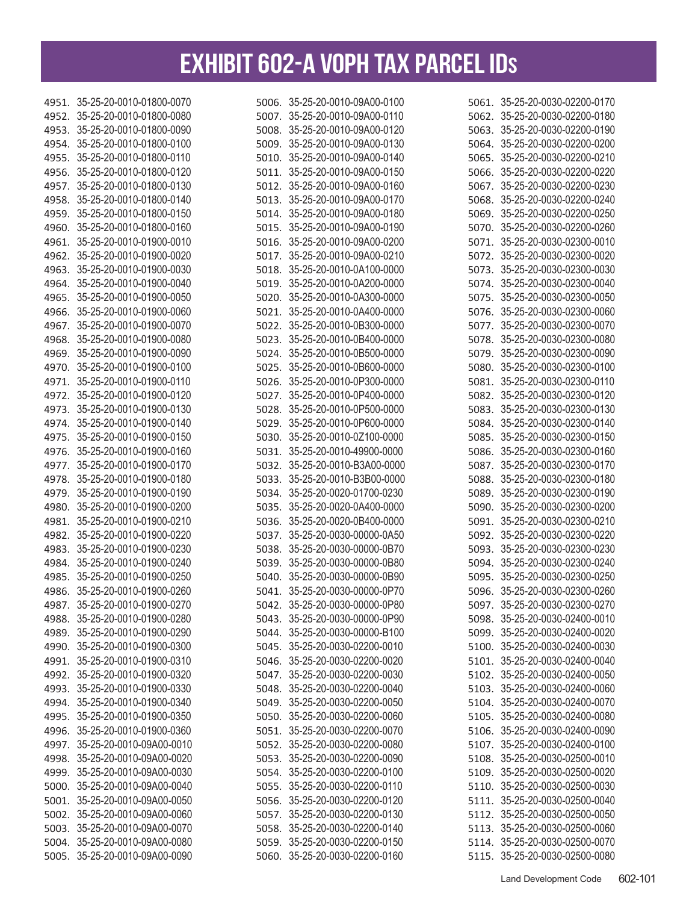# EXHIBIT 602-A VOPH TAX PARCEL IDs

4951. 35-25-20-0010-01800-0070
4952. 35-25-20-0010-01800-0080
4953. 35-25-20-0010-01800-0090
4954. 35-25-20-0010-01800-0100
4955. 35-25-20-0010-01800-0110
4956. 35-25-20-0010-01800-0120
4957. 35-25-20-0010-01800-0130
4958. 35-25-20-0010-01800-0140
4959. 35-25-20-0010-01800-0150
4960. 35-25-20-0010-01800-0160
4961. 35-25-20-0010-01900-0010
4962. 35-25-20-0010-01900-0020
4963. 35-25-20-0010-01900-0030
4964. 35-25-20-0010-01900-0040
4965. 35-25-20-0010-01900-0050
4966. 35-25-20-0010-01900-0060
4967. 35-25-20-0010-01900-0070
4968. 35-25-20-0010-01900-0080
4969. 35-25-20-0010-01900-0090
4970. 35-25-20-0010-01900-0100
4971. 35-25-20-0010-01900-0110
4972. 35-25-20-0010-01900-0120
4973. 35-25-20-0010-01900-0130
4974. 35-25-20-0010-01900-0140
4975. 35-25-20-0010-01900-0150
4976. 35-25-20-0010-01900-0160
4977. 35-25-20-0010-01900-0170
4978. 35-25-20-0010-01900-0180
4979. 35-25-20-0010-01900-0190
4980. 35-25-20-0010-01900-0200
4981. 35-25-20-0010-01900-0210
4982. 35-25-20-0010-01900-0220
4983. 35-25-20-0010-01900-0230
4984. 35-25-20-0010-01900-0240
4985. 35-25-20-0010-01900-0250
4986. 35-25-20-0010-01900-0260
4987. 35-25-20-0010-01900-0270
4988. 35-25-20-0010-01900-0280
4989. 35-25-20-0010-01900-0290
4990. 35-25-20-0010-01900-0300
4991. 35-25-20-0010-01900-0310
4992. 35-25-20-0010-01900-0320
4993. 35-25-20-0010-01900-0330
4994. 35-25-20-0010-01900-0340
4995. 35-25-20-0010-01900-0350
4996. 35-25-20-0010-01900-0360
4997. 35-25-20-0010-09A00-0010
4998. 35-25-20-0010-09A00-0020
4999. 35-25-20-0010-09A00-0030
5000. 35-25-20-0010-09A00-0040
5001. 35-25-20-0010-09A00-0050
5002. 35-25-20-0010-09A00-0060
5003. 35-25-20-0010-09A00-0070
5004. 35-25-20-0010-09A00-0080
5005. 35-25-20-0010-09A00-0090
5006. 35-25-20-0010-09A00-0100
5007. 35-25-20-0010-09A00-0110
5008. 35-25-20-0010-09A00-0120
5009. 35-25-20-0010-09A00-0130
5010. 35-25-20-0010-09A00-0140
5011. 35-25-20-0010-09A00-0150
5012. 35-25-20-0010-09A00-0160
5013. 35-25-20-0010-09A00-0170
5014. 35-25-20-0010-09A00-0180
5015. 35-25-20-0010-09A00-0190
5016. 35-25-20-0010-09A00-0200
5017. 35-25-20-0010-09A00-0210
5018. 35-25-20-0010-0A100-0000
5019. 35-25-20-0010-0A200-0000
5020. 35-25-20-0010-0A300-0000
5021. 35-25-20-0010-0A400-0000
5022. 35-25-20-0010-0B300-0000
5023. 35-25-20-0010-0B400-0000
5024. 35-25-20-0010-0B500-0000
5025. 35-25-20-0010-0B600-0000
5026. 35-25-20-0010-0P300-0000
5027. 35-25-20-0010-0P400-0000
5028. 35-25-20-0010-0P500-0000
5029. 35-25-20-0010-0P600-0000
5030. 35-25-20-0010-0Z100-0000
5031. 35-25-20-0010-49900-0000
5032. 35-25-20-0010-B3A00-0000
5033. 35-25-20-0010-B3B00-0000
5034. 35-25-20-0020-01700-0230
5035. 35-25-20-0020-0A400-0000
5036. 35-25-20-0020-0B400-0000
5037. 35-25-20-0030-00000-0A50
5038. 35-25-20-0030-00000-0B70
5039. 35-25-20-0030-00000-0B80
5040. 35-25-20-0030-00000-0B90
5041. 35-25-20-0030-00000-0P70
5042. 35-25-20-0030-00000-0P80
5043. 35-25-20-0030-00000-0P90
5044. 35-25-20-0030-00000-B100
5045. 35-25-20-0030-02200-0010
5046. 35-25-20-0030-02200-0020
5047. 35-25-20-0030-02200-0030
5048. 35-25-20-0030-02200-0040
5049. 35-25-20-0030-02200-0050
5050. 35-25-20-0030-02200-0060
5051. 35-25-20-0030-02200-0070
5052. 35-25-20-0030-02200-0080
5053. 35-25-20-0030-02200-0090
5054. 35-25-20-0030-02200-0100
5055. 35-25-20-0030-02200-0110
5056. 35-25-20-0030-02200-0120
5057. 35-25-20-0030-02200-0130
5058. 35-25-20-0030-02200-0140
5059. 35-25-20-0030-02200-0150
5060. 35-25-20-0030-02200-0160
5061. 35-25-20-0030-02200-0170
5062. 35-25-20-0030-02200-0180
5063. 35-25-20-0030-02200-0190
5064. 35-25-20-0030-02200-0200
5065. 35-25-20-0030-02200-0210
5066. 35-25-20-0030-02200-0220
5067. 35-25-20-0030-02200-0230
5068. 35-25-20-0030-02200-0240
5069. 35-25-20-0030-02200-0250
5070. 35-25-20-0030-02200-0260
5071. 35-25-20-0030-02300-0010
5072. 35-25-20-0030-02300-0020
5073. 35-25-20-0030-02300-0030
5074. 35-25-20-0030-02300-0040
5075. 35-25-20-0030-02300-0050
5076. 35-25-20-0030-02300-0060
5077. 35-25-20-0030-02300-0070
5078. 35-25-20-0030-02300-0080
5079. 35-25-20-0030-02300-0090
5080. 35-25-20-0030-02300-0100
5081. 35-25-20-0030-02300-0110
5082. 35-25-20-0030-02300-0120
5083. 35-25-20-0030-02300-0130
5084. 35-25-20-0030-02300-0140
5085. 35-25-20-0030-02300-0150
5086. 35-25-20-0030-02300-0160
5087. 35-25-20-0030-02300-0170
5088. 35-25-20-0030-02300-0180
5089. 35-25-20-0030-02300-0190
5090. 35-25-20-0030-02300-0200
5091. 35-25-20-0030-02300-0210
5092. 35-25-20-0030-02300-0220
5093. 35-25-20-0030-02300-0230
5094. 35-25-20-0030-02300-0240
5095. 35-25-20-0030-02300-0250
5096. 35-25-20-0030-02300-0260
5097. 35-25-20-0030-02300-0270
5098. 35-25-20-0030-02400-0010
5099. 35-25-20-0030-02400-0020
5100. 35-25-20-0030-02400-0030
5101. 35-25-20-0030-02400-0040
5102. 35-25-20-0030-02400-0050
5103. 35-25-20-0030-02400-0060
5104. 35-25-20-0030-02400-0070
5105. 35-25-20-0030-02400-0080
5106. 35-25-20-0030-02400-0090
5107. 35-25-20-0030-02400-0100
5108. 35-25-20-0030-02500-0010
5109. 35-25-20-0030-02500-0020
5110. 35-25-20-0030-02500-0030
5111. 35-25-20-0030-02500-0040
5112. 35-25-20-0030-02500-0050
5113. 35-25-20-0030-02500-0060
5114. 35-25-20-0030-02500-0070
5115. 35-25-20-0030-02500-0080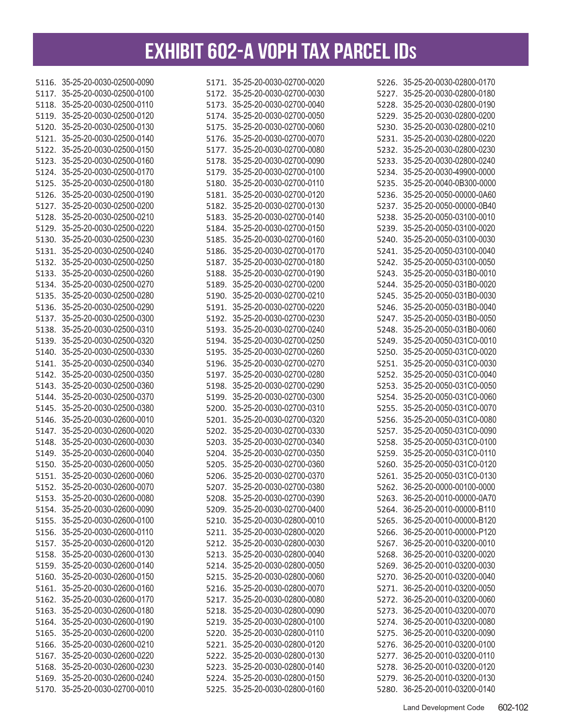# EXHIBIT 602-A VOPH TAX PARCEL IDs

5116. 35-25-20-0030-02500-0090
5117. 35-25-20-0030-02500-0100
5118. 35-25-20-0030-02500-0110
5119. 35-25-20-0030-02500-0120
5120. 35-25-20-0030-02500-0130
5121. 35-25-20-0030-02500-0140
5122. 35-25-20-0030-02500-0150
5123. 35-25-20-0030-02500-0160
5124. 35-25-20-0030-02500-0170
5125. 35-25-20-0030-02500-0180
5126. 35-25-20-0030-02500-0190
5127. 35-25-20-0030-02500-0200
5128. 35-25-20-0030-02500-0210
5129. 35-25-20-0030-02500-0220
5130. 35-25-20-0030-02500-0230
5131. 35-25-20-0030-02500-0240
5132. 35-25-20-0030-02500-0250
5133. 35-25-20-0030-02500-0260
5134. 35-25-20-0030-02500-0270
5135. 35-25-20-0030-02500-0280
5136. 35-25-20-0030-02500-0290
5137. 35-25-20-0030-02500-0300
5138. 35-25-20-0030-02500-0310
5139. 35-25-20-0030-02500-0320
5140. 35-25-20-0030-02500-0330
5141. 35-25-20-0030-02500-0340
5142. 35-25-20-0030-02500-0350
5143. 35-25-20-0030-02500-0360
5144. 35-25-20-0030-02500-0370
5145. 35-25-20-0030-02500-0380
5146. 35-25-20-0030-02600-0010
5147. 35-25-20-0030-02600-0020
5148. 35-25-20-0030-02600-0030
5149. 35-25-20-0030-02600-0040
5150. 35-25-20-0030-02600-0050
5151. 35-25-20-0030-02600-0060
5152. 35-25-20-0030-02600-0070
5153. 35-25-20-0030-02600-0080
5154. 35-25-20-0030-02600-0090
5155. 35-25-20-0030-02600-0100
5156. 35-25-20-0030-02600-0110
5157. 35-25-20-0030-02600-0120
5158. 35-25-20-0030-02600-0130
5159. 35-25-20-0030-02600-0140
5160. 35-25-20-0030-02600-0150
5161. 35-25-20-0030-02600-0160
5162. 35-25-20-0030-02600-0170
5163. 35-25-20-0030-02600-0180
5164. 35-25-20-0030-02600-0190
5165. 35-25-20-0030-02600-0200
5166. 35-25-20-0030-02600-0210
5167. 35-25-20-0030-02600-0220
5168. 35-25-20-0030-02600-0230
5169. 35-25-20-0030-02600-0240
5170. 35-25-20-0030-02700-0010
5171. 35-25-20-0030-02700-0020
5172. 35-25-20-0030-02700-0030
5173. 35-25-20-0030-02700-0040
5174. 35-25-20-0030-02700-0050
5175. 35-25-20-0030-02700-0060
5176. 35-25-20-0030-02700-0070
5177. 35-25-20-0030-02700-0080
5178. 35-25-20-0030-02700-0090
5179. 35-25-20-0030-02700-0100
5180. 35-25-20-0030-02700-0110
5181. 35-25-20-0030-02700-0120
5182. 35-25-20-0030-02700-0130
5183. 35-25-20-0030-02700-0140
5184. 35-25-20-0030-02700-0150
5185. 35-25-20-0030-02700-0160
5186. 35-25-20-0030-02700-0170
5187. 35-25-20-0030-02700-0180
5188. 35-25-20-0030-02700-0190
5189. 35-25-20-0030-02700-0200
5190. 35-25-20-0030-02700-0210
5191. 35-25-20-0030-02700-0220
5192. 35-25-20-0030-02700-0230
5193. 35-25-20-0030-02700-0240
5194. 35-25-20-0030-02700-0250
5195. 35-25-20-0030-02700-0260
5196. 35-25-20-0030-02700-0270
5197. 35-25-20-0030-02700-0280
5198. 35-25-20-0030-02700-0290
5199. 35-25-20-0030-02700-0300
5200. 35-25-20-0030-02700-0310
5201. 35-25-20-0030-02700-0320
5202. 35-25-20-0030-02700-0330
5203. 35-25-20-0030-02700-0340
5204. 35-25-20-0030-02700-0350
5205. 35-25-20-0030-02700-0360
5206. 35-25-20-0030-02700-0370
5207. 35-25-20-0030-02700-0380
5208. 35-25-20-0030-02700-0390
5209. 35-25-20-0030-02700-0400
5210. 35-25-20-0030-02800-0010
5211. 35-25-20-0030-02800-0020
5212. 35-25-20-0030-02800-0030
5213. 35-25-20-0030-02800-0040
5214. 35-25-20-0030-02800-0050
5215. 35-25-20-0030-02800-0060
5216. 35-25-20-0030-02800-0070
5217. 35-25-20-0030-02800-0080
5218. 35-25-20-0030-02800-0090
5219. 35-25-20-0030-02800-0100
5220. 35-25-20-0030-02800-0110
5221. 35-25-20-0030-02800-0120
5222. 35-25-20-0030-02800-0130
5223. 35-25-20-0030-02800-0140
5224. 35-25-20-0030-02800-0150
5225. 35-25-20-0030-02800-0160
5226. 35-25-20-0030-02800-0170
5227. 35-25-20-0030-02800-0180
5228. 35-25-20-0030-02800-0190
5229. 35-25-20-0030-02800-0200
5230. 35-25-20-0030-02800-0210
5231. 35-25-20-0030-02800-0220
5232. 35-25-20-0030-02800-0230
5233. 35-25-20-0030-02800-0240
5234. 35-25-20-0030-49900-0000
5235. 35-25-20-0040-0B300-0000
5236. 35-25-20-0050-00000-0A60
5237. 35-25-20-0050-00000-0B40
5238. 35-25-20-0050-03100-0010
5239. 35-25-20-0050-03100-0020
5240. 35-25-20-0050-03100-0030
5241. 35-25-20-0050-03100-0040
5242. 35-25-20-0050-03100-0050
5243. 35-25-20-0050-031B0-0010
5244. 35-25-20-0050-031B0-0020
5245. 35-25-20-0050-031B0-0030
5246. 35-25-20-0050-031B0-0040
5247. 35-25-20-0050-031B0-0050
5248. 35-25-20-0050-031B0-0060
5249. 35-25-20-0050-031C0-0010
5250. 35-25-20-0050-031C0-0020
5251. 35-25-20-0050-031C0-0030
5252. 35-25-20-0050-031C0-0040
5253. 35-25-20-0050-031C0-0050
5254. 35-25-20-0050-031C0-0060
5255. 35-25-20-0050-031C0-0070
5256. 35-25-20-0050-031C0-0080
5257. 35-25-20-0050-031C0-0090
5258. 35-25-20-0050-031C0-0100
5259. 35-25-20-0050-031C0-0110
5260. 35-25-20-0050-031C0-0120
5261. 35-25-20-0050-031C0-0130
5262. 36-25-20-0000-00100-0000
5263. 36-25-20-0010-00000-0A70
5264. 36-25-20-0010-00000-B110
5265. 36-25-20-0010-00000-B120
5266. 36-25-20-0010-00000-P120
5267. 36-25-20-0010-03200-0010
5268. 36-25-20-0010-03200-0020
5269. 36-25-20-0010-03200-0030
5270. 36-25-20-0010-03200-0040
5271. 36-25-20-0010-03200-0050
5272. 36-25-20-0010-03200-0060
5273. 36-25-20-0010-03200-0070
5274. 36-25-20-0010-03200-0080
5275. 36-25-20-0010-03200-0090
5276. 36-25-20-0010-03200-0100
5277. 36-25-20-0010-03200-0110
5278. 36-25-20-0010-03200-0120
5279. 36-25-20-0010-03200-0130
5280. 36-25-20-0010-03200-0140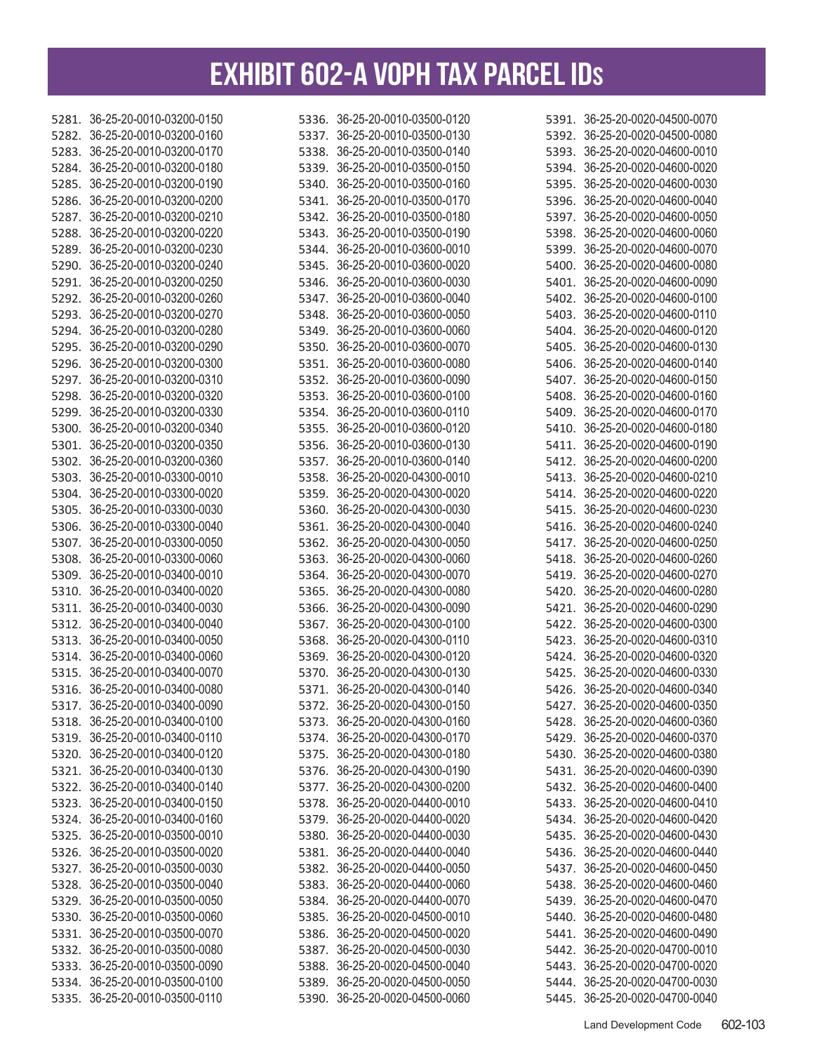# EXHIBIT 602-A VOPH TAX PARCEL IDs

5281. 36-25-20-0010-03200-0150
5282. 36-25-20-0010-03200-0160
5283. 36-25-20-0010-03200-0170
5284. 36-25-20-0010-03200-0180
5285. 36-25-20-0010-03200-0190
5286. 36-25-20-0010-03200-0200
5287. 36-25-20-0010-03200-0210
5288. 36-25-20-0010-03200-0220
5289. 36-25-20-0010-03200-0230
5290. 36-25-20-0010-03200-0240
5291. 36-25-20-0010-03200-0250
5292. 36-25-20-0010-03200-0260
5293. 36-25-20-0010-03200-0270
5294. 36-25-20-0010-03200-0280
5295. 36-25-20-0010-03200-0290
5296. 36-25-20-0010-03200-0300
5297. 36-25-20-0010-03200-0310
5298. 36-25-20-0010-03200-0320
5299. 36-25-20-0010-03200-0330
5300. 36-25-20-0010-03200-0340
5301. 36-25-20-0010-03200-0350
5302. 36-25-20-0010-03200-0360
5303. 36-25-20-0010-03300-0010
5304. 36-25-20-0010-03300-0020
5305. 36-25-20-0010-03300-0030
5306. 36-25-20-0010-03300-0040
5307. 36-25-20-0010-03300-0050
5308. 36-25-20-0010-03300-0060
5309. 36-25-20-0010-03400-0010
5310. 36-25-20-0010-03400-0020
5311. 36-25-20-0010-03400-0030
5312. 36-25-20-0010-03400-0040
5313. 36-25-20-0010-03400-0050
5314. 36-25-20-0010-03400-0060
5315. 36-25-20-0010-03400-0070
5316. 36-25-20-0010-03400-0080
5317. 36-25-20-0010-03400-0090
5318. 36-25-20-0010-03400-0100
5319. 36-25-20-0010-03400-0110
5320. 36-25-20-0010-03400-0120
5321. 36-25-20-0010-03400-0130
5322. 36-25-20-0010-03400-0140
5323. 36-25-20-0010-03400-0150
5324. 36-25-20-0010-03400-0160
5325. 36-25-20-0010-03500-0010
5326. 36-25-20-0010-03500-0020
5327. 36-25-20-0010-03500-0030
5328. 36-25-20-0010-03500-0040
5329. 36-25-20-0010-03500-0050
5330. 36-25-20-0010-03500-0060
5331. 36-25-20-0010-03500-0070
5332. 36-25-20-0010-03500-0080
5333. 36-25-20-0010-03500-0090
5334. 36-25-20-0010-03500-0100
5335. 36-25-20-0010-03500-0110
5336. 36-25-20-0010-03500-0120
5337. 36-25-20-0010-03500-0130
5338. 36-25-20-0010-03500-0140
5339. 36-25-20-0010-03500-0150
5340. 36-25-20-0010-03500-0160
5341. 36-25-20-0010-03500-0170
5342. 36-25-20-0010-03500-0180
5343. 36-25-20-0010-03500-0190
5344. 36-25-20-0010-03600-0010
5345. 36-25-20-0010-03600-0020
5346. 36-25-20-0010-03600-0030
5347. 36-25-20-0010-03600-0040
5348. 36-25-20-0010-03600-0050
5349. 36-25-20-0010-03600-0060
5350. 36-25-20-0010-03600-0070
5351. 36-25-20-0010-03600-0080
5352. 36-25-20-0010-03600-0090
5353. 36-25-20-0010-03600-0100
5354. 36-25-20-0010-03600-0110
5355. 36-25-20-0010-03600-0120
5356. 36-25-20-0010-03600-0130
5357. 36-25-20-0010-03600-0140
5358. 36-25-20-0020-04300-0010
5359. 36-25-20-0020-04300-0020
5360. 36-25-20-0020-04300-0030
5361. 36-25-20-0020-04300-0040
5362. 36-25-20-0020-04300-0050
5363. 36-25-20-0020-04300-0060
5364. 36-25-20-0020-04300-0070
5365. 36-25-20-0020-04300-0080
5366. 36-25-20-0020-04300-0090
5367. 36-25-20-0020-04300-0100
5368. 36-25-20-0020-04300-0110
5369. 36-25-20-0020-04300-0120
5370. 36-25-20-0020-04300-0130
5371. 36-25-20-0020-04300-0140
5372. 36-25-20-0020-04300-0150
5373. 36-25-20-0020-04300-0160
5374. 36-25-20-0020-04300-0170
5375. 36-25-20-0020-04300-0180
5376. 36-25-20-0020-04300-0190
5377. 36-25-20-0020-04300-0200
5378. 36-25-20-0020-04400-0010
5379. 36-25-20-0020-04400-0020
5380. 36-25-20-0020-04400-0030
5381. 36-25-20-0020-04400-0040
5382. 36-25-20-0020-04400-0050
5383. 36-25-20-0020-04400-0060
5384. 36-25-20-0020-04400-0070
5385. 36-25-20-0020-04500-0010
5386. 36-25-20-0020-04500-0020
5387. 36-25-20-0020-04500-0030
5388. 36-25-20-0020-04500-0040
5389. 36-25-20-0020-04500-0050
5390. 36-25-20-0020-04500-0060
5391. 36-25-20-0020-04500-0070
5392. 36-25-20-0020-04500-0080
5393. 36-25-20-0020-04600-0010
5394. 36-25-20-0020-04600-0020
5395. 36-25-20-0020-04600-0030
5396. 36-25-20-0020-04600-0040
5397. 36-25-20-0020-04600-0050
5398. 36-25-20-0020-04600-0060
5399. 36-25-20-0020-04600-0070
5400. 36-25-20-0020-04600-0080
5401. 36-25-20-0020-04600-0090
5402. 36-25-20-0020-04600-0100
5403. 36-25-20-0020-04600-0110
5404. 36-25-20-0020-04600-0120
5405. 36-25-20-0020-04600-0130
5406. 36-25-20-0020-04600-0140
5407. 36-25-20-0020-04600-0150
5408. 36-25-20-0020-04600-0160
5409. 36-25-20-0020-04600-0170
5410. 36-25-20-0020-04600-0180
5411. 36-25-20-0020-04600-0190
5412. 36-25-20-0020-04600-0200
5413. 36-25-20-0020-04600-0210
5414. 36-25-20-0020-04600-0220
5415. 36-25-20-0020-04600-0230
5416. 36-25-20-0020-04600-0240
5417. 36-25-20-0020-04600-0250
5418. 36-25-20-0020-04600-0260
5419. 36-25-20-0020-04600-0270
5420. 36-25-20-0020-04600-0280
5421. 36-25-20-0020-04600-0290
5422. 36-25-20-0020-04600-0300
5423. 36-25-20-0020-04600-0310
5424. 36-25-20-0020-04600-0320
5425. 36-25-20-0020-04600-0330
5426. 36-25-20-0020-04600-0340
5427. 36-25-20-0020-04600-0350
5428. 36-25-20-0020-04600-0360
5429. 36-25-20-0020-04600-0370
5430. 36-25-20-0020-04600-0380
5431. 36-25-20-0020-04600-0390
5432. 36-25-20-0020-04600-0400
5433. 36-25-20-0020-04600-0410
5434. 36-25-20-0020-04600-0420
5435. 36-25-20-0020-04600-0430
5436. 36-25-20-0020-04600-0440
5437. 36-25-20-0020-04600-0450
5438. 36-25-20-0020-04600-0460
5439. 36-25-20-0020-04600-0470
5440. 36-25-20-0020-04600-0480
5441. 36-25-20-0020-04600-0490
5442. 36-25-20-0020-04700-0010
5443. 36-25-20-0020-04700-0020
5444. 36-25-20-0020-04700-0030
5445. 36-25-20-0020-04700-0040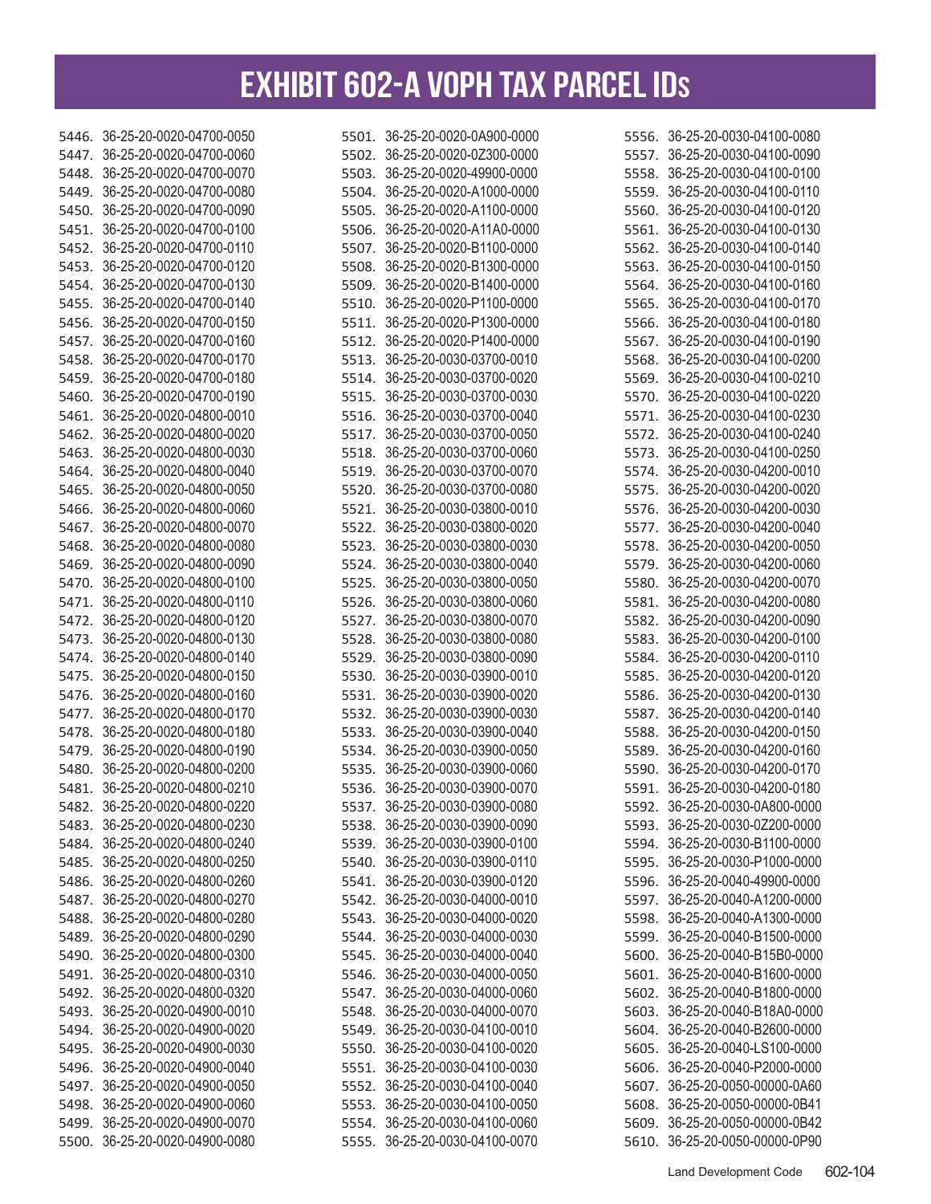# EXHIBIT 602-A VOPH TAX PARCEL IDs

5446. 36-25-20-0020-04700-0050
5447. 36-25-20-0020-04700-0060
5448. 36-25-20-0020-04700-0070
5449. 36-25-20-0020-04700-0080
5450. 36-25-20-0020-04700-0090
5451. 36-25-20-0020-04700-0100
5452. 36-25-20-0020-04700-0110
5453. 36-25-20-0020-04700-0120
5454. 36-25-20-0020-04700-0130
5455. 36-25-20-0020-04700-0140
5456. 36-25-20-0020-04700-0150
5457. 36-25-20-0020-04700-0160
5458. 36-25-20-0020-04700-0170
5459. 36-25-20-0020-04700-0180
5460. 36-25-20-0020-04700-0190
5461. 36-25-20-0020-04800-0010
5462. 36-25-20-0020-04800-0020
5463. 36-25-20-0020-04800-0030
5464. 36-25-20-0020-04800-0040
5465. 36-25-20-0020-04800-0050
5466. 36-25-20-0020-04800-0060
5467. 36-25-20-0020-04800-0070
5468. 36-25-20-0020-04800-0080
5469. 36-25-20-0020-04800-0090
5470. 36-25-20-0020-04800-0100
5471. 36-25-20-0020-04800-0110
5472. 36-25-20-0020-04800-0120
5473. 36-25-20-0020-04800-0130
5474. 36-25-20-0020-04800-0140
5475. 36-25-20-0020-04800-0150
5476. 36-25-20-0020-04800-0160
5477. 36-25-20-0020-04800-0170
5478. 36-25-20-0020-04800-0180
5479. 36-25-20-0020-04800-0190
5480. 36-25-20-0020-04800-0200
5481. 36-25-20-0020-04800-0210
5482. 36-25-20-0020-04800-0220
5483. 36-25-20-0020-04800-0230
5484. 36-25-20-0020-04800-0240
5485. 36-25-20-0020-04800-0250
5486. 36-25-20-0020-04800-0260
5487. 36-25-20-0020-04800-0270
5488. 36-25-20-0020-04800-0280
5489. 36-25-20-0020-04800-0290
5490. 36-25-20-0020-04800-0300
5491. 36-25-20-0020-04800-0310
5492. 36-25-20-0020-04800-0320
5493. 36-25-20-0020-04900-0010
5494. 36-25-20-0020-04900-0020
5495. 36-25-20-0020-04900-0030
5496. 36-25-20-0020-04900-0040
5497. 36-25-20-0020-04900-0050
5498. 36-25-20-0020-04900-0060
5499. 36-25-20-0020-04900-0070
5500. 36-25-20-0020-04900-0080
5501. 36-25-20-0020-0A900-0000
5502. 36-25-20-0020-0Z300-0000
5503. 36-25-20-0020-49900-0000
5504. 36-25-20-0020-A1000-0000
5505. 36-25-20-0020-A1100-0000
5506. 36-25-20-0020-A11A0-0000
5507. 36-25-20-0020-B1100-0000
5508. 36-25-20-0020-B1300-0000
5509. 36-25-20-0020-B1400-0000
5510. 36-25-20-0020-P1100-0000
5511. 36-25-20-0020-P1300-0000
5512. 36-25-20-0020-P1400-0000
5513. 36-25-20-0030-03700-0010
5514. 36-25-20-0030-03700-0020
5515. 36-25-20-0030-03700-0030
5516. 36-25-20-0030-03700-0040
5517. 36-25-20-0030-03700-0050
5518. 36-25-20-0030-03700-0060
5519. 36-25-20-0030-03700-0070
5520. 36-25-20-0030-03700-0080
5521. 36-25-20-0030-03800-0010
5522. 36-25-20-0030-03800-0020
5523. 36-25-20-0030-03800-0030
5524. 36-25-20-0030-03800-0040
5525. 36-25-20-0030-03800-0050
5526. 36-25-20-0030-03800-0060
5527. 36-25-20-0030-03800-0070
5528. 36-25-20-0030-03800-0080
5529. 36-25-20-0030-03800-0090
5530. 36-25-20-0030-03900-0010
5531. 36-25-20-0030-03900-0020
5532. 36-25-20-0030-03900-0030
5533. 36-25-20-0030-03900-0040
5534. 36-25-20-0030-03900-0050
5535. 36-25-20-0030-03900-0060
5536. 36-25-20-0030-03900-0070
5537. 36-25-20-0030-03900-0080
5538. 36-25-20-0030-03900-0090
5539. 36-25-20-0030-03900-0100
5540. 36-25-20-0030-03900-0110
5541. 36-25-20-0030-03900-0120
5542. 36-25-20-0030-04000-0010
5543. 36-25-20-0030-04000-0020
5544. 36-25-20-0030-04000-0030
5545. 36-25-20-0030-04000-0040
5546. 36-25-20-0030-04100-0050
5547. 36-25-20-0030-04000-0060
5548. 36-25-20-0030-04000-0070
5549. 36-25-20-0030-04100-0010
5550. 36-25-20-0030-04100-0020
5551. 36-25-20-0030-04100-0030
5552. 36-25-20-0030-04100-0040
5553. 36-25-20-0030-04100-0050
5554. 36-25-20-0030-04100-0060
5555. 36-25-20-0030-04100-0070
5556. 36-25-20-0030-04100-0080
5557. 36-25-20-0030-04100-0090
5558. 36-25-20-0030-04100-0100
5559. 36-25-20-0030-04100-0110
5560. 36-25-20-0030-04100-0120
5561. 36-25-20-0030-04100-0130
5562. 36-25-20-0030-04100-0140
5563. 36-25-20-0030-04100-0150
5564. 36-25-20-0030-04100-0160
5565. 36-25-20-0030-04100-0170
5566. 36-25-20-0030-04100-0180
5567. 36-25-20-0030-04100-0190
5568. 36-25-20-0030-04100-0200
5569. 36-25-20-0030-04100-0210
5570. 36-25-20-0030-04100-0220
5571. 36-25-20-0030-04100-0230
5572. 36-25-20-0030-04100-0240
5573. 36-25-20-0030-04100-0250
5574. 36-25-20-0030-04200-0010
5575. 36-25-20-0030-04200-0020
5576. 36-25-20-0030-04200-0030
5577. 36-25-20-0030-04200-0040
5578. 36-25-20-0030-04200-0050
5579. 36-25-20-0030-04200-0060
5580. 36-25-20-0030-04200-0070
5581. 36-25-20-0030-04200-0080
5582. 36-25-20-0030-04200-0090
5583. 36-25-20-0030-04200-0100
5584. 36-25-20-0030-04200-0110
5585. 36-25-20-0030-04200-0120
5586. 36-25-20-0030-04200-0130
5587. 36-25-20-0030-04200-0140
5588. 36-25-20-0030-04200-0150
5589. 36-25-20-0030-04200-0160
5590. 36-25-20-0030-04200-0170
5591. 36-25-20-0030-04200-0180
5592. 36-25-20-0030-0A800-0000
5593. 36-25-20-0030-0Z200-0000
5594. 36-25-20-0030-B1100-0000
5595. 36-25-20-0030-P1000-0000
5596. 36-25-20-0040-49900-0000
5597. 36-25-20-0040-A1200-0000
5598. 36-25-20-0040-A1300-0000
5599. 36-25-20-0040-B1500-0000
5600. 36-25-20-0040-B15B0-0000
5601. 36-25-20-0040-B1600-0000
5602. 36-25-20-0040-B1800-0000
5603. 36-25-20-0040-B18A0-0000
5604. 36-25-20-0040-B2600-0000
5605. 36-25-20-0040-LS100-0000
5606. 36-25-20-0040-P2000-0000
5607. 36-25-20-0050-00000-0A60
5608. 36-25-20-0050-00000-0B41
5609. 36-25-20-0050-00000-0B42
5610. 36-25-20-0050-00000-0P90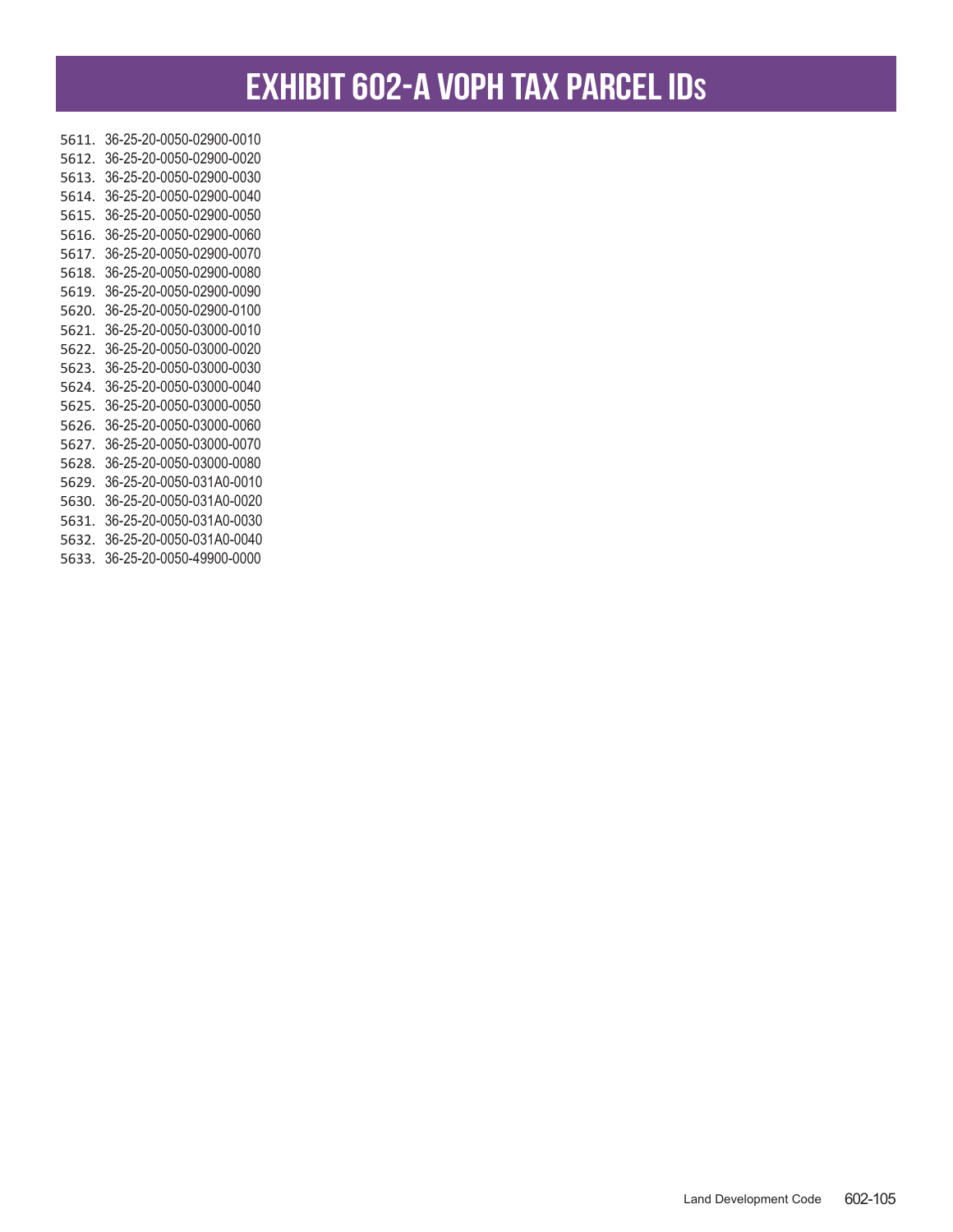# Exhibit 602-A VOPH Tax Parcel IDs

5611. 36-25-20-0050-02900-0010
5612. 36-25-20-0050-02900-0020
5613. 36-25-20-0050-02900-0030
5614. 36-25-20-0050-02900-0040
5615. 36-25-20-0050-02900-0050
5616. 36-25-20-0050-02900-0060
5617. 36-25-20-0050-02900-0070
5618. 36-25-20-0050-02900-0080
5619. 36-25-20-0050-02900-0090
5620. 36-25-20-0050-02900-0100
5621. 36-25-20-0050-03000-0010
5622. 36-25-20-0050-03000-0020
5623. 36-25-20-0050-03000-0030
5624. 36-25-20-0050-03000-0040
5625. 36-25-20-0050-03000-0050
5626. 36-25-20-0050-03000-0060
5627. 36-25-20-0050-03000-0070
5628. 36-25-20-0050-03000-0080
5629. 36-25-20-0050-031A0-0010
5630. 36-25-20-0050-031A0-0020
5631. 36-25-20-0050-031A0-0030
5632. 36-25-20-0050-031A0-0040
5633. 36-25-20-0050-49900-0000